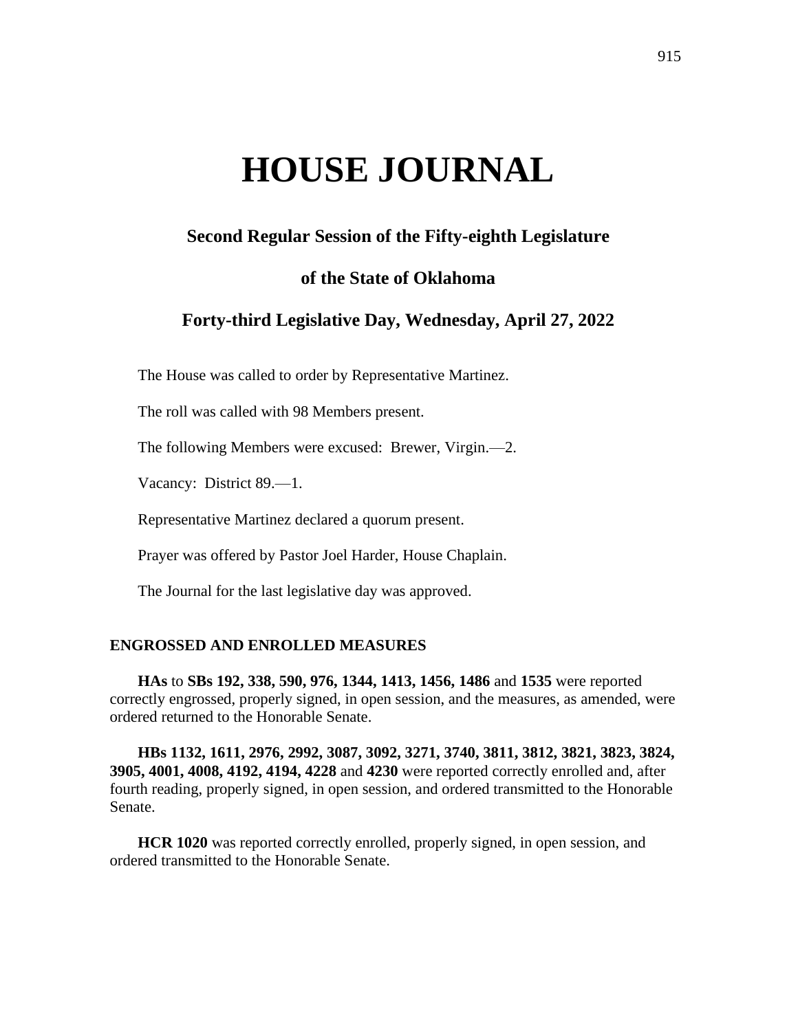# HOUSE JOURNAL

## Second Regular Session of the Fifty-eighth Legislature

## of the State of Oklahoma

## Forty-third Legislative Day, Wednesday, April 27, 2022

The House was called to order by Representative Martinez.

The roll was called with 98 Members present.

The following Members were excused: Brewer, Virgin.—2.

Vacancy: District 89.—1.

Representative Martinez declared a quorum present.

Prayer was offered by Pastor Joel Harder, House Chaplain.

The Journal for the last legislative day was approved.

### ENGROSSED AND ENROLLED MEASURES

**HAs** to **SBs 192, 338, 590, 976, 1344, 1413, 1456, 1486** and **1535** were reported correctly engrossed, properly signed, in open session, and the measures, as amended, were ordered returned to the Honorable Senate.

**HBs 1132, 1611, 2976, 2992, 3087, 3092, 3271, 3740, 3811, 3812, 3821, 3823, 3824, 3905, 4001, 4008, 4192, 4194, 4228** and **4230** were reported correctly enrolled and, after fourth reading, properly signed, in open session, and ordered transmitted to the Honorable Senate.

**HCR 1020** was reported correctly enrolled, properly signed, in open session, and ordered transmitted to the Honorable Senate.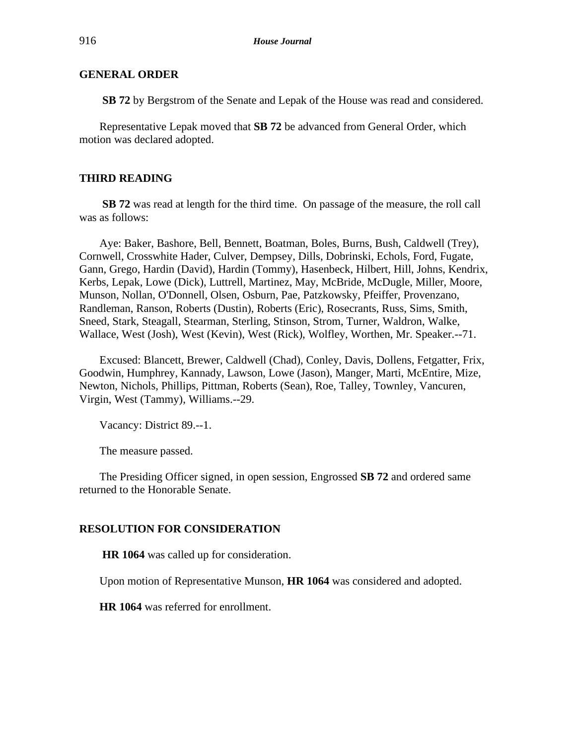## GENERAL ORDER

**SB 72** by Bergstrom of the Senate and Lepak of the House was read and considered.

Representative Lepak moved that **SB 72** be advanced from General Order, which motion was declared adopted.

## THIRD READING

**SB 72** was read at length for the third time. On passage of the measure, the roll call was as follows:

Aye: Baker, Bashore, Bell, Bennett, Boatman, Boles, Burns, Bush, Caldwell (Trey), Cornwell, Crosswhite Hader, Culver, Dempsey, Dills, Dobrinski, Echols, Ford, Fugate, Gann, Grego, Hardin (David), Hardin (Tommy), Hasenbeck, Hilbert, Hill, Johns, Kendrix, Kerbs, Lepak, Lowe (Dick), Luttrell, Martinez, May, McBride, McDugle, Miller, Moore, Munson, Nollan, O'Donnell, Olsen, Osburn, Pae, Patzkowsky, Pfeiffer, Provenzano, Randleman, Ranson, Roberts (Dustin), Roberts (Eric), Rosecrants, Russ, Sims, Smith, Sneed, Stark, Steagall, Stearman, Sterling, Stinson, Strom, Turner, Waldron, Walke, Wallace, West (Josh), West (Kevin), West (Rick), Wolfley, Worthen, Mr. Speaker.--71.

Excused: Blancett, Brewer, Caldwell (Chad), Conley, Davis, Dollens, Fetgatter, Frix, Goodwin, Humphrey, Kannady, Lawson, Lowe (Jason), Manger, Marti, McEntire, Mize, Newton, Nichols, Phillips, Pittman, Roberts (Sean), Roe, Talley, Townley, Vancuren, Virgin, West (Tammy), Williams.--29.

Vacancy: District 89.--1.

The measure passed.

The Presiding Officer signed, in open session, Engrossed **SB 72** and ordered same returned to the Honorable Senate.

## RESOLUTION FOR CONSIDERATION

**HR 1064** was called up for consideration.

Upon motion of Representative Munson, **HR 1064** was considered and adopted.

**HR 1064** was referred for enrollment.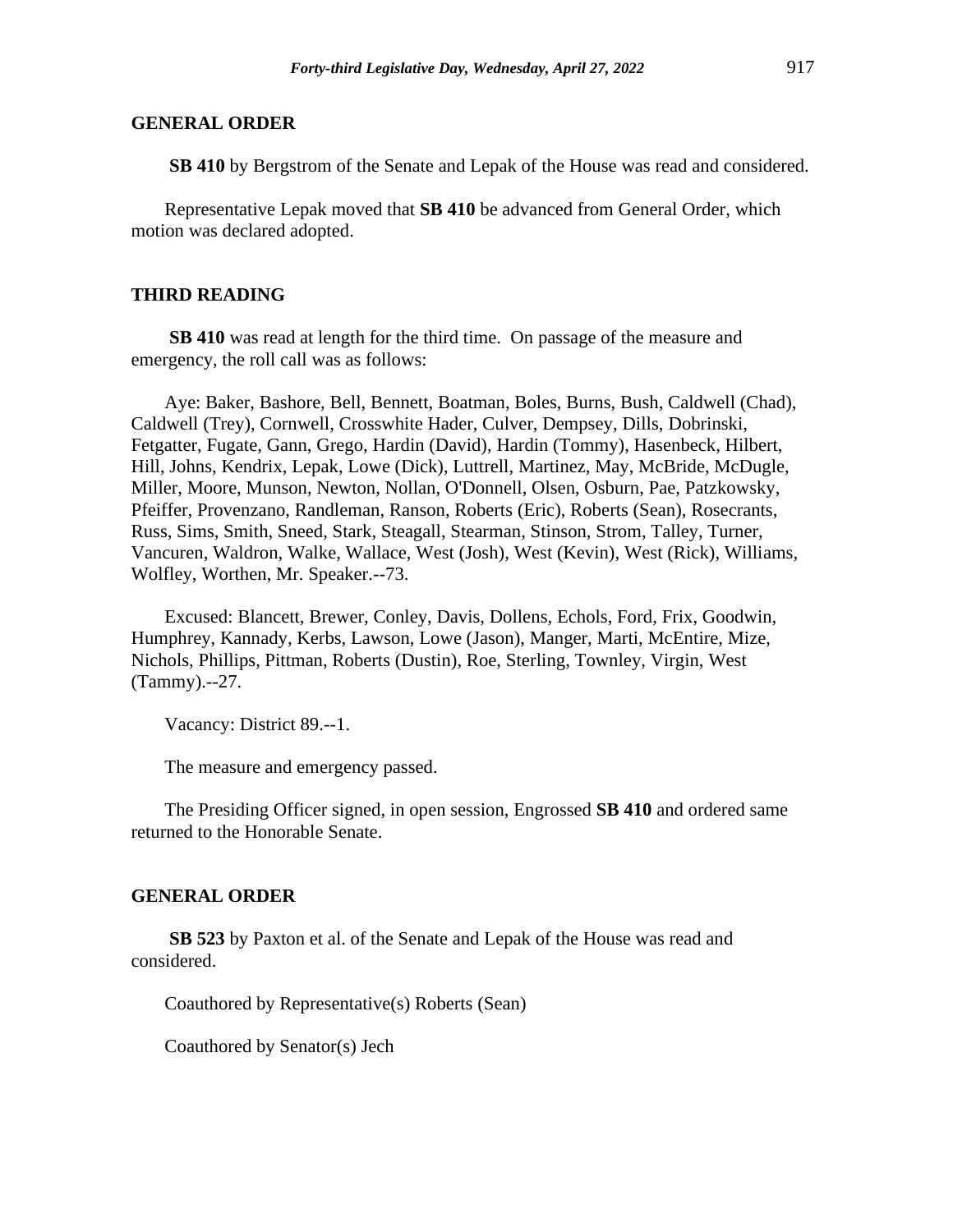## GENERAL ORDER

**SB 410** by Bergstrom of the Senate and Lepak of the House was read and considered.

Representative Lepak moved that **SB 410** be advanced from General Order, which motion was declared adopted.

## THIRD READING

**SB 410** was read at length for the third time. On passage of the measure and emergency, the roll call was as follows:

Aye: Baker, Bashore, Bell, Bennett, Boatman, Boles, Burns, Bush, Caldwell (Chad), Caldwell (Trey), Cornwell, Crosswhite Hader, Culver, Dempsey, Dills, Dobrinski, Fetgatter, Fugate, Gann, Grego, Hardin (David), Hardin (Tommy), Hasenbeck, Hilbert, Hill, Johns, Kendrix, Lepak, Lowe (Dick), Luttrell, Martinez, May, McBride, McDugle, Miller, Moore, Munson, Newton, Nollan, O'Donnell, Olsen, Osburn, Pae, Patzkowsky, Pfeiffer, Provenzano, Randleman, Ranson, Roberts (Eric), Roberts (Sean), Rosecrants, Russ, Sims, Smith, Sneed, Stark, Steagall, Stearman, Stinson, Strom, Talley, Turner, Vancuren, Waldron, Walke, Wallace, West (Josh), West (Kevin), West (Rick), Williams, Wolfley, Worthen, Mr. Speaker.--73.

Excused: Blancett, Brewer, Conley, Davis, Dollens, Echols, Ford, Frix, Goodwin, Humphrey, Kannady, Kerbs, Lawson, Lowe (Jason), Manger, Marti, McEntire, Mize, Nichols, Phillips, Pittman, Roberts (Dustin), Roe, Sterling, Townley, Virgin, West (Tammy).--27.

Vacancy: District 89.--1.

The measure and emergency passed.

The Presiding Officer signed, in open session, Engrossed **SB 410** and ordered same returned to the Honorable Senate.

## GENERAL ORDER

**SB 523** by Paxton et al. of the Senate and Lepak of the House was read and considered.

Coauthored by Representative(s) Roberts (Sean)

Coauthored by Senator(s) Jech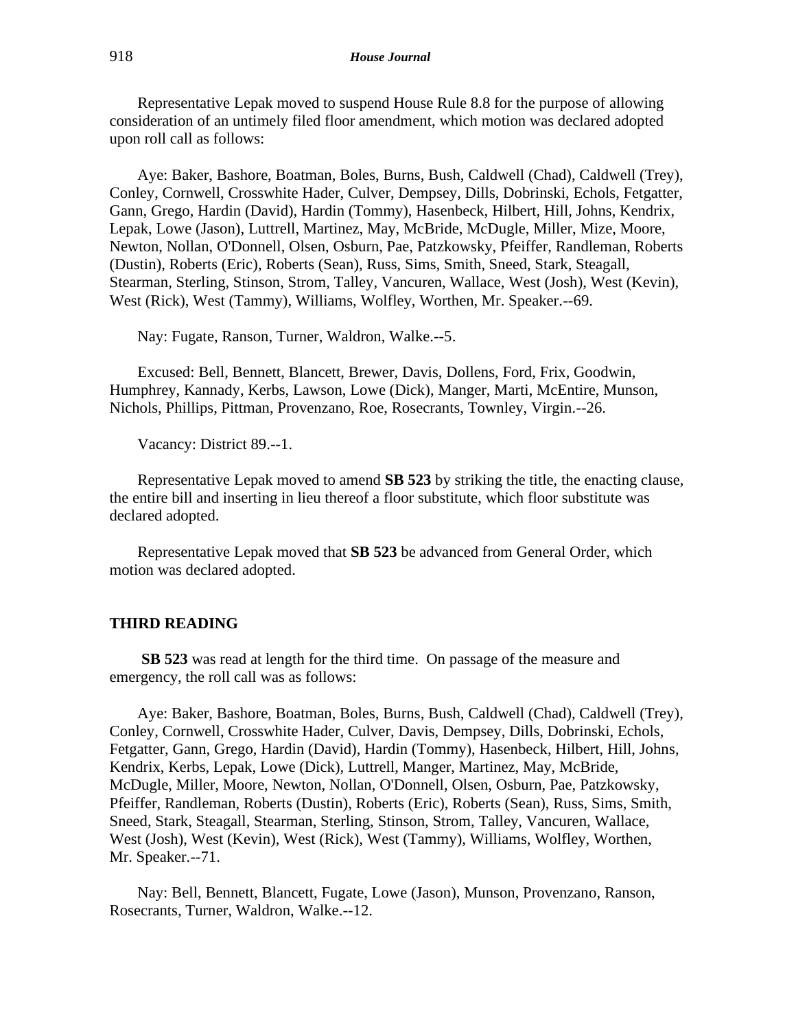Representative Lepak moved to suspend House Rule 8.8 for the purpose of allowing consideration of an untimely filed floor amendment, which motion was declared adopted upon roll call as follows:

Aye: Baker, Bashore, Boatman, Boles, Burns, Bush, Caldwell (Chad), Caldwell (Trey), Conley, Cornwell, Crosswhite Hader, Culver, Dempsey, Dills, Dobrinski, Echols, Fetgatter, Gann, Grego, Hardin (David), Hardin (Tommy), Hasenbeck, Hilbert, Hill, Johns, Kendrix, Lepak, Lowe (Jason), Luttrell, Martinez, May, McBride, McDugle, Miller, Mize, Moore, Newton, Nollan, O'Donnell, Olsen, Osburn, Pae, Patzkowsky, Pfeiffer, Randleman, Roberts (Dustin), Roberts (Eric), Roberts (Sean), Russ, Sims, Smith, Sneed, Stark, Steagall, Stearman, Sterling, Stinson, Strom, Talley, Vancuren, Wallace, West (Josh), West (Kevin), West (Rick), West (Tammy), Williams, Wolfley, Worthen, Mr. Speaker.--69.

Nay: Fugate, Ranson, Turner, Waldron, Walke.--5.

Excused: Bell, Bennett, Blancett, Brewer, Davis, Dollens, Ford, Frix, Goodwin, Humphrey, Kannady, Kerbs, Lawson, Lowe (Dick), Manger, Marti, McEntire, Munson, Nichols, Phillips, Pittman, Provenzano, Roe, Rosecrants, Townley, Virgin.--26.

Vacancy: District 89.--1.

Representative Lepak moved to amend **SB 523** by striking the title, the enacting clause, the entire bill and inserting in lieu thereof a floor substitute, which floor substitute was declared adopted.

Representative Lepak moved that **SB 523** be advanced from General Order, which motion was declared adopted.

## THIRD READING

**SB 523** was read at length for the third time. On passage of the measure and emergency, the roll call was as follows:

Aye: Baker, Bashore, Boatman, Boles, Burns, Bush, Caldwell (Chad), Caldwell (Trey), Conley, Cornwell, Crosswhite Hader, Culver, Davis, Dempsey, Dills, Dobrinski, Echols, Fetgatter, Gann, Grego, Hardin (David), Hardin (Tommy), Hasenbeck, Hilbert, Hill, Johns, Kendrix, Kerbs, Lepak, Lowe (Dick), Luttrell, Manger, Martinez, May, McBride, McDugle, Miller, Moore, Newton, Nollan, O'Donnell, Olsen, Osburn, Pae, Patzkowsky, Pfeiffer, Randleman, Roberts (Dustin), Roberts (Eric), Roberts (Sean), Russ, Sims, Smith, Sneed, Stark, Steagall, Stearman, Sterling, Stinson, Strom, Talley, Vancuren, Wallace, West (Josh), West (Kevin), West (Rick), West (Tammy), Williams, Wolfley, Worthen, Mr. Speaker.--71.

Nay: Bell, Bennett, Blancett, Fugate, Lowe (Jason), Munson, Provenzano, Ranson, Rosecrants, Turner, Waldron, Walke.--12.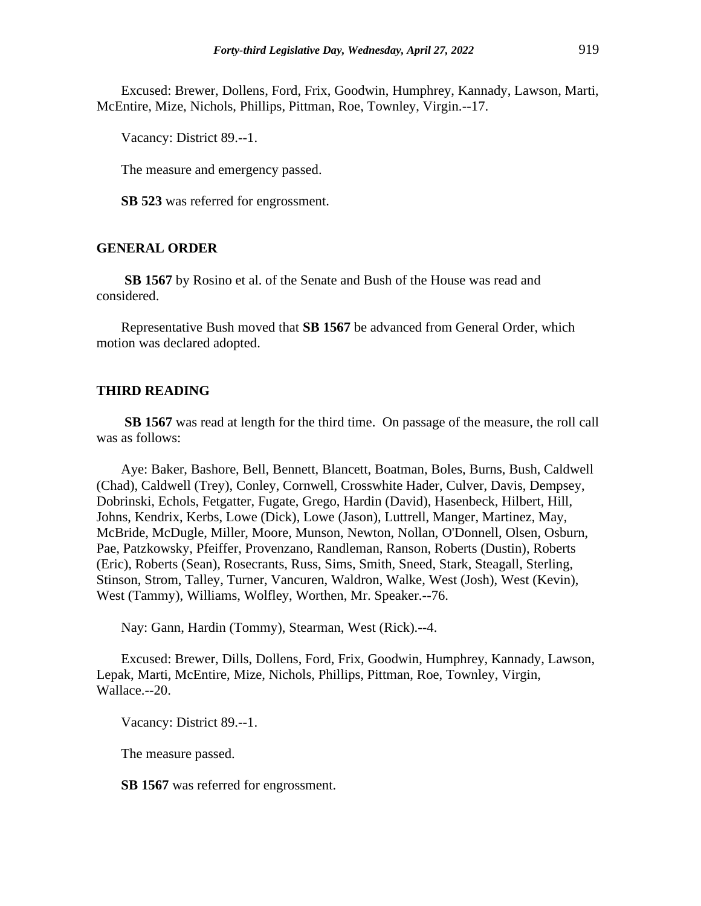Excused: Brewer, Dollens, Ford, Frix, Goodwin, Humphrey, Kannady, Lawson, Marti, McEntire, Mize, Nichols, Phillips, Pittman, Roe, Townley, Virgin.--17.

Vacancy: District 89.--1.

The measure and emergency passed.

**SB 523** was referred for engrossment.

## GENERAL ORDER

**SB 1567** by Rosino et al. of the Senate and Bush of the House was read and considered.

Representative Bush moved that **SB 1567** be advanced from General Order, which motion was declared adopted.

## THIRD READING

**SB 1567** was read at length for the third time. On passage of the measure, the roll call was as follows:

Aye: Baker, Bashore, Bell, Bennett, Blancett, Boatman, Boles, Burns, Bush, Caldwell (Chad), Caldwell (Trey), Conley, Cornwell, Crosswhite Hader, Culver, Davis, Dempsey, Dobrinski, Echols, Fetgatter, Fugate, Grego, Hardin (David), Hasenbeck, Hilbert, Hill, Johns, Kendrix, Kerbs, Lowe (Dick), Lowe (Jason), Luttrell, Manger, Martinez, May, McBride, McDugle, Miller, Moore, Munson, Newton, Nollan, O'Donnell, Olsen, Osburn, Pae, Patzkowsky, Pfeiffer, Provenzano, Randleman, Ranson, Roberts (Dustin), Roberts (Eric), Roberts (Sean), Rosecrants, Russ, Sims, Smith, Sneed, Stark, Steagall, Sterling, Stinson, Strom, Talley, Turner, Vancuren, Waldron, Walke, West (Josh), West (Kevin), West (Tammy), Williams, Wolfley, Worthen, Mr. Speaker.--76.

Nay: Gann, Hardin (Tommy), Stearman, West (Rick).--4.

Excused: Brewer, Dills, Dollens, Ford, Frix, Goodwin, Humphrey, Kannady, Lawson, Lepak, Marti, McEntire, Mize, Nichols, Phillips, Pittman, Roe, Townley, Virgin, Wallace.--20.

Vacancy: District 89.--1.

The measure passed.

**SB 1567** was referred for engrossment.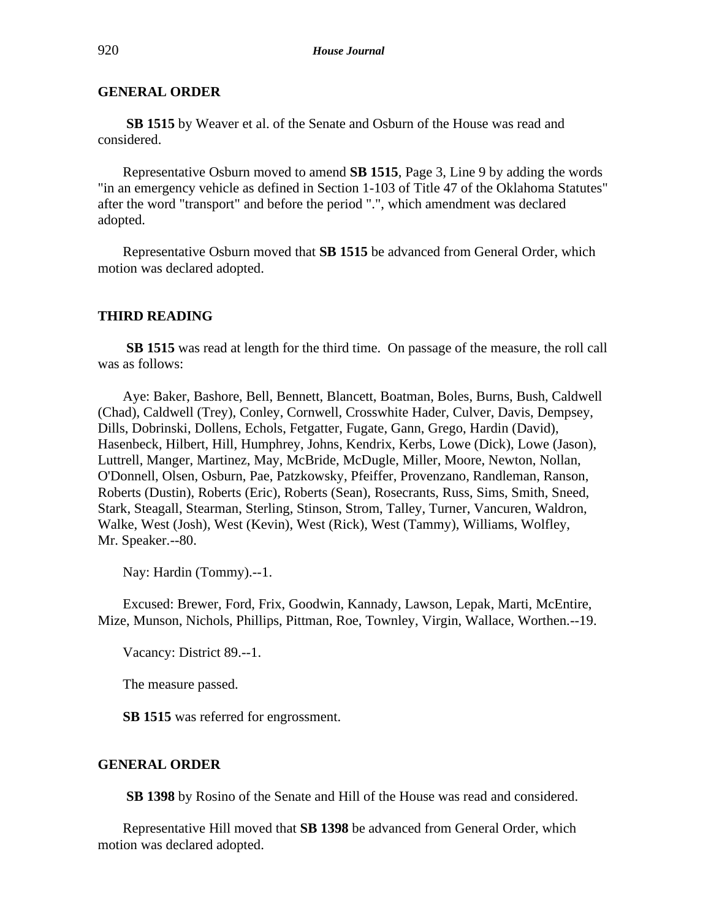## GENERAL ORDER

**SB 1515** by Weaver et al. of the Senate and Osburn of the House was read and considered.

Representative Osburn moved to amend **SB 1515**, Page 3, Line 9 by adding the words "in an emergency vehicle as defined in Section 1-103 of Title 47 of the Oklahoma Statutes" after the word "transport" and before the period ".", which amendment was declared adopted.

Representative Osburn moved that **SB 1515** be advanced from General Order, which motion was declared adopted.

## THIRD READING

**SB 1515** was read at length for the third time. On passage of the measure, the roll call was as follows:

Aye: Baker, Bashore, Bell, Bennett, Blancett, Boatman, Boles, Burns, Bush, Caldwell (Chad), Caldwell (Trey), Conley, Cornwell, Crosswhite Hader, Culver, Davis, Dempsey, Dills, Dobrinski, Dollens, Echols, Fetgatter, Fugate, Gann, Grego, Hardin (David), Hasenbeck, Hilbert, Hill, Humphrey, Johns, Kendrix, Kerbs, Lowe (Dick), Lowe (Jason), Luttrell, Manger, Martinez, May, McBride, McDugle, Miller, Moore, Newton, Nollan, O'Donnell, Olsen, Osburn, Pae, Patzkowsky, Pfeiffer, Provenzano, Randleman, Ranson, Roberts (Dustin), Roberts (Eric), Roberts (Sean), Rosecrants, Russ, Sims, Smith, Sneed, Stark, Steagall, Stearman, Sterling, Stinson, Strom, Talley, Turner, Vancuren, Waldron, Walke, West (Josh), West (Kevin), West (Rick), West (Tammy), Williams, Wolfley, Mr. Speaker.--80.

Nay: Hardin (Tommy).--1.

Excused: Brewer, Ford, Frix, Goodwin, Kannady, Lawson, Lepak, Marti, McEntire, Mize, Munson, Nichols, Phillips, Pittman, Roe, Townley, Virgin, Wallace, Worthen.--19.

Vacancy: District 89.--1.

The measure passed.

**SB 1515** was referred for engrossment.

## GENERAL ORDER

**SB 1398** by Rosino of the Senate and Hill of the House was read and considered.

Representative Hill moved that **SB 1398** be advanced from General Order, which motion was declared adopted.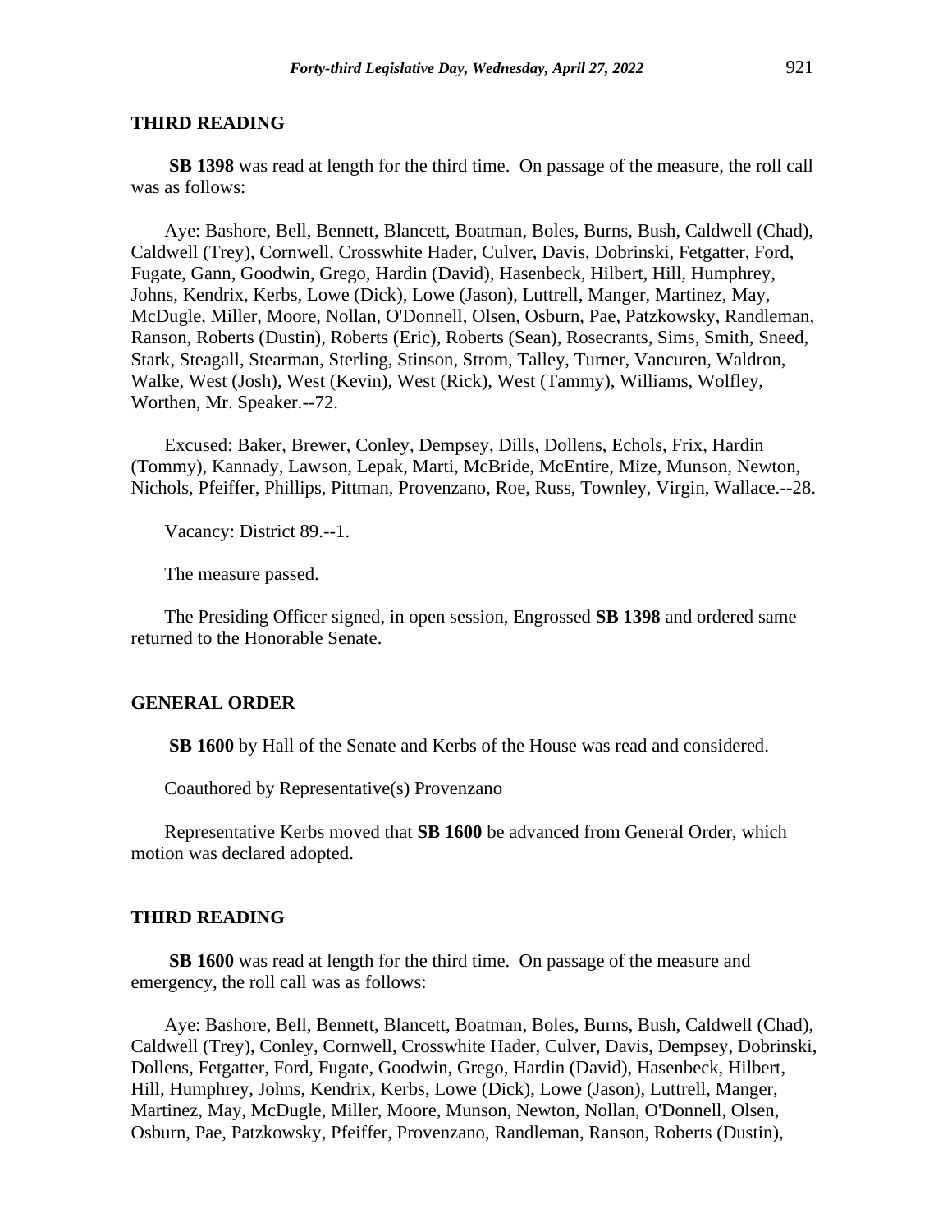## THIRD READING

**SB 1398** was read at length for the third time. On passage of the measure, the roll call was as follows:

Aye: Bashore, Bell, Bennett, Blancett, Boatman, Boles, Burns, Bush, Caldwell (Chad), Caldwell (Trey), Cornwell, Crosswhite Hader, Culver, Davis, Dobrinski, Fetgatter, Ford, Fugate, Gann, Goodwin, Grego, Hardin (David), Hasenbeck, Hilbert, Hill, Humphrey, Johns, Kendrix, Kerbs, Lowe (Dick), Lowe (Jason), Luttrell, Manger, Martinez, May, McDugle, Miller, Moore, Nollan, O'Donnell, Olsen, Osburn, Pae, Patzkowsky, Randleman, Ranson, Roberts (Dustin), Roberts (Eric), Roberts (Sean), Rosecrants, Sims, Smith, Sneed, Stark, Steagall, Stearman, Sterling, Stinson, Strom, Talley, Turner, Vancuren, Waldron, Walke, West (Josh), West (Kevin), West (Rick), West (Tammy), Williams, Wolfley, Worthen, Mr. Speaker.--72.

Excused: Baker, Brewer, Conley, Dempsey, Dills, Dollens, Echols, Frix, Hardin (Tommy), Kannady, Lawson, Lepak, Marti, McBride, McEntire, Mize, Munson, Newton, Nichols, Pfeiffer, Phillips, Pittman, Provenzano, Roe, Russ, Townley, Virgin, Wallace.--28.

Vacancy: District 89.--1.

The measure passed.

The Presiding Officer signed, in open session, Engrossed **SB 1398** and ordered same returned to the Honorable Senate.

## GENERAL ORDER

**SB 1600** by Hall of the Senate and Kerbs of the House was read and considered.

Coauthored by Representative(s) Provenzano

Representative Kerbs moved that **SB 1600** be advanced from General Order, which motion was declared adopted.

## THIRD READING

**SB 1600** was read at length for the third time. On passage of the measure and emergency, the roll call was as follows:

Aye: Bashore, Bell, Bennett, Blancett, Boatman, Boles, Burns, Bush, Caldwell (Chad), Caldwell (Trey), Conley, Cornwell, Crosswhite Hader, Culver, Davis, Dempsey, Dobrinski, Dollens, Fetgatter, Ford, Fugate, Goodwin, Grego, Hardin (David), Hasenbeck, Hilbert, Hill, Humphrey, Johns, Kendrix, Kerbs, Lowe (Dick), Lowe (Jason), Luttrell, Manger, Martinez, May, McDugle, Miller, Moore, Munson, Newton, Nollan, O'Donnell, Olsen, Osburn, Pae, Patzkowsky, Pfeiffer, Provenzano, Randleman, Ranson, Roberts (Dustin),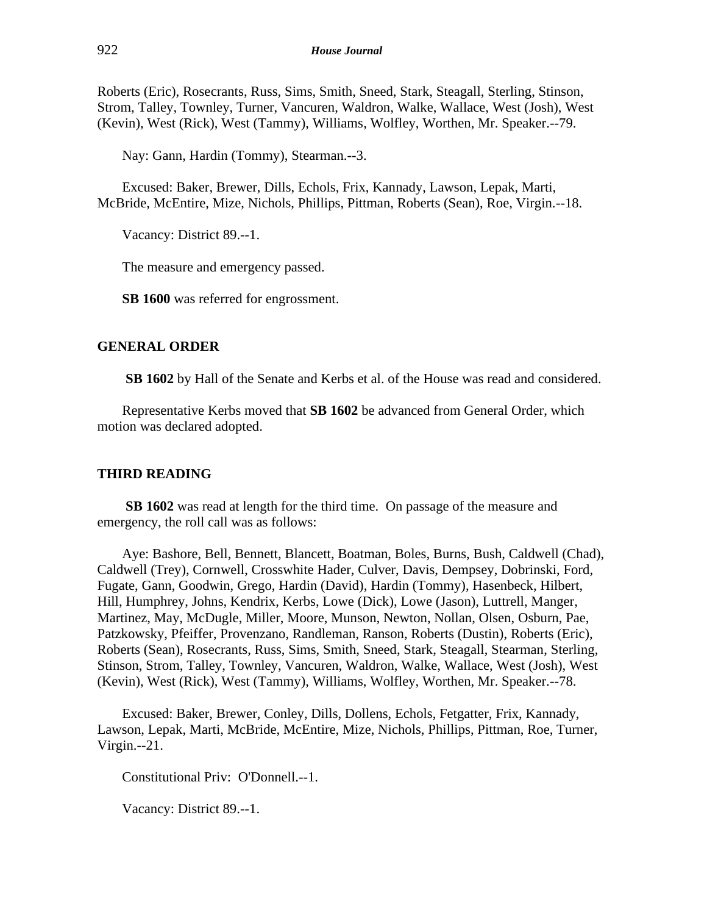Roberts (Eric), Rosecrants, Russ, Sims, Smith, Sneed, Stark, Steagall, Sterling, Stinson, Strom, Talley, Townley, Turner, Vancuren, Waldron, Walke, Wallace, West (Josh), West (Kevin), West (Rick), West (Tammy), Williams, Wolfley, Worthen, Mr. Speaker.--79.

Nay: Gann, Hardin (Tommy), Stearman.--3.

Excused: Baker, Brewer, Dills, Echols, Frix, Kannady, Lawson, Lepak, Marti, McBride, McEntire, Mize, Nichols, Phillips, Pittman, Roberts (Sean), Roe, Virgin.--18.

Vacancy: District 89.--1.

The measure and emergency passed.

**SB 1600** was referred for engrossment.

## GENERAL ORDER

**SB 1602** by Hall of the Senate and Kerbs et al. of the House was read and considered.

Representative Kerbs moved that **SB 1602** be advanced from General Order, which motion was declared adopted.

## THIRD READING

**SB 1602** was read at length for the third time. On passage of the measure and emergency, the roll call was as follows:

Aye: Bashore, Bell, Bennett, Blancett, Boatman, Boles, Burns, Bush, Caldwell (Chad), Caldwell (Trey), Cornwell, Crosswhite Hader, Culver, Davis, Dempsey, Dobrinski, Ford, Fugate, Gann, Goodwin, Grego, Hardin (David), Hardin (Tommy), Hasenbeck, Hilbert, Hill, Humphrey, Johns, Kendrix, Kerbs, Lowe (Dick), Lowe (Jason), Luttrell, Manger, Martinez, May, McDugle, Miller, Moore, Munson, Newton, Nollan, Olsen, Osburn, Pae, Patzkowsky, Pfeiffer, Provenzano, Randleman, Ranson, Roberts (Dustin), Roberts (Eric), Roberts (Sean), Rosecrants, Russ, Sims, Smith, Sneed, Stark, Steagall, Stearman, Sterling, Stinson, Strom, Talley, Townley, Vancuren, Waldron, Walke, Wallace, West (Josh), West (Kevin), West (Rick), West (Tammy), Williams, Wolfley, Worthen, Mr. Speaker.--78.

Excused: Baker, Brewer, Conley, Dills, Dollens, Echols, Fetgatter, Frix, Kannady, Lawson, Lepak, Marti, McBride, McEntire, Mize, Nichols, Phillips, Pittman, Roe, Turner, Virgin.--21.

Constitutional Priv: O'Donnell.--1.

Vacancy: District 89.--1.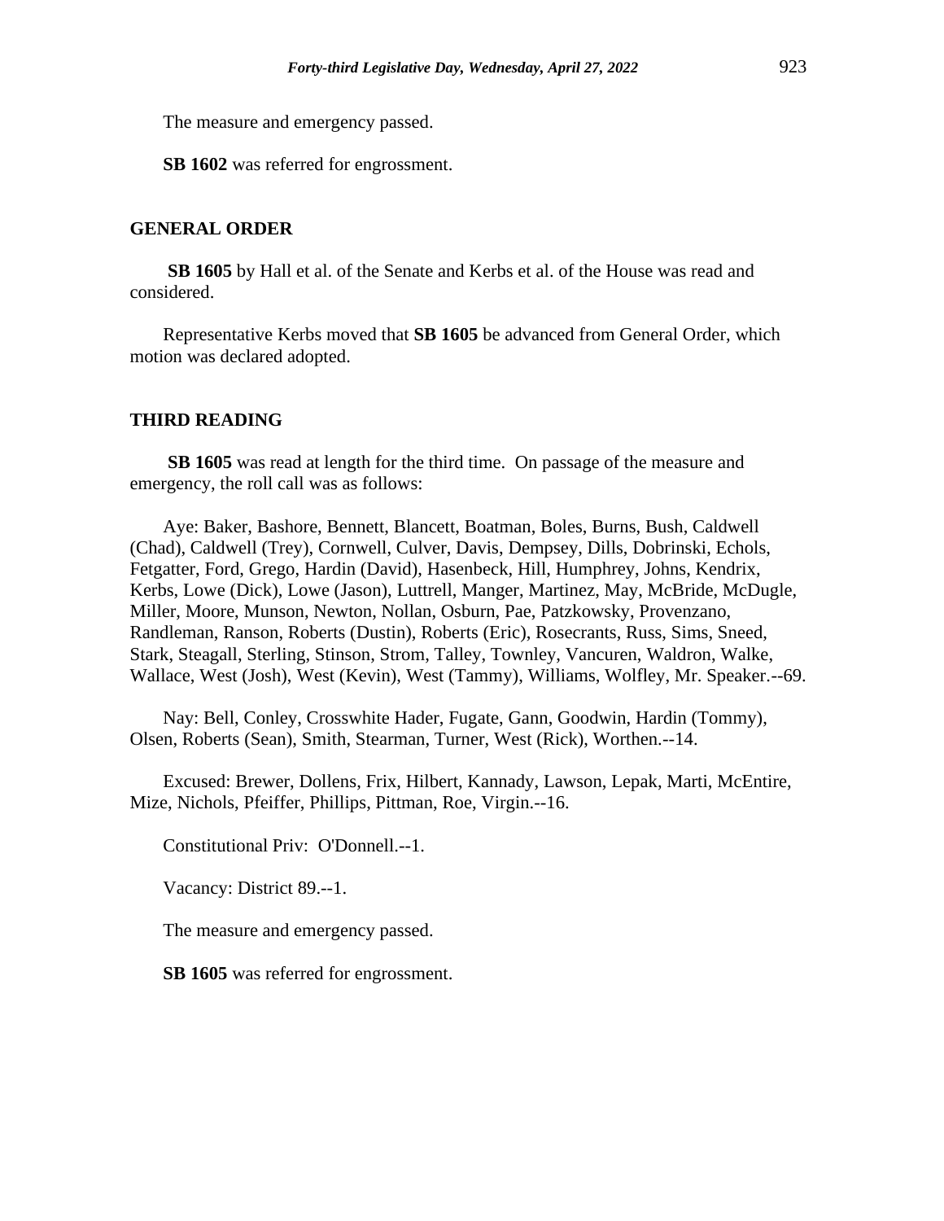The measure and emergency passed.

**SB 1602** was referred for engrossment.

## GENERAL ORDER

**SB 1605** by Hall et al. of the Senate and Kerbs et al. of the House was read and considered.

Representative Kerbs moved that **SB 1605** be advanced from General Order, which motion was declared adopted.

## THIRD READING

**SB 1605** was read at length for the third time. On passage of the measure and emergency, the roll call was as follows:

Aye: Baker, Bashore, Bennett, Blancett, Boatman, Boles, Burns, Bush, Caldwell (Chad), Caldwell (Trey), Cornwell, Culver, Davis, Dempsey, Dills, Dobrinski, Echols, Fetgatter, Ford, Grego, Hardin (David), Hasenbeck, Hill, Humphrey, Johns, Kendrix, Kerbs, Lowe (Dick), Lowe (Jason), Luttrell, Manger, Martinez, May, McBride, McDugle, Miller, Moore, Munson, Newton, Nollan, Osburn, Pae, Patzkowsky, Provenzano, Randleman, Ranson, Roberts (Dustin), Roberts (Eric), Rosecrants, Russ, Sims, Sneed, Stark, Steagall, Sterling, Stinson, Strom, Talley, Townley, Vancuren, Waldron, Walke, Wallace, West (Josh), West (Kevin), West (Tammy), Williams, Wolfley, Mr. Speaker.--69.

Nay: Bell, Conley, Crosswhite Hader, Fugate, Gann, Goodwin, Hardin (Tommy), Olsen, Roberts (Sean), Smith, Stearman, Turner, West (Rick), Worthen.--14.

Excused: Brewer, Dollens, Frix, Hilbert, Kannady, Lawson, Lepak, Marti, McEntire, Mize, Nichols, Pfeiffer, Phillips, Pittman, Roe, Virgin.--16.

Constitutional Priv: O'Donnell.--1.

Vacancy: District 89.--1.

The measure and emergency passed.

**SB 1605** was referred for engrossment.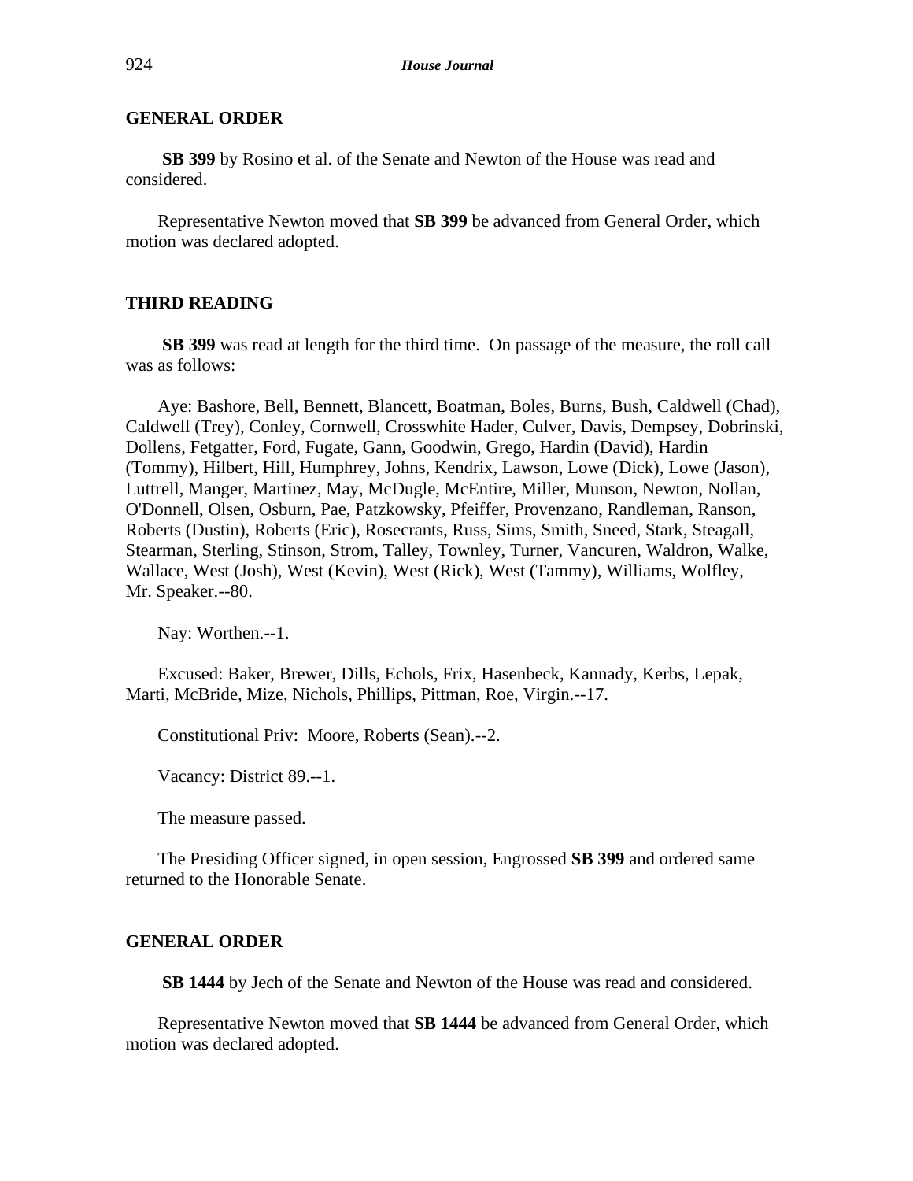### GENERAL ORDER

**SB 399** by Rosino et al. of the Senate and Newton of the House was read and considered.

Representative Newton moved that **SB 399** be advanced from General Order, which motion was declared adopted.

### THIRD READING

**SB 399** was read at length for the third time. On passage of the measure, the roll call was as follows:

Aye: Bashore, Bell, Bennett, Blancett, Boatman, Boles, Burns, Bush, Caldwell (Chad), Caldwell (Trey), Conley, Cornwell, Crosswhite Hader, Culver, Davis, Dempsey, Dobrinski, Dollens, Fetgatter, Ford, Fugate, Gann, Goodwin, Grego, Hardin (David), Hardin (Tommy), Hilbert, Hill, Humphrey, Johns, Kendrix, Lawson, Lowe (Dick), Lowe (Jason), Luttrell, Manger, Martinez, May, McDugle, McEntire, Miller, Munson, Newton, Nollan, O'Donnell, Olsen, Osburn, Pae, Patzkowsky, Pfeiffer, Provenzano, Randleman, Ranson, Roberts (Dustin), Roberts (Eric), Rosecrants, Russ, Sims, Smith, Sneed, Stark, Steagall, Stearman, Sterling, Stinson, Strom, Talley, Townley, Turner, Vancuren, Waldron, Walke, Wallace, West (Josh), West (Kevin), West (Rick), West (Tammy), Williams, Wolfley, Mr. Speaker.--80.

Nay: Worthen.--1.

Excused: Baker, Brewer, Dills, Echols, Frix, Hasenbeck, Kannady, Kerbs, Lepak, Marti, McBride, Mize, Nichols, Phillips, Pittman, Roe, Virgin.--17.

Constitutional Priv: Moore, Roberts (Sean).--2.

Vacancy: District 89.--1.

The measure passed.

The Presiding Officer signed, in open session, Engrossed **SB 399** and ordered same returned to the Honorable Senate.

### GENERAL ORDER

**SB 1444** by Jech of the Senate and Newton of the House was read and considered.

Representative Newton moved that **SB 1444** be advanced from General Order, which motion was declared adopted.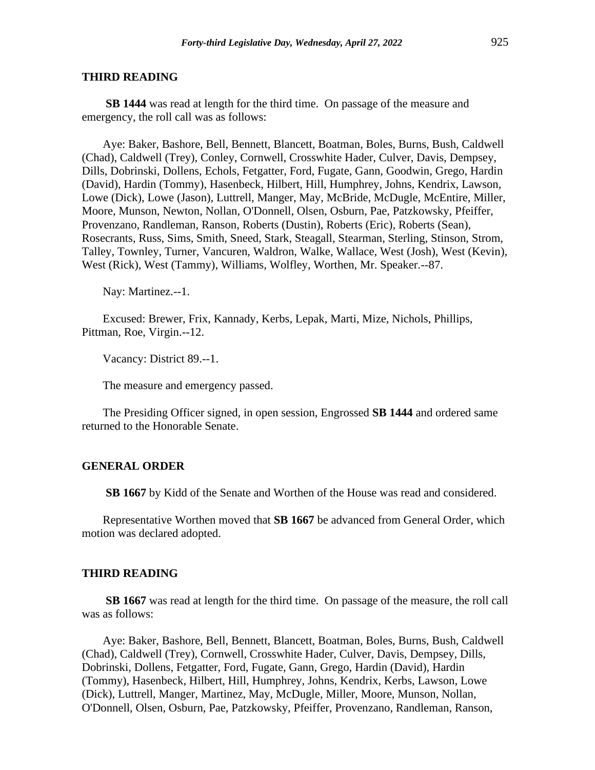### THIRD READING

**SB 1444** was read at length for the third time. On passage of the measure and emergency, the roll call was as follows:

Aye: Baker, Bashore, Bell, Bennett, Blancett, Boatman, Boles, Burns, Bush, Caldwell (Chad), Caldwell (Trey), Conley, Cornwell, Crosswhite Hader, Culver, Davis, Dempsey, Dills, Dobrinski, Dollens, Echols, Fetgatter, Ford, Fugate, Gann, Goodwin, Grego, Hardin (David), Hardin (Tommy), Hasenbeck, Hilbert, Hill, Humphrey, Johns, Kendrix, Lawson, Lowe (Dick), Lowe (Jason), Luttrell, Manger, May, McBride, McDugle, McEntire, Miller, Moore, Munson, Newton, Nollan, O'Donnell, Olsen, Osburn, Pae, Patzkowsky, Pfeiffer, Provenzano, Randleman, Ranson, Roberts (Dustin), Roberts (Eric), Roberts (Sean), Rosecrants, Russ, Sims, Smith, Sneed, Stark, Steagall, Stearman, Sterling, Stinson, Strom, Talley, Townley, Turner, Vancuren, Waldron, Walke, Wallace, West (Josh), West (Kevin), West (Rick), West (Tammy), Williams, Wolfley, Worthen, Mr. Speaker.--87.

Nay: Martinez.--1.

Excused: Brewer, Frix, Kannady, Kerbs, Lepak, Marti, Mize, Nichols, Phillips, Pittman, Roe, Virgin.--12.

Vacancy: District 89.--1.

The measure and emergency passed.

The Presiding Officer signed, in open session, Engrossed **SB 1444** and ordered same returned to the Honorable Senate.

### GENERAL ORDER

**SB 1667** by Kidd of the Senate and Worthen of the House was read and considered.

Representative Worthen moved that **SB 1667** be advanced from General Order, which motion was declared adopted.

### THIRD READING

**SB 1667** was read at length for the third time. On passage of the measure, the roll call was as follows:

Aye: Baker, Bashore, Bell, Bennett, Blancett, Boatman, Boles, Burns, Bush, Caldwell (Chad), Caldwell (Trey), Cornwell, Crosswhite Hader, Culver, Davis, Dempsey, Dills, Dobrinski, Dollens, Fetgatter, Ford, Fugate, Gann, Grego, Hardin (David), Hardin (Tommy), Hasenbeck, Hilbert, Hill, Humphrey, Johns, Kendrix, Kerbs, Lawson, Lowe (Dick), Luttrell, Manger, Martinez, May, McDugle, Miller, Moore, Munson, Nollan, O'Donnell, Olsen, Osburn, Pae, Patzkowsky, Pfeiffer, Provenzano, Randleman, Ranson,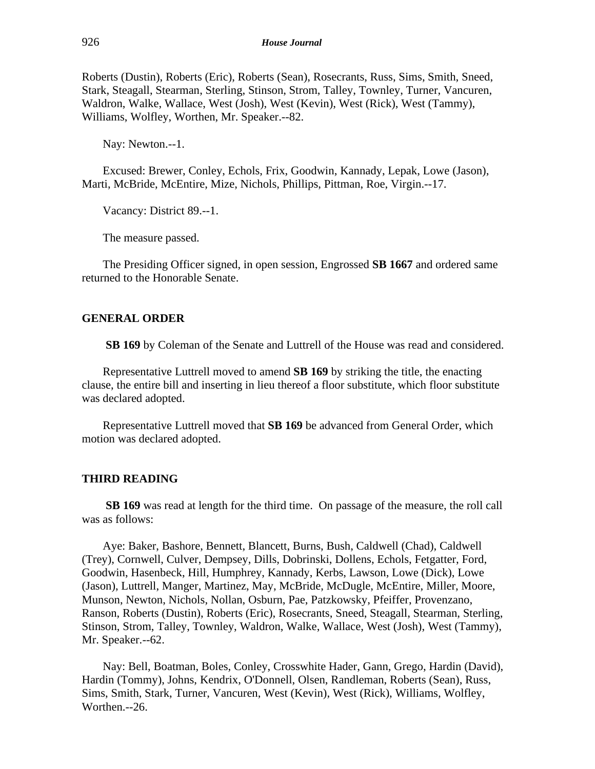Roberts (Dustin), Roberts (Eric), Roberts (Sean), Rosecrants, Russ, Sims, Smith, Sneed, Stark, Steagall, Stearman, Sterling, Stinson, Strom, Talley, Townley, Turner, Vancuren, Waldron, Walke, Wallace, West (Josh), West (Kevin), West (Rick), West (Tammy), Williams, Wolfley, Worthen, Mr. Speaker.--82.

Nay: Newton.--1.

Excused: Brewer, Conley, Echols, Frix, Goodwin, Kannady, Lepak, Lowe (Jason), Marti, McBride, McEntire, Mize, Nichols, Phillips, Pittman, Roe, Virgin.--17.

Vacancy: District 89.--1.

The measure passed.

The Presiding Officer signed, in open session, Engrossed **SB 1667** and ordered same returned to the Honorable Senate.

## GENERAL ORDER

**SB 169** by Coleman of the Senate and Luttrell of the House was read and considered.

Representative Luttrell moved to amend **SB 169** by striking the title, the enacting clause, the entire bill and inserting in lieu thereof a floor substitute, which floor substitute was declared adopted.

Representative Luttrell moved that **SB 169** be advanced from General Order, which motion was declared adopted.

## THIRD READING

**SB 169** was read at length for the third time. On passage of the measure, the roll call was as follows:

Aye: Baker, Bashore, Bennett, Blancett, Burns, Bush, Caldwell (Chad), Caldwell (Trey), Cornwell, Culver, Dempsey, Dills, Dobrinski, Dollens, Echols, Fetgatter, Ford, Goodwin, Hasenbeck, Hill, Humphrey, Kannady, Kerbs, Lawson, Lowe (Dick), Lowe (Jason), Luttrell, Manger, Martinez, May, McBride, McDugle, McEntire, Miller, Moore, Munson, Newton, Nichols, Nollan, Osburn, Pae, Patzkowsky, Pfeiffer, Provenzano, Ranson, Roberts (Dustin), Roberts (Eric), Rosecrants, Sneed, Steagall, Stearman, Sterling, Stinson, Strom, Talley, Townley, Waldron, Walke, Wallace, West (Josh), West (Tammy), Mr. Speaker.--62.

Nay: Bell, Boatman, Boles, Conley, Crosswhite Hader, Gann, Grego, Hardin (David), Hardin (Tommy), Johns, Kendrix, O'Donnell, Olsen, Randleman, Roberts (Sean), Russ, Sims, Smith, Stark, Turner, Vancuren, West (Kevin), West (Rick), Williams, Wolfley, Worthen.--26.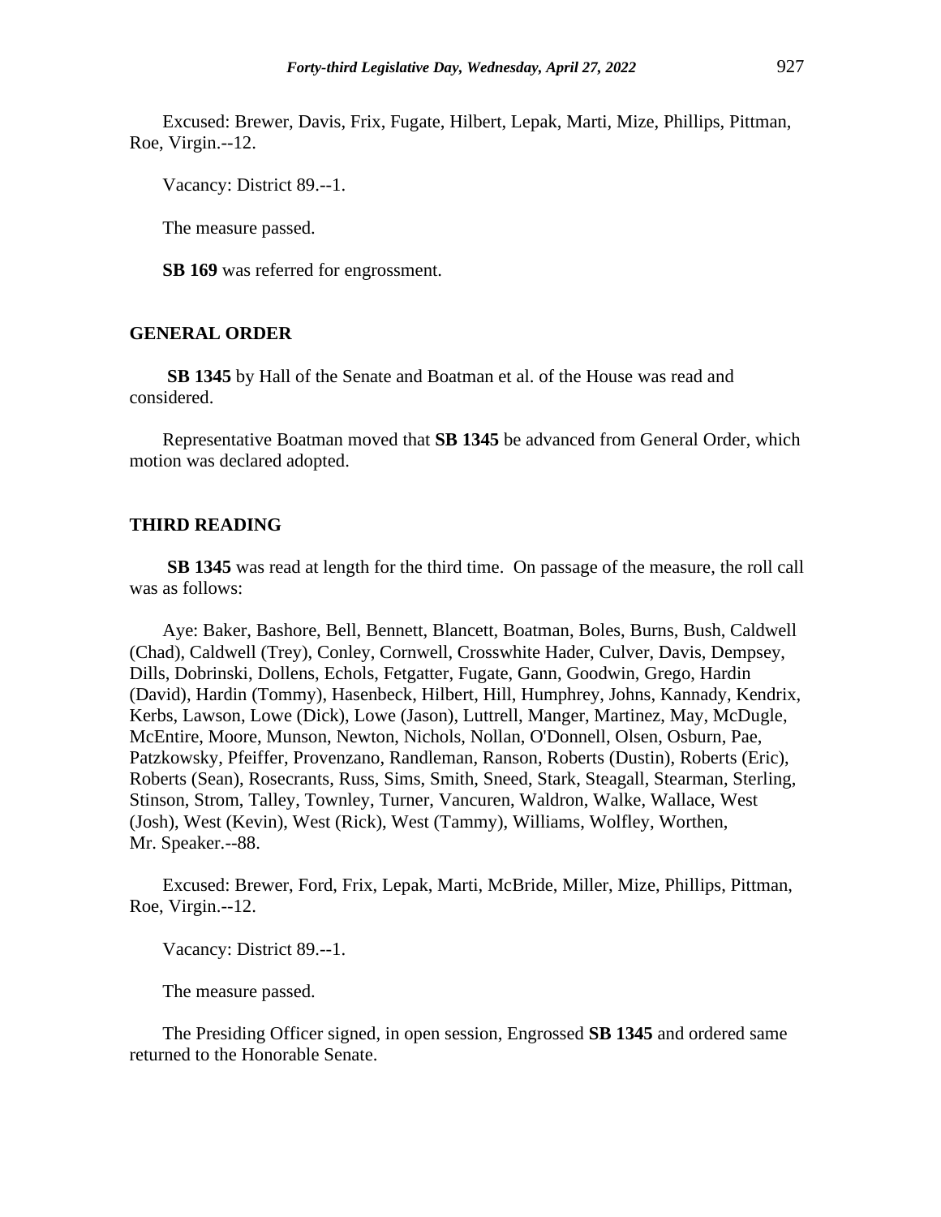Excused: Brewer, Davis, Frix, Fugate, Hilbert, Lepak, Marti, Mize, Phillips, Pittman, Roe, Virgin.--12.

Vacancy: District 89.--1.

The measure passed.

**SB 169** was referred for engrossment.

## GENERAL ORDER

**SB 1345** by Hall of the Senate and Boatman et al. of the House was read and considered.

Representative Boatman moved that **SB 1345** be advanced from General Order, which motion was declared adopted.

## THIRD READING

**SB 1345** was read at length for the third time. On passage of the measure, the roll call was as follows:

Aye: Baker, Bashore, Bell, Bennett, Blancett, Boatman, Boles, Burns, Bush, Caldwell (Chad), Caldwell (Trey), Conley, Cornwell, Crosswhite Hader, Culver, Davis, Dempsey, Dills, Dobrinski, Dollens, Echols, Fetgatter, Fugate, Gann, Goodwin, Grego, Hardin (David), Hardin (Tommy), Hasenbeck, Hilbert, Hill, Humphrey, Johns, Kannady, Kendrix, Kerbs, Lawson, Lowe (Dick), Lowe (Jason), Luttrell, Manger, Martinez, May, McDugle, McEntire, Moore, Munson, Newton, Nichols, Nollan, O'Donnell, Olsen, Osburn, Pae, Patzkowsky, Pfeiffer, Provenzano, Randleman, Ranson, Roberts (Dustin), Roberts (Eric), Roberts (Sean), Rosecrants, Russ, Sims, Smith, Sneed, Stark, Steagall, Stearman, Sterling, Stinson, Strom, Talley, Townley, Turner, Vancuren, Waldron, Walke, Wallace, West (Josh), West (Kevin), West (Rick), West (Tammy), Williams, Wolfley, Worthen, Mr. Speaker.--88.

Excused: Brewer, Ford, Frix, Lepak, Marti, McBride, Miller, Mize, Phillips, Pittman, Roe, Virgin.--12.

Vacancy: District 89.--1.

The measure passed.

The Presiding Officer signed, in open session, Engrossed **SB 1345** and ordered same returned to the Honorable Senate.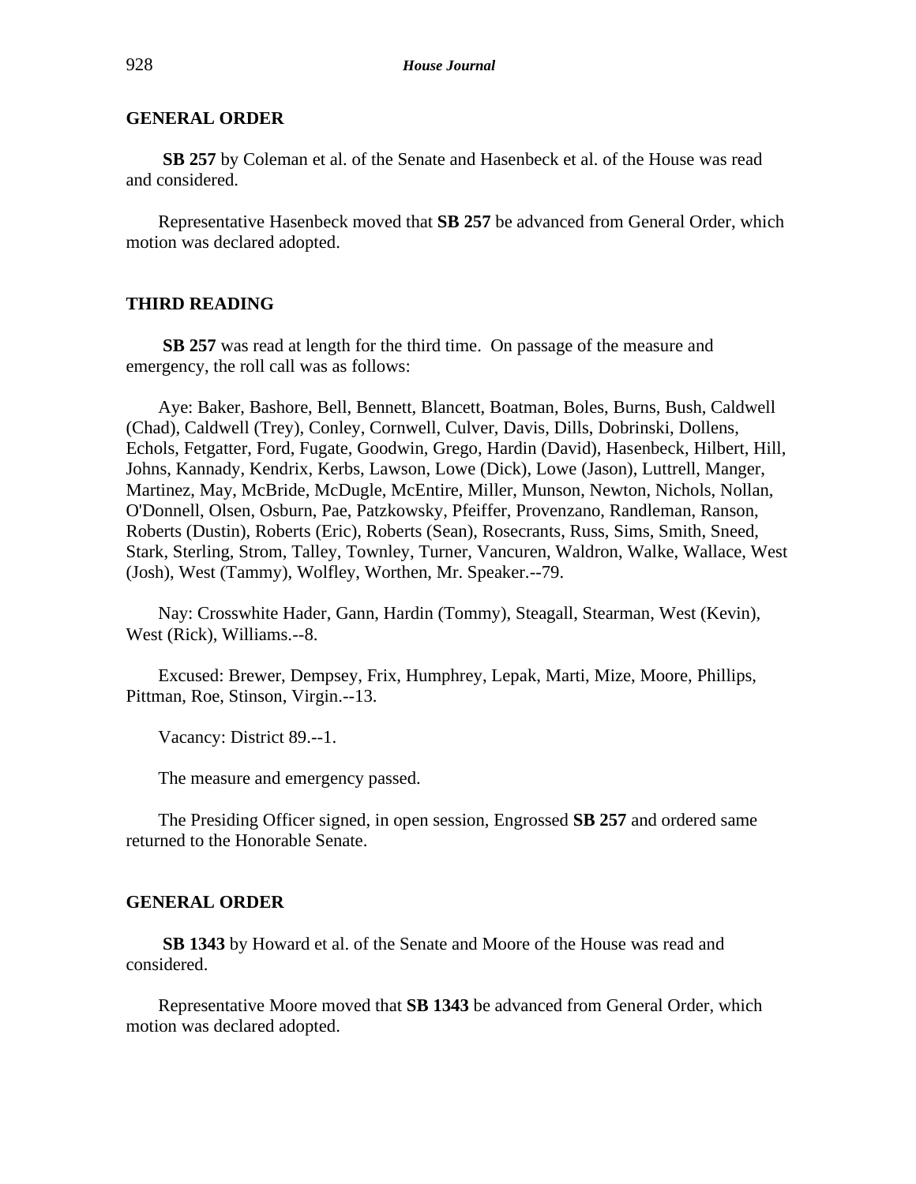## GENERAL ORDER

**SB 257** by Coleman et al. of the Senate and Hasenbeck et al. of the House was read and considered.

Representative Hasenbeck moved that **SB 257** be advanced from General Order, which motion was declared adopted.

## THIRD READING

**SB 257** was read at length for the third time. On passage of the measure and emergency, the roll call was as follows:

Aye: Baker, Bashore, Bell, Bennett, Blancett, Boatman, Boles, Burns, Bush, Caldwell (Chad), Caldwell (Trey), Conley, Cornwell, Culver, Davis, Dills, Dobrinski, Dollens, Echols, Fetgatter, Ford, Fugate, Goodwin, Grego, Hardin (David), Hasenbeck, Hilbert, Hill, Johns, Kannady, Kendrix, Kerbs, Lawson, Lowe (Dick), Lowe (Jason), Luttrell, Manger, Martinez, May, McBride, McDugle, McEntire, Miller, Munson, Newton, Nichols, Nollan, O'Donnell, Olsen, Osburn, Pae, Patzkowsky, Pfeiffer, Provenzano, Randleman, Ranson, Roberts (Dustin), Roberts (Eric), Roberts (Sean), Rosecrants, Russ, Sims, Smith, Sneed, Stark, Sterling, Strom, Talley, Townley, Turner, Vancuren, Waldron, Walke, Wallace, West (Josh), West (Tammy), Wolfley, Worthen, Mr. Speaker.--79.

Nay: Crosswhite Hader, Gann, Hardin (Tommy), Steagall, Stearman, West (Kevin), West (Rick), Williams.--8.

Excused: Brewer, Dempsey, Frix, Humphrey, Lepak, Marti, Mize, Moore, Phillips, Pittman, Roe, Stinson, Virgin.--13.

Vacancy: District 89.--1.

The measure and emergency passed.

The Presiding Officer signed, in open session, Engrossed **SB 257** and ordered same returned to the Honorable Senate.

## GENERAL ORDER

**SB 1343** by Howard et al. of the Senate and Moore of the House was read and considered.

Representative Moore moved that **SB 1343** be advanced from General Order, which motion was declared adopted.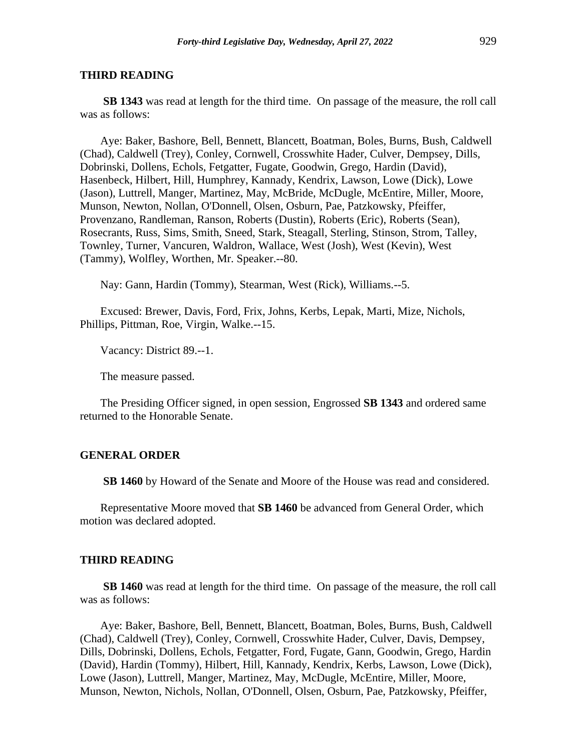## THIRD READING

**SB 1343** was read at length for the third time. On passage of the measure, the roll call was as follows:

Aye: Baker, Bashore, Bell, Bennett, Blancett, Boatman, Boles, Burns, Bush, Caldwell (Chad), Caldwell (Trey), Conley, Cornwell, Crosswhite Hader, Culver, Dempsey, Dills, Dobrinski, Dollens, Echols, Fetgatter, Fugate, Goodwin, Grego, Hardin (David), Hasenbeck, Hilbert, Hill, Humphrey, Kannady, Kendrix, Lawson, Lowe (Dick), Lowe (Jason), Luttrell, Manger, Martinez, May, McBride, McDugle, McEntire, Miller, Moore, Munson, Newton, Nollan, O'Donnell, Olsen, Osburn, Pae, Patzkowsky, Pfeiffer, Provenzano, Randleman, Ranson, Roberts (Dustin), Roberts (Eric), Roberts (Sean), Rosecrants, Russ, Sims, Smith, Sneed, Stark, Steagall, Sterling, Stinson, Strom, Talley, Townley, Turner, Vancuren, Waldron, Wallace, West (Josh), West (Kevin), West (Tammy), Wolfley, Worthen, Mr. Speaker.--80.

Nay: Gann, Hardin (Tommy), Stearman, West (Rick), Williams.--5.

Excused: Brewer, Davis, Ford, Frix, Johns, Kerbs, Lepak, Marti, Mize, Nichols, Phillips, Pittman, Roe, Virgin, Walke.--15.

Vacancy: District 89.--1.

The measure passed.

The Presiding Officer signed, in open session, Engrossed **SB 1343** and ordered same returned to the Honorable Senate.

## GENERAL ORDER

**SB 1460** by Howard of the Senate and Moore of the House was read and considered.

Representative Moore moved that **SB 1460** be advanced from General Order, which motion was declared adopted.

## THIRD READING

**SB 1460** was read at length for the third time. On passage of the measure, the roll call was as follows:

Aye: Baker, Bashore, Bell, Bennett, Blancett, Boatman, Boles, Burns, Bush, Caldwell (Chad), Caldwell (Trey), Conley, Cornwell, Crosswhite Hader, Culver, Davis, Dempsey, Dills, Dobrinski, Dollens, Echols, Fetgatter, Ford, Fugate, Gann, Goodwin, Grego, Hardin (David), Hardin (Tommy), Hilbert, Hill, Kannady, Kendrix, Kerbs, Lawson, Lowe (Dick), Lowe (Jason), Luttrell, Manger, Martinez, May, McDugle, McEntire, Miller, Moore, Munson, Newton, Nichols, Nollan, O'Donnell, Olsen, Osburn, Pae, Patzkowsky, Pfeiffer,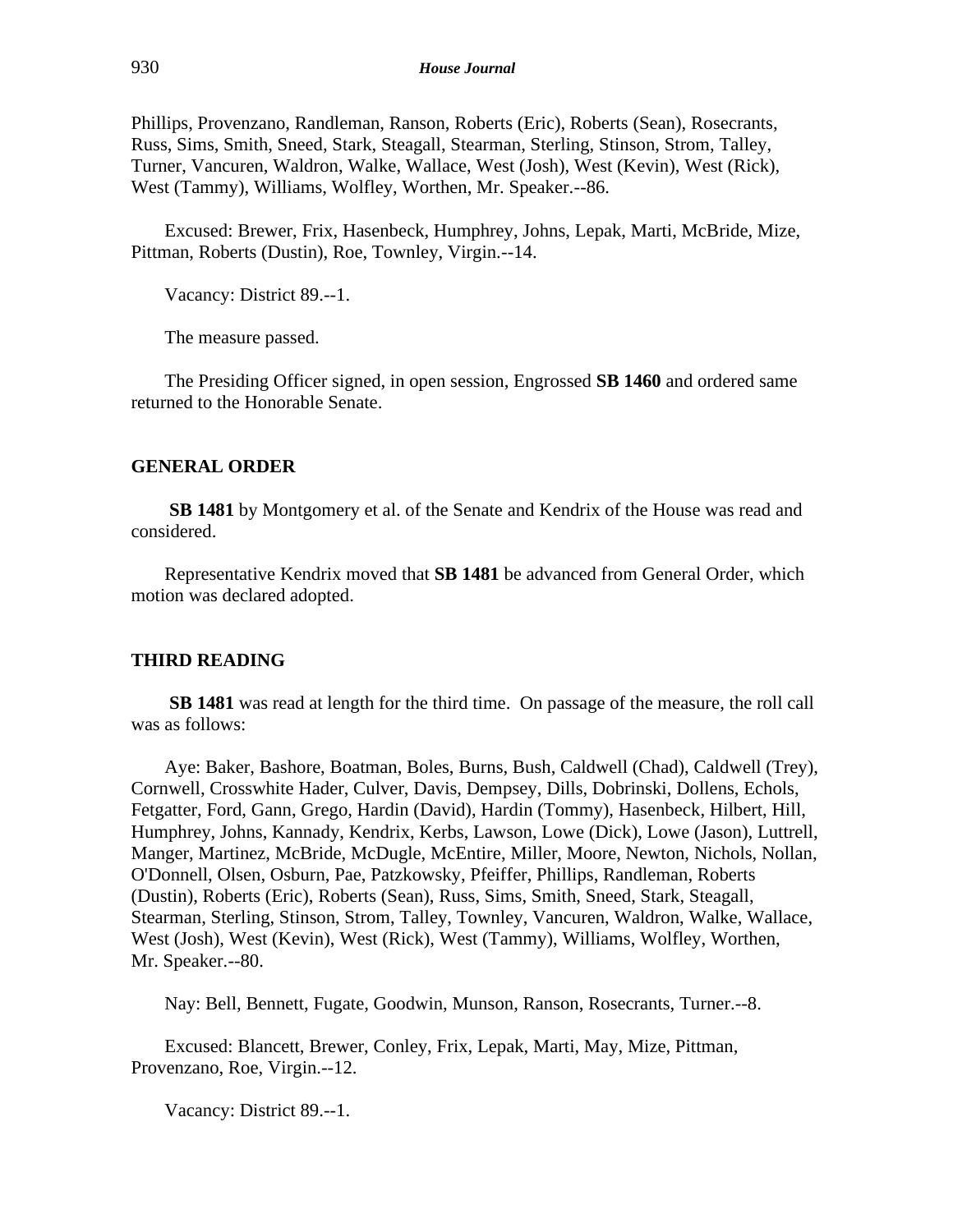Phillips, Provenzano, Randleman, Ranson, Roberts (Eric), Roberts (Sean), Rosecrants, Russ, Sims, Smith, Sneed, Stark, Steagall, Stearman, Sterling, Stinson, Strom, Talley, Turner, Vancuren, Waldron, Walke, Wallace, West (Josh), West (Kevin), West (Rick), West (Tammy), Williams, Wolfley, Worthen, Mr. Speaker.--86.

Excused: Brewer, Frix, Hasenbeck, Humphrey, Johns, Lepak, Marti, McBride, Mize, Pittman, Roberts (Dustin), Roe, Townley, Virgin.--14.

Vacancy: District 89.--1.

The measure passed.

The Presiding Officer signed, in open session, Engrossed **SB 1460** and ordered same returned to the Honorable Senate.

## GENERAL ORDER

**SB 1481** by Montgomery et al. of the Senate and Kendrix of the House was read and considered.

Representative Kendrix moved that **SB 1481** be advanced from General Order, which motion was declared adopted.

## THIRD READING

**SB 1481** was read at length for the third time. On passage of the measure, the roll call was as follows:

Aye: Baker, Bashore, Boatman, Boles, Burns, Bush, Caldwell (Chad), Caldwell (Trey), Cornwell, Crosswhite Hader, Culver, Davis, Dempsey, Dills, Dobrinski, Dollens, Echols, Fetgatter, Ford, Gann, Grego, Hardin (David), Hardin (Tommy), Hasenbeck, Hilbert, Hill, Humphrey, Johns, Kannady, Kendrix, Kerbs, Lawson, Lowe (Dick), Lowe (Jason), Luttrell, Manger, Martinez, McBride, McDugle, McEntire, Miller, Moore, Newton, Nichols, Nollan, O'Donnell, Olsen, Osburn, Pae, Patzkowsky, Pfeiffer, Phillips, Randleman, Roberts (Dustin), Roberts (Eric), Roberts (Sean), Russ, Sims, Smith, Sneed, Stark, Steagall, Stearman, Sterling, Stinson, Strom, Talley, Townley, Vancuren, Waldron, Walke, Wallace, West (Josh), West (Kevin), West (Rick), West (Tammy), Williams, Wolfley, Worthen, Mr. Speaker.--80.

Nay: Bell, Bennett, Fugate, Goodwin, Munson, Ranson, Rosecrants, Turner.--8.

Excused: Blancett, Brewer, Conley, Frix, Lepak, Marti, May, Mize, Pittman, Provenzano, Roe, Virgin.--12.

Vacancy: District 89.--1.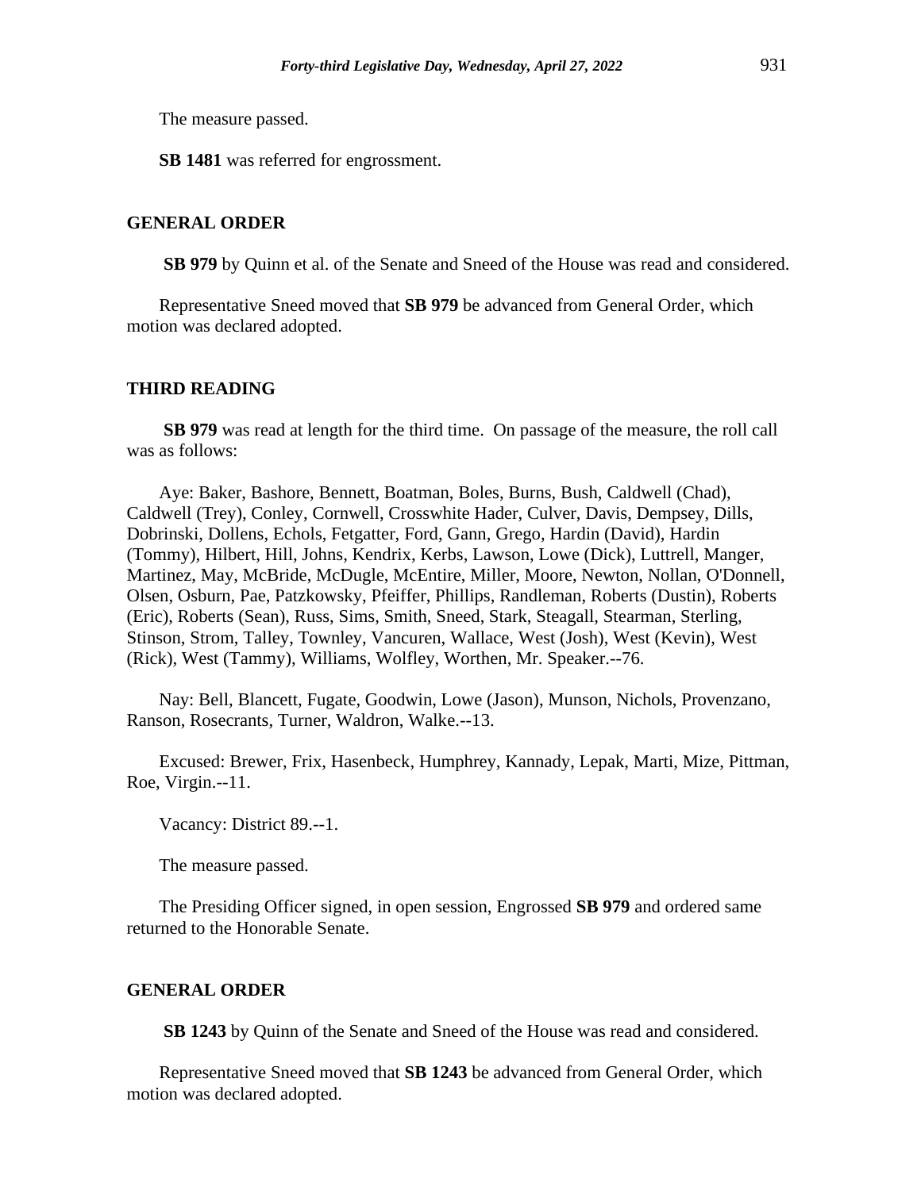The measure passed.

**SB 1481** was referred for engrossment.

## GENERAL ORDER

**SB 979** by Quinn et al. of the Senate and Sneed of the House was read and considered.

Representative Sneed moved that **SB 979** be advanced from General Order, which motion was declared adopted.

## THIRD READING

**SB 979** was read at length for the third time. On passage of the measure, the roll call was as follows:

Aye: Baker, Bashore, Bennett, Boatman, Boles, Burns, Bush, Caldwell (Chad), Caldwell (Trey), Conley, Cornwell, Crosswhite Hader, Culver, Davis, Dempsey, Dills, Dobrinski, Dollens, Echols, Fetgatter, Ford, Gann, Grego, Hardin (David), Hardin (Tommy), Hilbert, Hill, Johns, Kendrix, Kerbs, Lawson, Lowe (Dick), Luttrell, Manger, Martinez, May, McBride, McDugle, McEntire, Miller, Moore, Newton, Nollan, O'Donnell, Olsen, Osburn, Pae, Patzkowsky, Pfeiffer, Phillips, Randleman, Roberts (Dustin), Roberts (Eric), Roberts (Sean), Russ, Sims, Smith, Sneed, Stark, Steagall, Stearman, Sterling, Stinson, Strom, Talley, Townley, Vancuren, Wallace, West (Josh), West (Kevin), West (Rick), West (Tammy), Williams, Wolfley, Worthen, Mr. Speaker.--76.

Nay: Bell, Blancett, Fugate, Goodwin, Lowe (Jason), Munson, Nichols, Provenzano, Ranson, Rosecrants, Turner, Waldron, Walke.--13.

Excused: Brewer, Frix, Hasenbeck, Humphrey, Kannady, Lepak, Marti, Mize, Pittman, Roe, Virgin.--11.

Vacancy: District 89.--1.

The measure passed.

The Presiding Officer signed, in open session, Engrossed **SB 979** and ordered same returned to the Honorable Senate.

## GENERAL ORDER

**SB 1243** by Quinn of the Senate and Sneed of the House was read and considered.

Representative Sneed moved that **SB 1243** be advanced from General Order, which motion was declared adopted.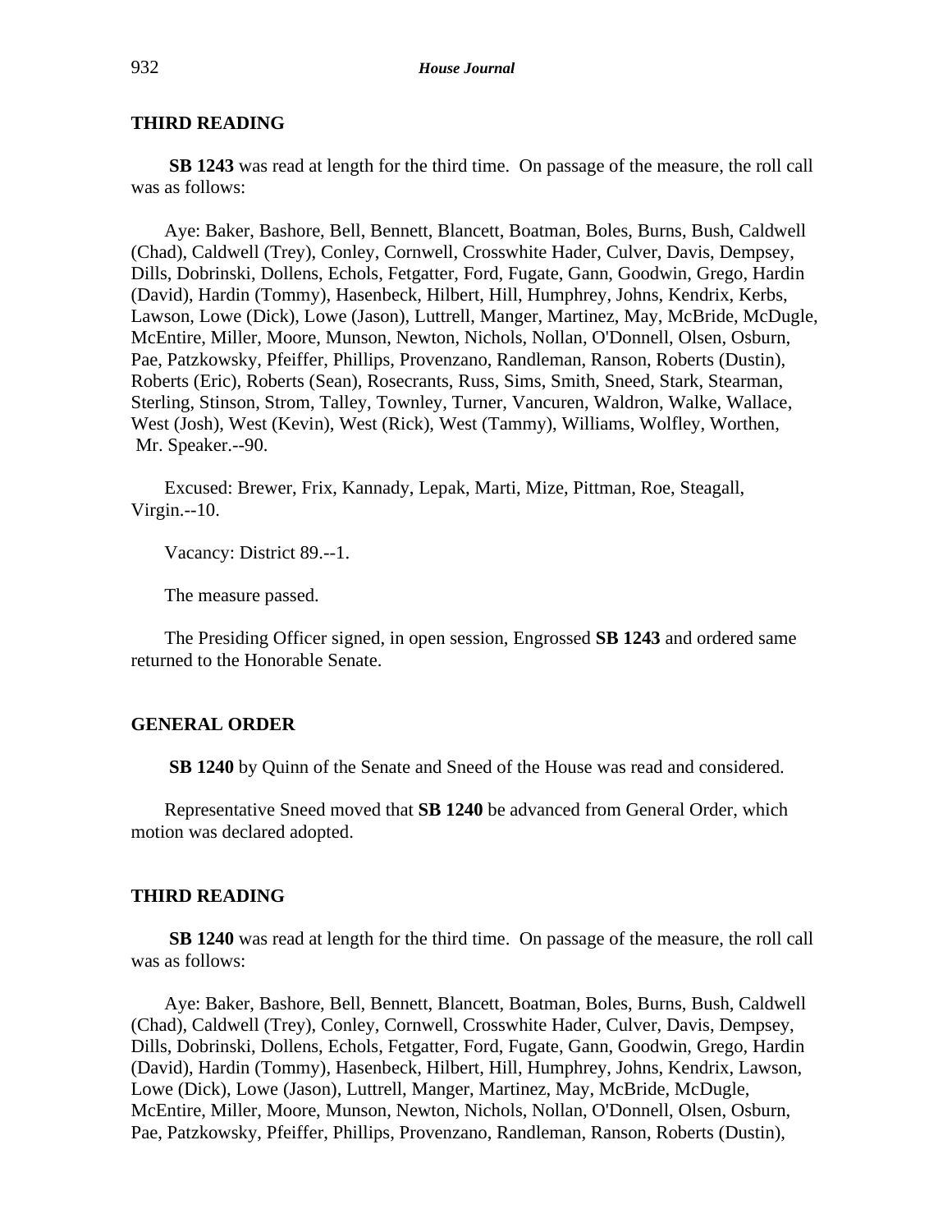### THIRD READING

**SB 1243** was read at length for the third time. On passage of the measure, the roll call was as follows:

Aye: Baker, Bashore, Bell, Bennett, Blancett, Boatman, Boles, Burns, Bush, Caldwell (Chad), Caldwell (Trey), Conley, Cornwell, Crosswhite Hader, Culver, Davis, Dempsey, Dills, Dobrinski, Dollens, Echols, Fetgatter, Ford, Fugate, Gann, Goodwin, Grego, Hardin (David), Hardin (Tommy), Hasenbeck, Hilbert, Hill, Humphrey, Johns, Kendrix, Kerbs, Lawson, Lowe (Dick), Lowe (Jason), Luttrell, Manger, Martinez, May, McBride, McDugle, McEntire, Miller, Moore, Munson, Newton, Nichols, Nollan, O'Donnell, Olsen, Osburn, Pae, Patzkowsky, Pfeiffer, Phillips, Provenzano, Randleman, Ranson, Roberts (Dustin), Roberts (Eric), Roberts (Sean), Rosecrants, Russ, Sims, Smith, Sneed, Stark, Stearman, Sterling, Stinson, Strom, Talley, Townley, Turner, Vancuren, Waldron, Walke, Wallace, West (Josh), West (Kevin), West (Rick), West (Tammy), Williams, Wolfley, Worthen, Mr. Speaker.--90.

Excused: Brewer, Frix, Kannady, Lepak, Marti, Mize, Pittman, Roe, Steagall, Virgin.--10.

Vacancy: District 89.--1.

The measure passed.

The Presiding Officer signed, in open session, Engrossed **SB 1243** and ordered same returned to the Honorable Senate.

### GENERAL ORDER

**SB 1240** by Quinn of the Senate and Sneed of the House was read and considered.

Representative Sneed moved that **SB 1240** be advanced from General Order, which motion was declared adopted.

### THIRD READING

**SB 1240** was read at length for the third time. On passage of the measure, the roll call was as follows:

Aye: Baker, Bashore, Bell, Bennett, Blancett, Boatman, Boles, Burns, Bush, Caldwell (Chad), Caldwell (Trey), Conley, Cornwell, Crosswhite Hader, Culver, Davis, Dempsey, Dills, Dobrinski, Dollens, Echols, Fetgatter, Ford, Fugate, Gann, Goodwin, Grego, Hardin (David), Hardin (Tommy), Hasenbeck, Hilbert, Hill, Humphrey, Johns, Kendrix, Lawson, Lowe (Dick), Lowe (Jason), Luttrell, Manger, Martinez, May, McBride, McDugle, McEntire, Miller, Moore, Munson, Newton, Nichols, Nollan, O'Donnell, Olsen, Osburn, Pae, Patzkowsky, Pfeiffer, Phillips, Provenzano, Randleman, Ranson, Roberts (Dustin),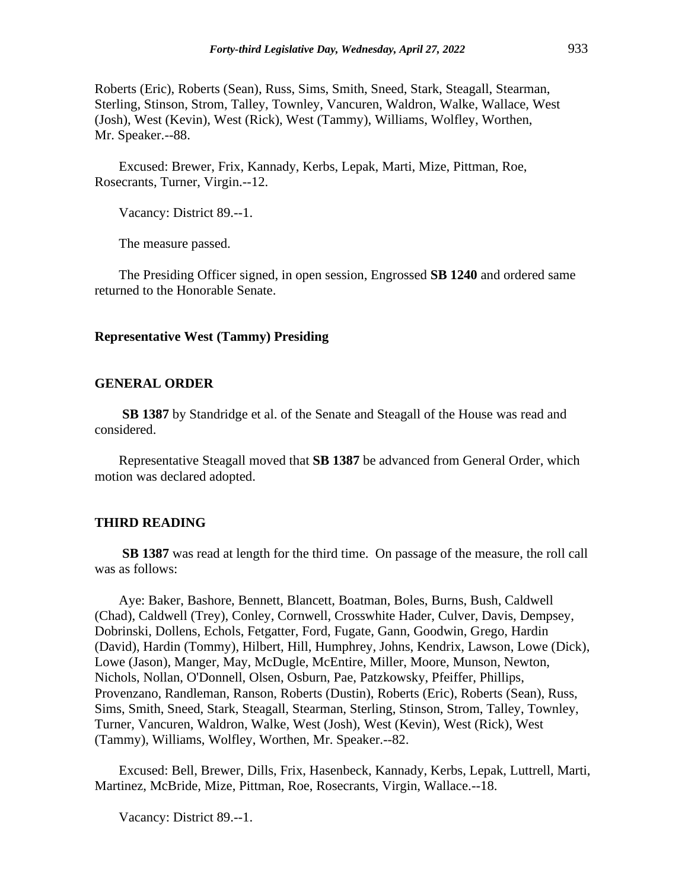Roberts (Eric), Roberts (Sean), Russ, Sims, Smith, Sneed, Stark, Steagall, Stearman, Sterling, Stinson, Strom, Talley, Townley, Vancuren, Waldron, Walke, Wallace, West (Josh), West (Kevin), West (Rick), West (Tammy), Williams, Wolfley, Worthen, Mr. Speaker.--88.

Excused: Brewer, Frix, Kannady, Kerbs, Lepak, Marti, Mize, Pittman, Roe, Rosecrants, Turner, Virgin.--12.

Vacancy: District 89.--1.

The measure passed.

The Presiding Officer signed, in open session, Engrossed **SB 1240** and ordered same returned to the Honorable Senate.

**Representative West (Tammy) Presiding**

**GENERAL ORDER**

**SB 1387** by Standridge et al. of the Senate and Steagall of the House was read and considered.

Representative Steagall moved that **SB 1387** be advanced from General Order, which motion was declared adopted.

**THIRD READING**

**SB 1387** was read at length for the third time. On passage of the measure, the roll call was as follows:

Aye: Baker, Bashore, Bennett, Blancett, Boatman, Boles, Burns, Bush, Caldwell (Chad), Caldwell (Trey), Conley, Cornwell, Crosswhite Hader, Culver, Davis, Dempsey, Dobrinski, Dollens, Echols, Fetgatter, Ford, Fugate, Gann, Goodwin, Grego, Hardin (David), Hardin (Tommy), Hilbert, Hill, Humphrey, Johns, Kendrix, Lawson, Lowe (Dick), Lowe (Jason), Manger, May, McDugle, McEntire, Miller, Moore, Munson, Newton, Nichols, Nollan, O'Donnell, Olsen, Osburn, Pae, Patzkowsky, Pfeiffer, Phillips, Provenzano, Randleman, Ranson, Roberts (Dustin), Roberts (Eric), Roberts (Sean), Russ, Sims, Smith, Sneed, Stark, Steagall, Stearman, Sterling, Stinson, Strom, Talley, Townley, Turner, Vancuren, Waldron, Walke, West (Josh), West (Kevin), West (Rick), West (Tammy), Williams, Wolfley, Worthen, Mr. Speaker.--82.

Excused: Bell, Brewer, Dills, Frix, Hasenbeck, Kannady, Kerbs, Lepak, Luttrell, Marti, Martinez, McBride, Mize, Pittman, Roe, Rosecrants, Virgin, Wallace.--18.

Vacancy: District 89.--1.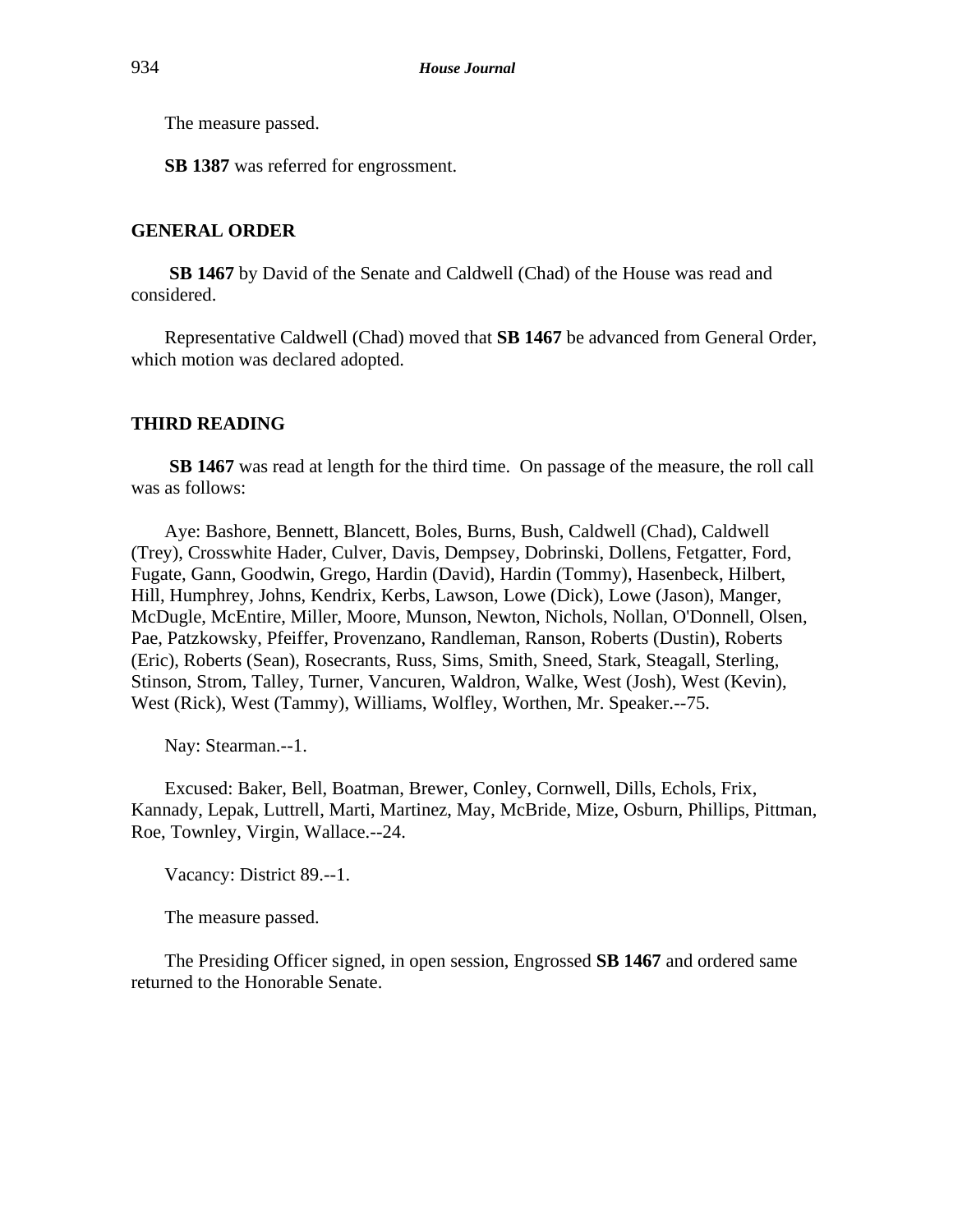The measure passed.

**SB 1387** was referred for engrossment.

## GENERAL ORDER

**SB 1467** by David of the Senate and Caldwell (Chad) of the House was read and considered.

Representative Caldwell (Chad) moved that **SB 1467** be advanced from General Order, which motion was declared adopted.

## THIRD READING

**SB 1467** was read at length for the third time. On passage of the measure, the roll call was as follows:

Aye: Bashore, Bennett, Blancett, Boles, Burns, Bush, Caldwell (Chad), Caldwell (Trey), Crosswhite Hader, Culver, Davis, Dempsey, Dobrinski, Dollens, Fetgatter, Ford, Fugate, Gann, Goodwin, Grego, Hardin (David), Hardin (Tommy), Hasenbeck, Hilbert, Hill, Humphrey, Johns, Kendrix, Kerbs, Lawson, Lowe (Dick), Lowe (Jason), Manger, McDugle, McEntire, Miller, Moore, Munson, Newton, Nichols, Nollan, O'Donnell, Olsen, Pae, Patzkowsky, Pfeiffer, Provenzano, Randleman, Ranson, Roberts (Dustin), Roberts (Eric), Roberts (Sean), Rosecrants, Russ, Sims, Smith, Sneed, Stark, Steagall, Sterling, Stinson, Strom, Talley, Turner, Vancuren, Waldron, Walke, West (Josh), West (Kevin), West (Rick), West (Tammy), Williams, Wolfley, Worthen, Mr. Speaker.--75.

Nay: Stearman.--1.

Excused: Baker, Bell, Boatman, Brewer, Conley, Cornwell, Dills, Echols, Frix, Kannady, Lepak, Luttrell, Marti, Martinez, May, McBride, Mize, Osburn, Phillips, Pittman, Roe, Townley, Virgin, Wallace.--24.

Vacancy: District 89.--1.

The measure passed.

The Presiding Officer signed, in open session, Engrossed **SB 1467** and ordered same returned to the Honorable Senate.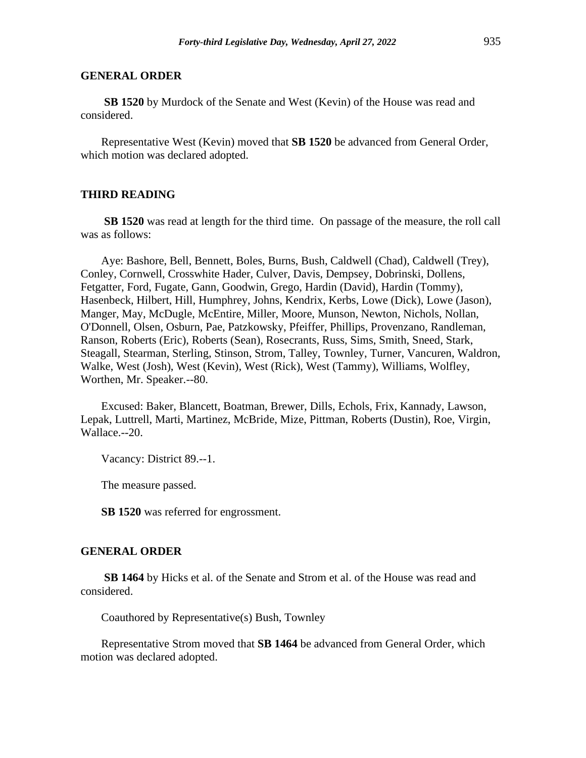## GENERAL ORDER

**SB 1520** by Murdock of the Senate and West (Kevin) of the House was read and considered.

Representative West (Kevin) moved that **SB 1520** be advanced from General Order, which motion was declared adopted.

## THIRD READING

**SB 1520** was read at length for the third time. On passage of the measure, the roll call was as follows:

Aye: Bashore, Bell, Bennett, Boles, Burns, Bush, Caldwell (Chad), Caldwell (Trey), Conley, Cornwell, Crosswhite Hader, Culver, Davis, Dempsey, Dobrinski, Dollens, Fetgatter, Ford, Fugate, Gann, Goodwin, Grego, Hardin (David), Hardin (Tommy), Hasenbeck, Hilbert, Hill, Humphrey, Johns, Kendrix, Kerbs, Lowe (Dick), Lowe (Jason), Manger, May, McDugle, McEntire, Miller, Moore, Munson, Newton, Nichols, Nollan, O'Donnell, Olsen, Osburn, Pae, Patzkowsky, Pfeiffer, Phillips, Provenzano, Randleman, Ranson, Roberts (Eric), Roberts (Sean), Rosecrants, Russ, Sims, Smith, Sneed, Stark, Steagall, Stearman, Sterling, Stinson, Strom, Talley, Townley, Turner, Vancuren, Waldron, Walke, West (Josh), West (Kevin), West (Rick), West (Tammy), Williams, Wolfley, Worthen, Mr. Speaker.--80.

Excused: Baker, Blancett, Boatman, Brewer, Dills, Echols, Frix, Kannady, Lawson, Lepak, Luttrell, Marti, Martinez, McBride, Mize, Pittman, Roberts (Dustin), Roe, Virgin, Wallace.--20.

Vacancy: District 89.--1.

The measure passed.

**SB 1520** was referred for engrossment.

## GENERAL ORDER

**SB 1464** by Hicks et al. of the Senate and Strom et al. of the House was read and considered.

Coauthored by Representative(s) Bush, Townley

Representative Strom moved that **SB 1464** be advanced from General Order, which motion was declared adopted.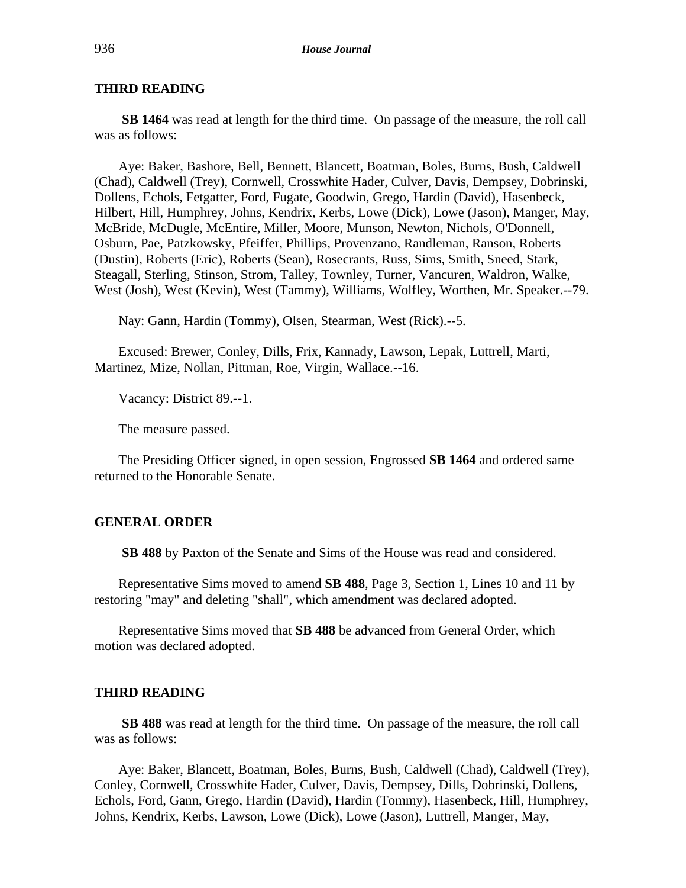## THIRD READING

**SB 1464** was read at length for the third time. On passage of the measure, the roll call was as follows:

Aye: Baker, Bashore, Bell, Bennett, Blancett, Boatman, Boles, Burns, Bush, Caldwell (Chad), Caldwell (Trey), Cornwell, Crosswhite Hader, Culver, Davis, Dempsey, Dobrinski, Dollens, Echols, Fetgatter, Ford, Fugate, Goodwin, Grego, Hardin (David), Hasenbeck, Hilbert, Hill, Humphrey, Johns, Kendrix, Kerbs, Lowe (Dick), Lowe (Jason), Manger, May, McBride, McDugle, McEntire, Miller, Moore, Munson, Newton, Nichols, O'Donnell, Osburn, Pae, Patzkowsky, Pfeiffer, Phillips, Provenzano, Randleman, Ranson, Roberts (Dustin), Roberts (Eric), Roberts (Sean), Rosecrants, Russ, Sims, Smith, Sneed, Stark, Steagall, Sterling, Stinson, Strom, Talley, Townley, Turner, Vancuren, Waldron, Walke, West (Josh), West (Kevin), West (Tammy), Williams, Wolfley, Worthen, Mr. Speaker.--79.

Nay: Gann, Hardin (Tommy), Olsen, Stearman, West (Rick).--5.

Excused: Brewer, Conley, Dills, Frix, Kannady, Lawson, Lepak, Luttrell, Marti, Martinez, Mize, Nollan, Pittman, Roe, Virgin, Wallace.--16.

Vacancy: District 89.--1.

The measure passed.

The Presiding Officer signed, in open session, Engrossed **SB 1464** and ordered same returned to the Honorable Senate.

## GENERAL ORDER

**SB 488** by Paxton of the Senate and Sims of the House was read and considered.

Representative Sims moved to amend **SB 488**, Page 3, Section 1, Lines 10 and 11 by restoring "may" and deleting "shall", which amendment was declared adopted.

Representative Sims moved that **SB 488** be advanced from General Order, which motion was declared adopted.

## THIRD READING

**SB 488** was read at length for the third time. On passage of the measure, the roll call was as follows:

Aye: Baker, Blancett, Boatman, Boles, Burns, Bush, Caldwell (Chad), Caldwell (Trey), Conley, Cornwell, Crosswhite Hader, Culver, Davis, Dempsey, Dills, Dobrinski, Dollens, Echols, Ford, Gann, Grego, Hardin (David), Hardin (Tommy), Hasenbeck, Hill, Humphrey, Johns, Kendrix, Kerbs, Lawson, Lowe (Dick), Lowe (Jason), Luttrell, Manger, May,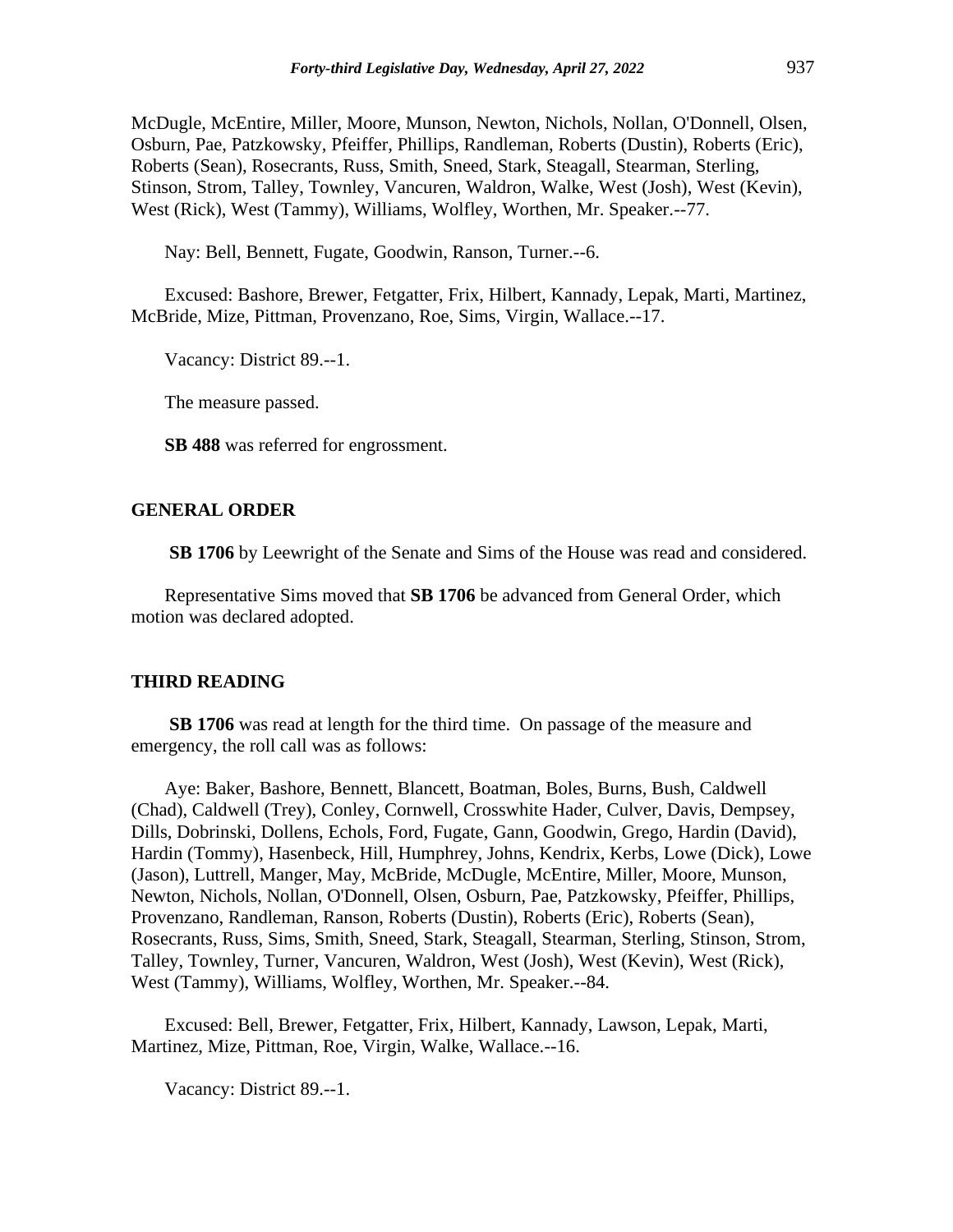McDugle, McEntire, Miller, Moore, Munson, Newton, Nichols, Nollan, O'Donnell, Olsen, Osburn, Pae, Patzkowsky, Pfeiffer, Phillips, Randleman, Roberts (Dustin), Roberts (Eric), Roberts (Sean), Rosecrants, Russ, Smith, Sneed, Stark, Steagall, Stearman, Sterling, Stinson, Strom, Talley, Townley, Vancuren, Waldron, Walke, West (Josh), West (Kevin), West (Rick), West (Tammy), Williams, Wolfley, Worthen, Mr. Speaker.--77.

Nay: Bell, Bennett, Fugate, Goodwin, Ranson, Turner.--6.

Excused: Bashore, Brewer, Fetgatter, Frix, Hilbert, Kannady, Lepak, Marti, Martinez, McBride, Mize, Pittman, Provenzano, Roe, Sims, Virgin, Wallace.--17.

Vacancy: District 89.--1.

The measure passed.

**SB 488** was referred for engrossment.

## GENERAL ORDER

**SB 1706** by Leewright of the Senate and Sims of the House was read and considered.

Representative Sims moved that **SB 1706** be advanced from General Order, which motion was declared adopted.

## THIRD READING

**SB 1706** was read at length for the third time. On passage of the measure and emergency, the roll call was as follows:

Aye: Baker, Bashore, Bennett, Blancett, Boatman, Boles, Burns, Bush, Caldwell (Chad), Caldwell (Trey), Conley, Cornwell, Crosswhite Hader, Culver, Davis, Dempsey, Dills, Dobrinski, Dollens, Echols, Ford, Fugate, Gann, Goodwin, Grego, Hardin (David), Hardin (Tommy), Hasenbeck, Hill, Humphrey, Johns, Kendrix, Kerbs, Lowe (Dick), Lowe (Jason), Luttrell, Manger, May, McBride, McDugle, McEntire, Miller, Moore, Munson, Newton, Nichols, Nollan, O'Donnell, Olsen, Osburn, Pae, Patzkowsky, Pfeiffer, Phillips, Provenzano, Randleman, Ranson, Roberts (Dustin), Roberts (Eric), Roberts (Sean), Rosecrants, Russ, Sims, Smith, Sneed, Stark, Steagall, Stearman, Sterling, Stinson, Strom, Talley, Townley, Turner, Vancuren, Waldron, West (Josh), West (Kevin), West (Rick), West (Tammy), Williams, Wolfley, Worthen, Mr. Speaker.--84.

Excused: Bell, Brewer, Fetgatter, Frix, Hilbert, Kannady, Lawson, Lepak, Marti, Martinez, Mize, Pittman, Roe, Virgin, Walke, Wallace.--16.

Vacancy: District 89.--1.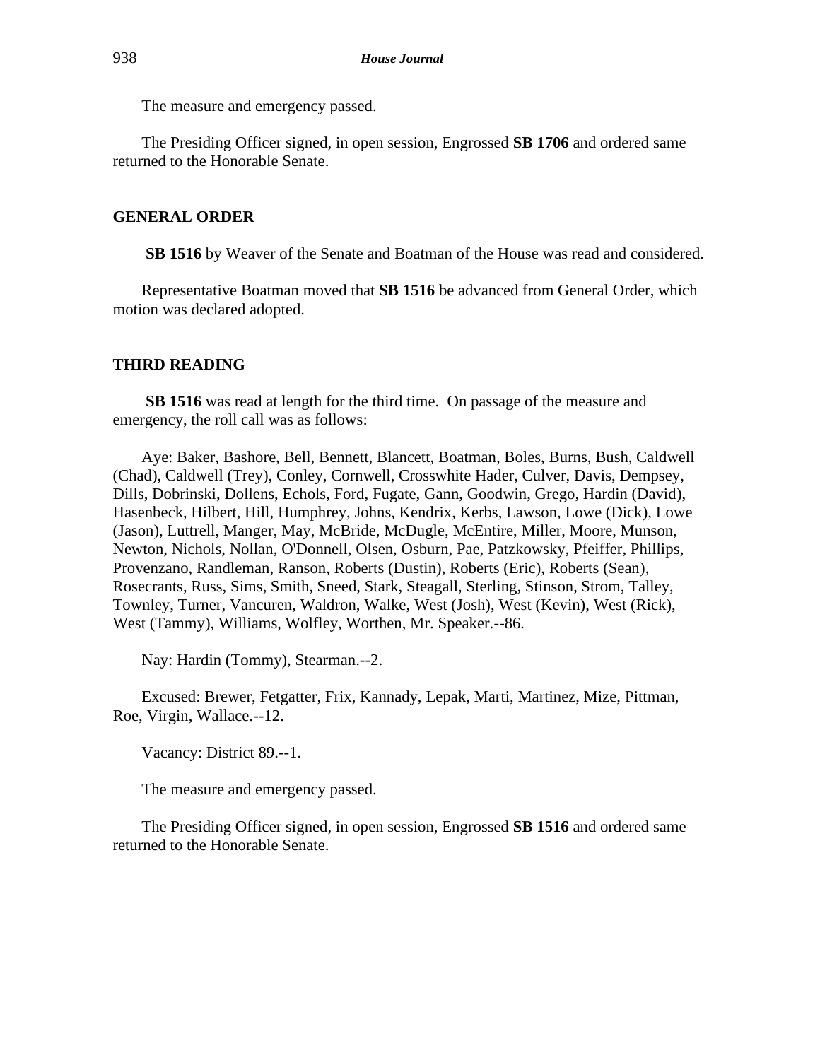The measure and emergency passed.

The Presiding Officer signed, in open session, Engrossed **SB 1706** and ordered same returned to the Honorable Senate.

## GENERAL ORDER

**SB 1516** by Weaver of the Senate and Boatman of the House was read and considered.

Representative Boatman moved that **SB 1516** be advanced from General Order, which motion was declared adopted.

## THIRD READING

**SB 1516** was read at length for the third time. On passage of the measure and emergency, the roll call was as follows:

Aye: Baker, Bashore, Bell, Bennett, Blancett, Boatman, Boles, Burns, Bush, Caldwell (Chad), Caldwell (Trey), Conley, Cornwell, Crosswhite Hader, Culver, Davis, Dempsey, Dills, Dobrinski, Dollens, Echols, Ford, Fugate, Gann, Goodwin, Grego, Hardin (David), Hasenbeck, Hilbert, Hill, Humphrey, Johns, Kendrix, Kerbs, Lawson, Lowe (Dick), Lowe (Jason), Luttrell, Manger, May, McBride, McDugle, McEntire, Miller, Moore, Munson, Newton, Nichols, Nollan, O'Donnell, Olsen, Osburn, Pae, Patzkowsky, Pfeiffer, Phillips, Provenzano, Randleman, Ranson, Roberts (Dustin), Roberts (Eric), Roberts (Sean), Rosecrants, Russ, Sims, Smith, Sneed, Stark, Steagall, Sterling, Stinson, Strom, Talley, Townley, Turner, Vancuren, Waldron, Walke, West (Josh), West (Kevin), West (Rick), West (Tammy), Williams, Wolfley, Worthen, Mr. Speaker.--86.

Nay: Hardin (Tommy), Stearman.--2.

Excused: Brewer, Fetgatter, Frix, Kannady, Lepak, Marti, Martinez, Mize, Pittman, Roe, Virgin, Wallace.--12.

Vacancy: District 89.--1.

The measure and emergency passed.

The Presiding Officer signed, in open session, Engrossed **SB 1516** and ordered same returned to the Honorable Senate.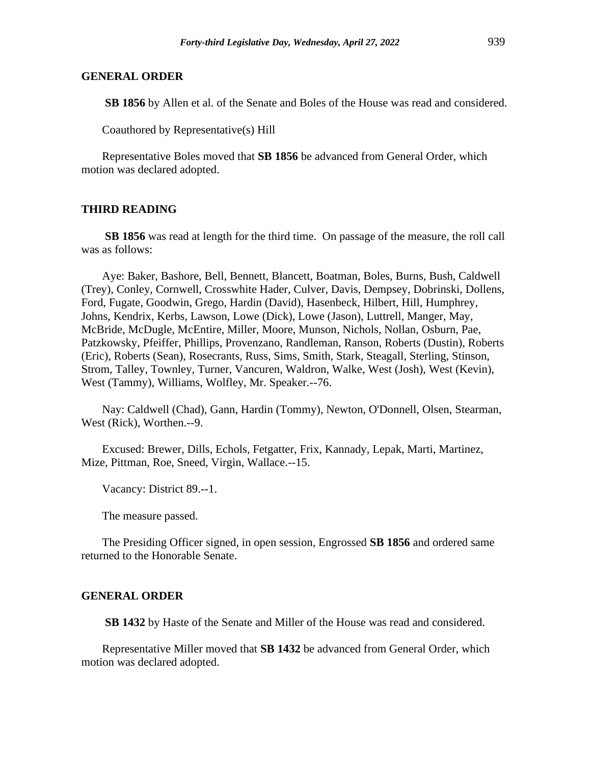## GENERAL ORDER

**SB 1856** by Allen et al. of the Senate and Boles of the House was read and considered.

Coauthored by Representative(s) Hill

Representative Boles moved that **SB 1856** be advanced from General Order, which motion was declared adopted.

## THIRD READING

**SB 1856** was read at length for the third time. On passage of the measure, the roll call was as follows:

Aye: Baker, Bashore, Bell, Bennett, Blancett, Boatman, Boles, Burns, Bush, Caldwell (Trey), Conley, Cornwell, Crosswhite Hader, Culver, Davis, Dempsey, Dobrinski, Dollens, Ford, Fugate, Goodwin, Grego, Hardin (David), Hasenbeck, Hilbert, Hill, Humphrey, Johns, Kendrix, Kerbs, Lawson, Lowe (Dick), Lowe (Jason), Luttrell, Manger, May, McBride, McDugle, McEntire, Miller, Moore, Munson, Nichols, Nollan, Osburn, Pae, Patzkowsky, Pfeiffer, Phillips, Provenzano, Randleman, Ranson, Roberts (Dustin), Roberts (Eric), Roberts (Sean), Rosecrants, Russ, Sims, Smith, Stark, Steagall, Sterling, Stinson, Strom, Talley, Townley, Turner, Vancuren, Waldron, Walke, West (Josh), West (Kevin), West (Tammy), Williams, Wolfley, Mr. Speaker.--76.

Nay: Caldwell (Chad), Gann, Hardin (Tommy), Newton, O'Donnell, Olsen, Stearman, West (Rick), Worthen.--9.

Excused: Brewer, Dills, Echols, Fetgatter, Frix, Kannady, Lepak, Marti, Martinez, Mize, Pittman, Roe, Sneed, Virgin, Wallace.--15.

Vacancy: District 89.--1.

The measure passed.

The Presiding Officer signed, in open session, Engrossed **SB 1856** and ordered same returned to the Honorable Senate.

## GENERAL ORDER

**SB 1432** by Haste of the Senate and Miller of the House was read and considered.

Representative Miller moved that **SB 1432** be advanced from General Order, which motion was declared adopted.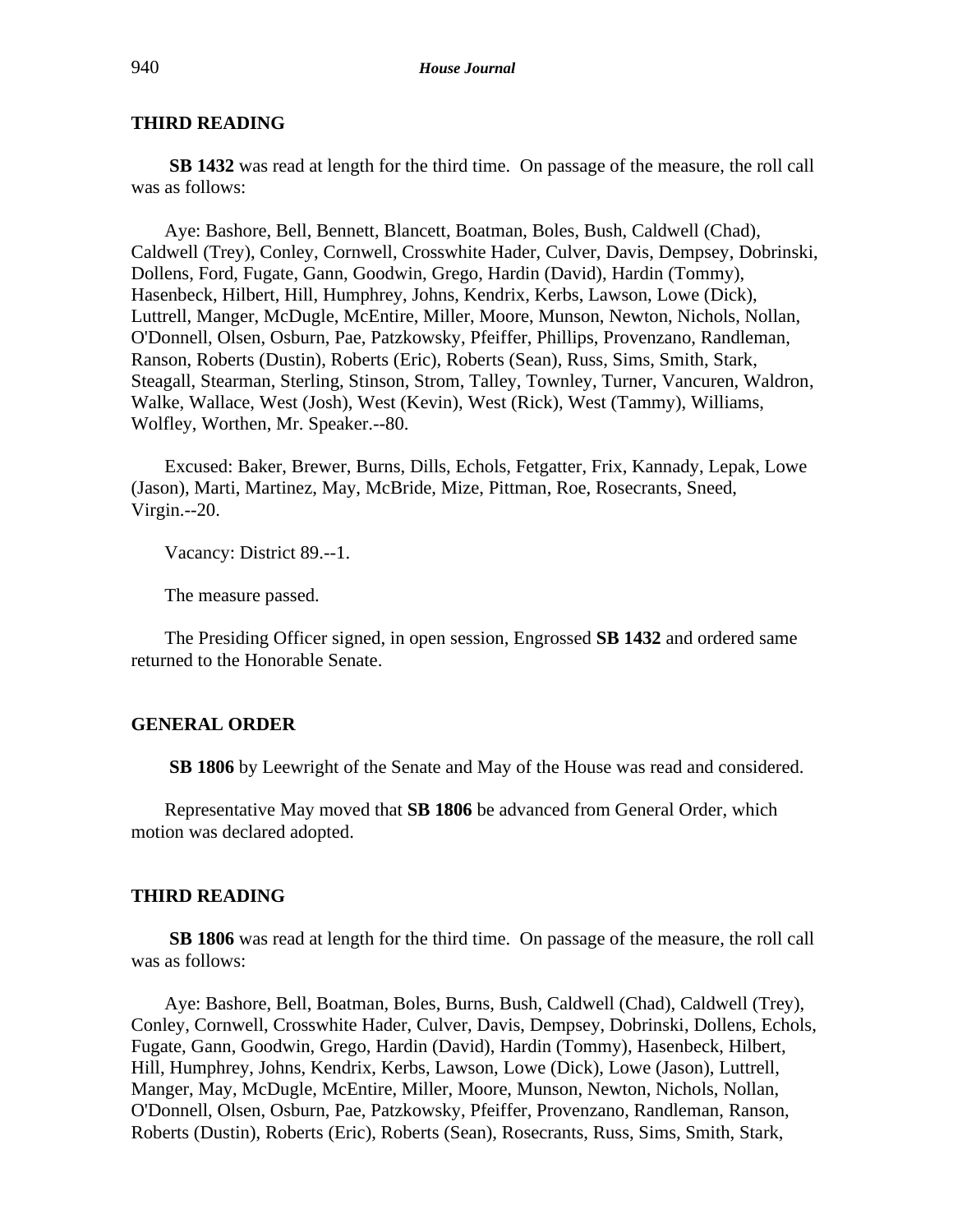## THIRD READING

**SB 1432** was read at length for the third time. On passage of the measure, the roll call was as follows:

Aye: Bashore, Bell, Bennett, Blancett, Boatman, Boles, Bush, Caldwell (Chad), Caldwell (Trey), Conley, Cornwell, Crosswhite Hader, Culver, Davis, Dempsey, Dobrinski, Dollens, Ford, Fugate, Gann, Goodwin, Grego, Hardin (David), Hardin (Tommy), Hasenbeck, Hilbert, Hill, Humphrey, Johns, Kendrix, Kerbs, Lawson, Lowe (Dick), Luttrell, Manger, McDugle, McEntire, Miller, Moore, Munson, Newton, Nichols, Nollan, O'Donnell, Olsen, Osburn, Pae, Patzkowsky, Pfeiffer, Phillips, Provenzano, Randleman, Ranson, Roberts (Dustin), Roberts (Eric), Roberts (Sean), Russ, Sims, Smith, Stark, Steagall, Stearman, Sterling, Stinson, Strom, Talley, Townley, Turner, Vancuren, Waldron, Walke, Wallace, West (Josh), West (Kevin), West (Rick), West (Tammy), Williams, Wolfley, Worthen, Mr. Speaker.--80.

Excused: Baker, Brewer, Burns, Dills, Echols, Fetgatter, Frix, Kannady, Lepak, Lowe (Jason), Marti, Martinez, May, McBride, Mize, Pittman, Roe, Rosecrants, Sneed, Virgin.--20.

Vacancy: District 89.--1.

The measure passed.

The Presiding Officer signed, in open session, Engrossed **SB 1432** and ordered same returned to the Honorable Senate.

## GENERAL ORDER

**SB 1806** by Leewright of the Senate and May of the House was read and considered.

Representative May moved that **SB 1806** be advanced from General Order, which motion was declared adopted.

## THIRD READING

**SB 1806** was read at length for the third time. On passage of the measure, the roll call was as follows:

Aye: Bashore, Bell, Boatman, Boles, Burns, Bush, Caldwell (Chad), Caldwell (Trey), Conley, Cornwell, Crosswhite Hader, Culver, Davis, Dempsey, Dobrinski, Dollens, Echols, Fugate, Gann, Goodwin, Grego, Hardin (David), Hardin (Tommy), Hasenbeck, Hilbert, Hill, Humphrey, Johns, Kendrix, Kerbs, Lawson, Lowe (Dick), Lowe (Jason), Luttrell, Manger, May, McDugle, McEntire, Miller, Moore, Munson, Newton, Nichols, Nollan, O'Donnell, Olsen, Osburn, Pae, Patzkowsky, Pfeiffer, Provenzano, Randleman, Ranson, Roberts (Dustin), Roberts (Eric), Roberts (Sean), Rosecrants, Russ, Sims, Smith, Stark,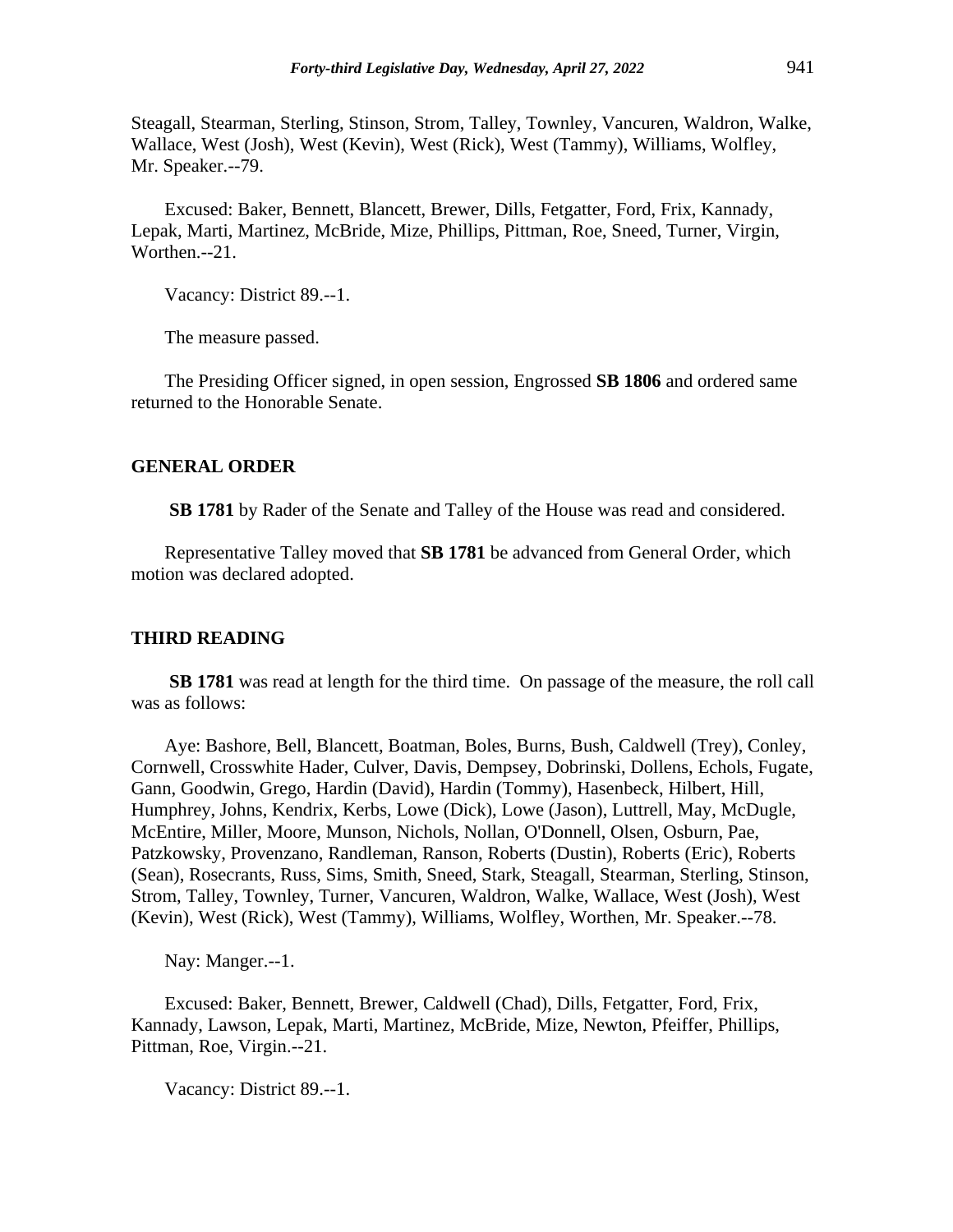Steagall, Stearman, Sterling, Stinson, Strom, Talley, Townley, Vancuren, Waldron, Walke, Wallace, West (Josh), West (Kevin), West (Rick), West (Tammy), Williams, Wolfley, Mr. Speaker.--79.

Excused: Baker, Bennett, Blancett, Brewer, Dills, Fetgatter, Ford, Frix, Kannady, Lepak, Marti, Martinez, McBride, Mize, Phillips, Pittman, Roe, Sneed, Turner, Virgin, Worthen.--21.

Vacancy: District 89.--1.

The measure passed.

The Presiding Officer signed, in open session, Engrossed **SB 1806** and ordered same returned to the Honorable Senate.

## GENERAL ORDER

**SB 1781** by Rader of the Senate and Talley of the House was read and considered.

Representative Talley moved that **SB 1781** be advanced from General Order, which motion was declared adopted.

## THIRD READING

**SB 1781** was read at length for the third time. On passage of the measure, the roll call was as follows:

Aye: Bashore, Bell, Blancett, Boatman, Boles, Burns, Bush, Caldwell (Trey), Conley, Cornwell, Crosswhite Hader, Culver, Davis, Dempsey, Dobrinski, Dollens, Echols, Fugate, Gann, Goodwin, Grego, Hardin (David), Hardin (Tommy), Hasenbeck, Hilbert, Hill, Humphrey, Johns, Kendrix, Kerbs, Lowe (Dick), Lowe (Jason), Luttrell, May, McDugle, McEntire, Miller, Moore, Munson, Nichols, Nollan, O'Donnell, Olsen, Osburn, Pae, Patzkowsky, Provenzano, Randleman, Ranson, Roberts (Dustin), Roberts (Eric), Roberts (Sean), Rosecrants, Russ, Sims, Smith, Sneed, Stark, Steagall, Stearman, Sterling, Stinson, Strom, Talley, Townley, Turner, Vancuren, Waldron, Walke, Wallace, West (Josh), West (Kevin), West (Rick), West (Tammy), Williams, Wolfley, Worthen, Mr. Speaker.--78.

Nay: Manger.--1.

Excused: Baker, Bennett, Brewer, Caldwell (Chad), Dills, Fetgatter, Ford, Frix, Kannady, Lawson, Lepak, Marti, Martinez, McBride, Mize, Newton, Pfeiffer, Phillips, Pittman, Roe, Virgin.--21.

Vacancy: District 89.--1.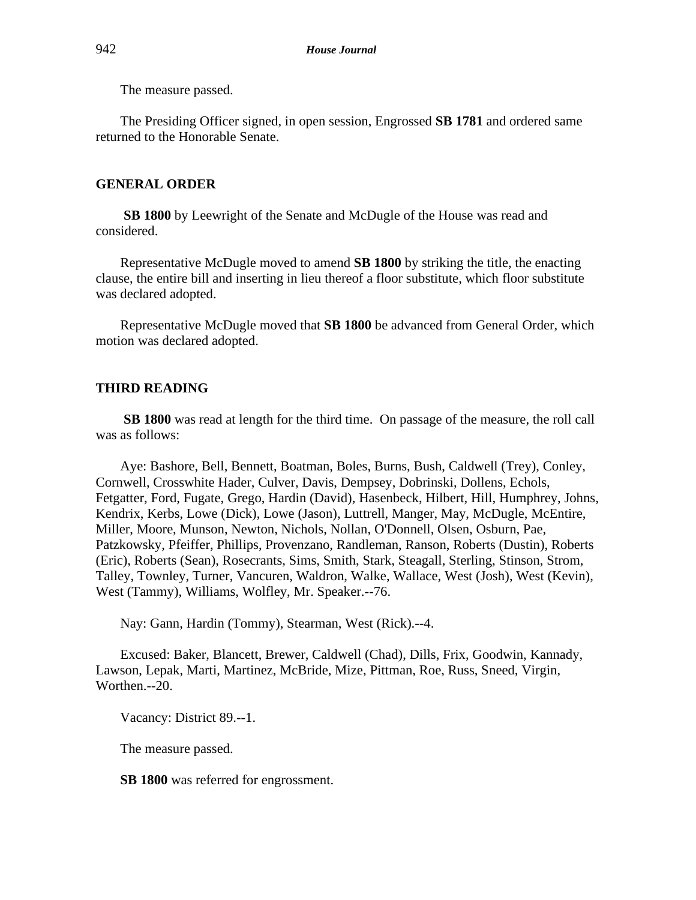The measure passed.

The Presiding Officer signed, in open session, Engrossed **SB 1781** and ordered same returned to the Honorable Senate.

## GENERAL ORDER

**SB 1800** by Leewright of the Senate and McDugle of the House was read and considered.

Representative McDugle moved to amend **SB 1800** by striking the title, the enacting clause, the entire bill and inserting in lieu thereof a floor substitute, which floor substitute was declared adopted.

Representative McDugle moved that **SB 1800** be advanced from General Order, which motion was declared adopted.

## THIRD READING

**SB 1800** was read at length for the third time. On passage of the measure, the roll call was as follows:

Aye: Bashore, Bell, Bennett, Boatman, Boles, Burns, Bush, Caldwell (Trey), Conley, Cornwell, Crosswhite Hader, Culver, Davis, Dempsey, Dobrinski, Dollens, Echols, Fetgatter, Ford, Fugate, Grego, Hardin (David), Hasenbeck, Hilbert, Hill, Humphrey, Johns, Kendrix, Kerbs, Lowe (Dick), Lowe (Jason), Luttrell, Manger, May, McDugle, McEntire, Miller, Moore, Munson, Newton, Nichols, Nollan, O'Donnell, Olsen, Osburn, Pae, Patzkowsky, Pfeiffer, Phillips, Provenzano, Randleman, Ranson, Roberts (Dustin), Roberts (Eric), Roberts (Sean), Rosecrants, Sims, Smith, Stark, Steagall, Sterling, Stinson, Strom, Talley, Townley, Turner, Vancuren, Waldron, Walke, Wallace, West (Josh), West (Kevin), West (Tammy), Williams, Wolfley, Mr. Speaker.--76.

Nay: Gann, Hardin (Tommy), Stearman, West (Rick).--4.

Excused: Baker, Blancett, Brewer, Caldwell (Chad), Dills, Frix, Goodwin, Kannady, Lawson, Lepak, Marti, Martinez, McBride, Mize, Pittman, Roe, Russ, Sneed, Virgin, Worthen.--20.

Vacancy: District 89.--1.

The measure passed.

**SB 1800** was referred for engrossment.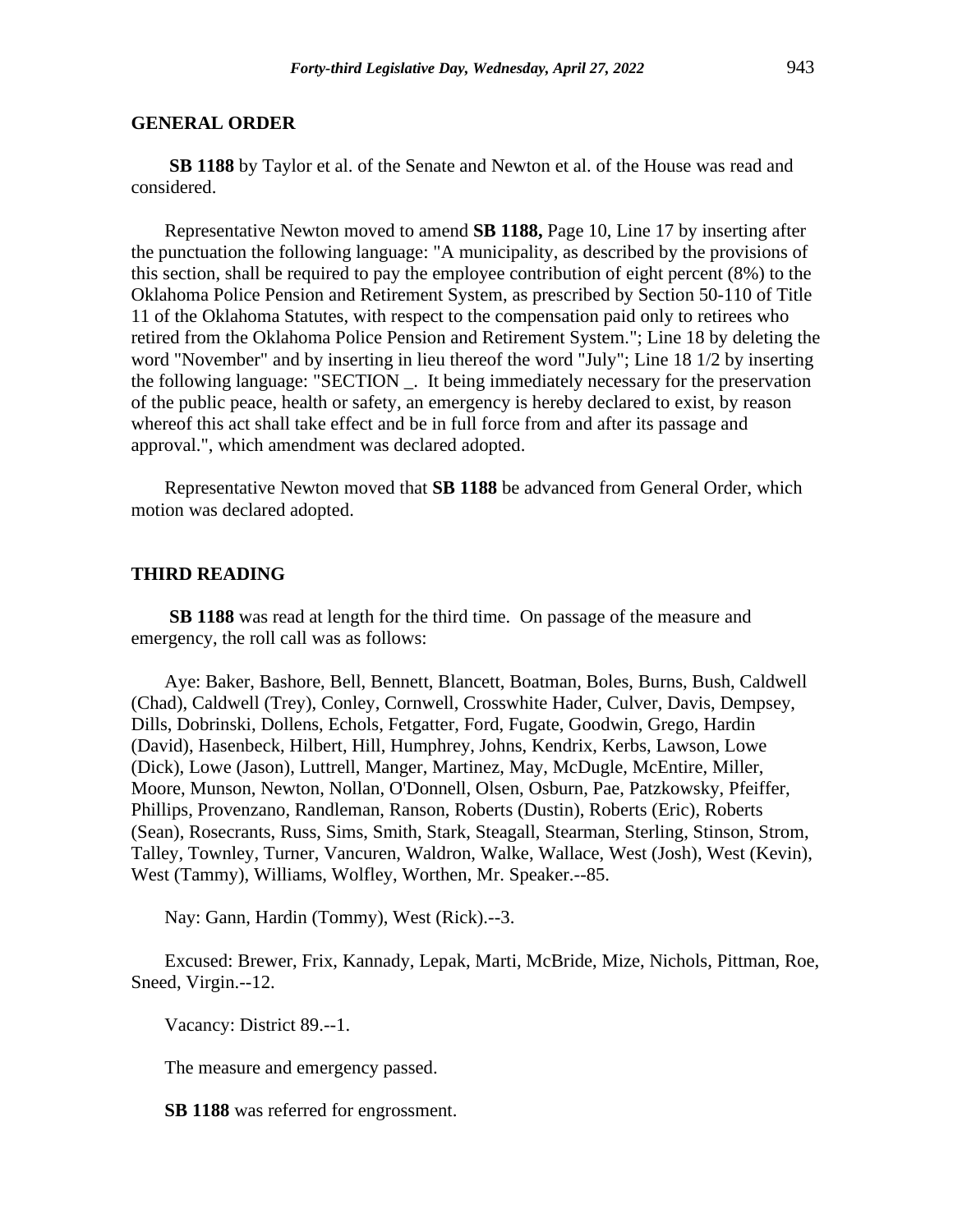## GENERAL ORDER

**SB 1188** by Taylor et al. of the Senate and Newton et al. of the House was read and considered.

Representative Newton moved to amend **SB 1188,** Page 10, Line 17 by inserting after the punctuation the following language: "A municipality, as described by the provisions of this section, shall be required to pay the employee contribution of eight percent (8%) to the Oklahoma Police Pension and Retirement System, as prescribed by Section 50-110 of Title 11 of the Oklahoma Statutes, with respect to the compensation paid only to retirees who retired from the Oklahoma Police Pension and Retirement System."; Line 18 by deleting the word "November" and by inserting in lieu thereof the word "July"; Line 18 1/2 by inserting the following language: "SECTION _. It being immediately necessary for the preservation of the public peace, health or safety, an emergency is hereby declared to exist, by reason whereof this act shall take effect and be in full force from and after its passage and approval.", which amendment was declared adopted.

Representative Newton moved that **SB 1188** be advanced from General Order, which motion was declared adopted.

## THIRD READING

**SB 1188** was read at length for the third time. On passage of the measure and emergency, the roll call was as follows:

Aye: Baker, Bashore, Bell, Bennett, Blancett, Boatman, Boles, Burns, Bush, Caldwell (Chad), Caldwell (Trey), Conley, Cornwell, Crosswhite Hader, Culver, Davis, Dempsey, Dills, Dobrinski, Dollens, Echols, Fetgatter, Ford, Fugate, Goodwin, Grego, Hardin (David), Hasenbeck, Hilbert, Hill, Humphrey, Johns, Kendrix, Kerbs, Lawson, Lowe (Dick), Lowe (Jason), Luttrell, Manger, Martinez, May, McDugle, McEntire, Miller, Moore, Munson, Newton, Nollan, O'Donnell, Olsen, Osburn, Pae, Patzkowsky, Pfeiffer, Phillips, Provenzano, Randleman, Ranson, Roberts (Dustin), Roberts (Eric), Roberts (Sean), Rosecrants, Russ, Sims, Smith, Stark, Steagall, Stearman, Sterling, Stinson, Strom, Talley, Townley, Turner, Vancuren, Waldron, Walke, Wallace, West (Josh), West (Kevin), West (Tammy), Williams, Wolfley, Worthen, Mr. Speaker.--85.

Nay: Gann, Hardin (Tommy), West (Rick).--3.

Excused: Brewer, Frix, Kannady, Lepak, Marti, McBride, Mize, Nichols, Pittman, Roe, Sneed, Virgin.--12.

Vacancy: District 89.--1.

The measure and emergency passed.

**SB 1188** was referred for engrossment.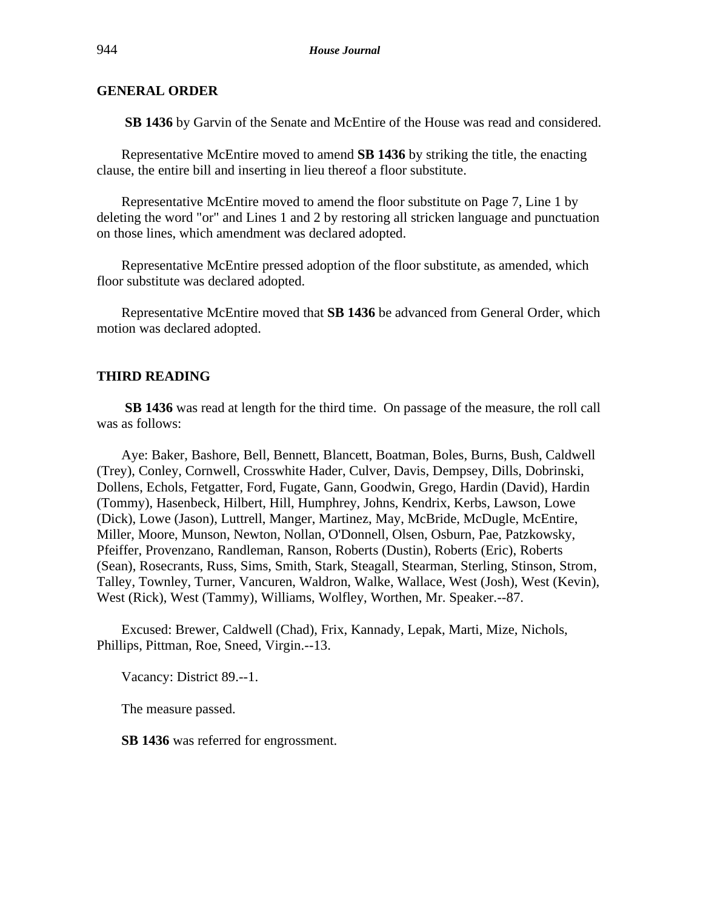## GENERAL ORDER

**SB 1436** by Garvin of the Senate and McEntire of the House was read and considered.

Representative McEntire moved to amend **SB 1436** by striking the title, the enacting clause, the entire bill and inserting in lieu thereof a floor substitute.

Representative McEntire moved to amend the floor substitute on Page 7, Line 1 by deleting the word "or" and Lines 1 and 2 by restoring all stricken language and punctuation on those lines, which amendment was declared adopted.

Representative McEntire pressed adoption of the floor substitute, as amended, which floor substitute was declared adopted.

Representative McEntire moved that **SB 1436** be advanced from General Order, which motion was declared adopted.

## THIRD READING

**SB 1436** was read at length for the third time. On passage of the measure, the roll call was as follows:

Aye: Baker, Bashore, Bell, Bennett, Blancett, Boatman, Boles, Burns, Bush, Caldwell (Trey), Conley, Cornwell, Crosswhite Hader, Culver, Davis, Dempsey, Dills, Dobrinski, Dollens, Echols, Fetgatter, Ford, Fugate, Gann, Goodwin, Grego, Hardin (David), Hardin (Tommy), Hasenbeck, Hilbert, Hill, Humphrey, Johns, Kendrix, Kerbs, Lawson, Lowe (Dick), Lowe (Jason), Luttrell, Manger, Martinez, May, McBride, McDugle, McEntire, Miller, Moore, Munson, Newton, Nollan, O'Donnell, Olsen, Osburn, Pae, Patzkowsky, Pfeiffer, Provenzano, Randleman, Ranson, Roberts (Dustin), Roberts (Eric), Roberts (Sean), Rosecrants, Russ, Sims, Smith, Stark, Steagall, Stearman, Sterling, Stinson, Strom, Talley, Townley, Turner, Vancuren, Waldron, Walke, Wallace, West (Josh), West (Kevin), West (Rick), West (Tammy), Williams, Wolfley, Worthen, Mr. Speaker.--87.

Excused: Brewer, Caldwell (Chad), Frix, Kannady, Lepak, Marti, Mize, Nichols, Phillips, Pittman, Roe, Sneed, Virgin.--13.

Vacancy: District 89.--1.

The measure passed.

**SB 1436** was referred for engrossment.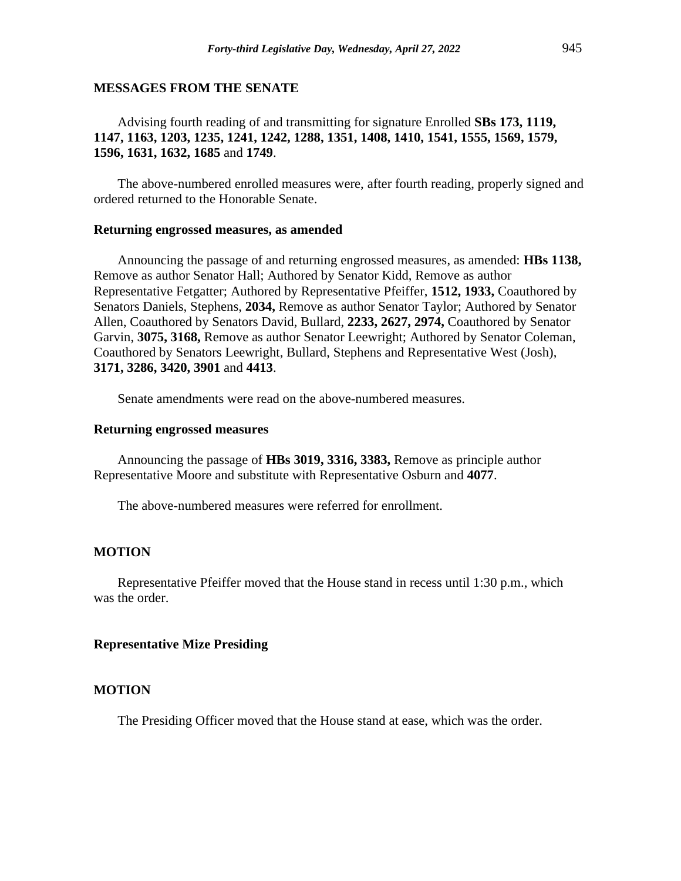## MESSAGES FROM THE SENATE

Advising fourth reading of and transmitting for signature Enrolled **SBs 173, 1119, 1147, 1163, 1203, 1235, 1241, 1242, 1288, 1351, 1408, 1410, 1541, 1555, 1569, 1579, 1596, 1631, 1632, 1685** and **1749**.

The above-numbered enrolled measures were, after fourth reading, properly signed and ordered returned to the Honorable Senate.

### Returning engrossed measures, as amended

Announcing the passage of and returning engrossed measures, as amended: **HBs 1138,** Remove as author Senator Hall; Authored by Senator Kidd, Remove as author Representative Fetgatter; Authored by Representative Pfeiffer, **1512, 1933,** Coauthored by Senators Daniels, Stephens, **2034,** Remove as author Senator Taylor; Authored by Senator Allen, Coauthored by Senators David, Bullard, **2233, 2627, 2974,** Coauthored by Senator Garvin, **3075, 3168,** Remove as author Senator Leewright; Authored by Senator Coleman, Coauthored by Senators Leewright, Bullard, Stephens and Representative West (Josh), **3171, 3286, 3420, 3901** and **4413**.

Senate amendments were read on the above-numbered measures.

### Returning engrossed measures

Announcing the passage of **HBs 3019, 3316, 3383,** Remove as principle author Representative Moore and substitute with Representative Osburn and **4077**.

The above-numbered measures were referred for enrollment.

## MOTION

Representative Pfeiffer moved that the House stand in recess until 1:30 p.m., which was the order.

### Representative Mize Presiding

## MOTION

The Presiding Officer moved that the House stand at ease, which was the order.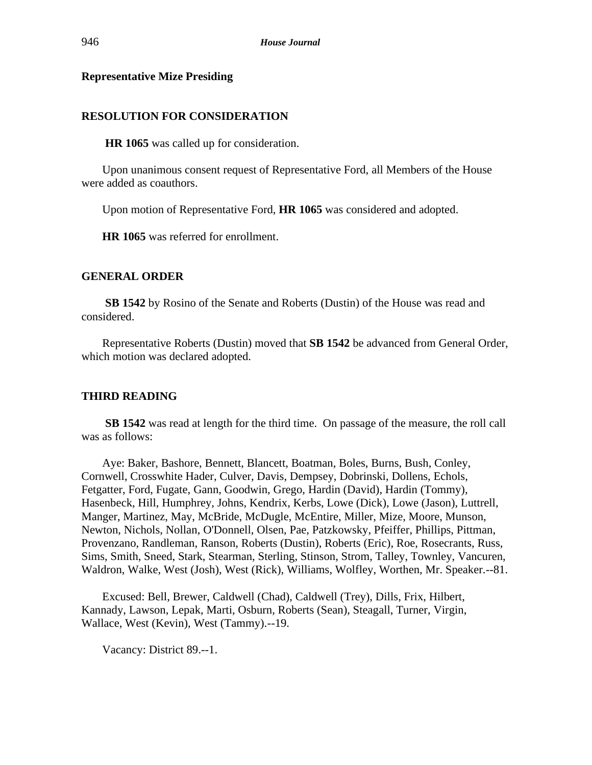**Representative Mize Presiding**

**RESOLUTION FOR CONSIDERATION**

**HR 1065** was called up for consideration.

Upon unanimous consent request of Representative Ford, all Members of the House were added as coauthors.

Upon motion of Representative Ford, **HR 1065** was considered and adopted.

**HR 1065** was referred for enrollment.

**GENERAL ORDER**

**SB 1542** by Rosino of the Senate and Roberts (Dustin) of the House was read and considered.

Representative Roberts (Dustin) moved that **SB 1542** be advanced from General Order, which motion was declared adopted.

**THIRD READING**

**SB 1542** was read at length for the third time. On passage of the measure, the roll call was as follows:

Aye: Baker, Bashore, Bennett, Blancett, Boatman, Boles, Burns, Bush, Conley, Cornwell, Crosswhite Hader, Culver, Davis, Dempsey, Dobrinski, Dollens, Echols, Fetgatter, Ford, Fugate, Gann, Goodwin, Grego, Hardin (David), Hardin (Tommy), Hasenbeck, Hill, Humphrey, Johns, Kendrix, Kerbs, Lowe (Dick), Lowe (Jason), Luttrell, Manger, Martinez, May, McBride, McDugle, McEntire, Miller, Mize, Moore, Munson, Newton, Nichols, Nollan, O'Donnell, Olsen, Pae, Patzkowsky, Pfeiffer, Phillips, Pittman, Provenzano, Randleman, Ranson, Roberts (Dustin), Roberts (Eric), Roe, Rosecrants, Russ, Sims, Smith, Sneed, Stark, Stearman, Sterling, Stinson, Strom, Talley, Townley, Vancuren, Waldron, Walke, West (Josh), West (Rick), Williams, Wolfley, Worthen, Mr. Speaker.--81.

Excused: Bell, Brewer, Caldwell (Chad), Caldwell (Trey), Dills, Frix, Hilbert, Kannady, Lawson, Lepak, Marti, Osburn, Roberts (Sean), Steagall, Turner, Virgin, Wallace, West (Kevin), West (Tammy).--19.

Vacancy: District 89.--1.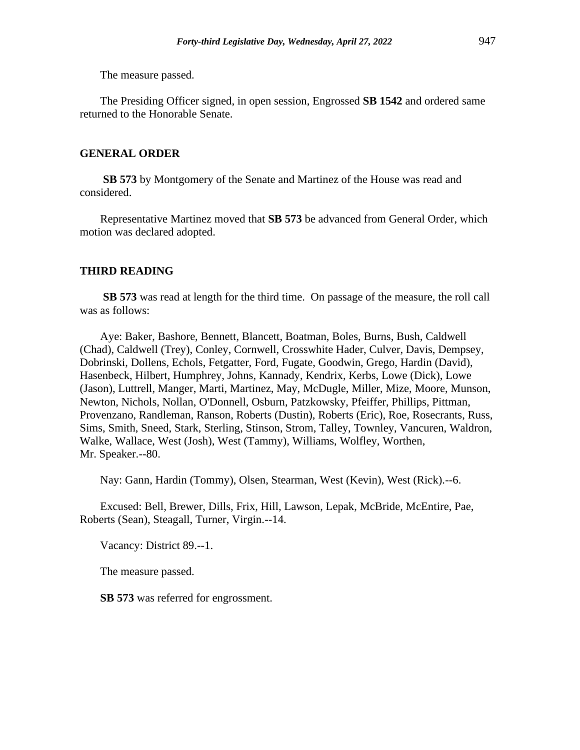The measure passed.

The Presiding Officer signed, in open session, Engrossed **SB 1542** and ordered same returned to the Honorable Senate.

## GENERAL ORDER

**SB 573** by Montgomery of the Senate and Martinez of the House was read and considered.

Representative Martinez moved that **SB 573** be advanced from General Order, which motion was declared adopted.

## THIRD READING

**SB 573** was read at length for the third time. On passage of the measure, the roll call was as follows:

Aye: Baker, Bashore, Bennett, Blancett, Boatman, Boles, Burns, Bush, Caldwell (Chad), Caldwell (Trey), Conley, Cornwell, Crosswhite Hader, Culver, Davis, Dempsey, Dobrinski, Dollens, Echols, Fetgatter, Ford, Fugate, Goodwin, Grego, Hardin (David), Hasenbeck, Hilbert, Humphrey, Johns, Kannady, Kendrix, Kerbs, Lowe (Dick), Lowe (Jason), Luttrell, Manger, Marti, Martinez, May, McDugle, Miller, Mize, Moore, Munson, Newton, Nichols, Nollan, O'Donnell, Osburn, Patzkowsky, Pfeiffer, Phillips, Pittman, Provenzano, Randleman, Ranson, Roberts (Dustin), Roberts (Eric), Roe, Rosecrants, Russ, Sims, Smith, Sneed, Stark, Sterling, Stinson, Strom, Talley, Townley, Vancuren, Waldron, Walke, Wallace, West (Josh), West (Tammy), Williams, Wolfley, Worthen, Mr. Speaker.--80.

Nay: Gann, Hardin (Tommy), Olsen, Stearman, West (Kevin), West (Rick).--6.

Excused: Bell, Brewer, Dills, Frix, Hill, Lawson, Lepak, McBride, McEntire, Pae, Roberts (Sean), Steagall, Turner, Virgin.--14.

Vacancy: District 89.--1.

The measure passed.

**SB 573** was referred for engrossment.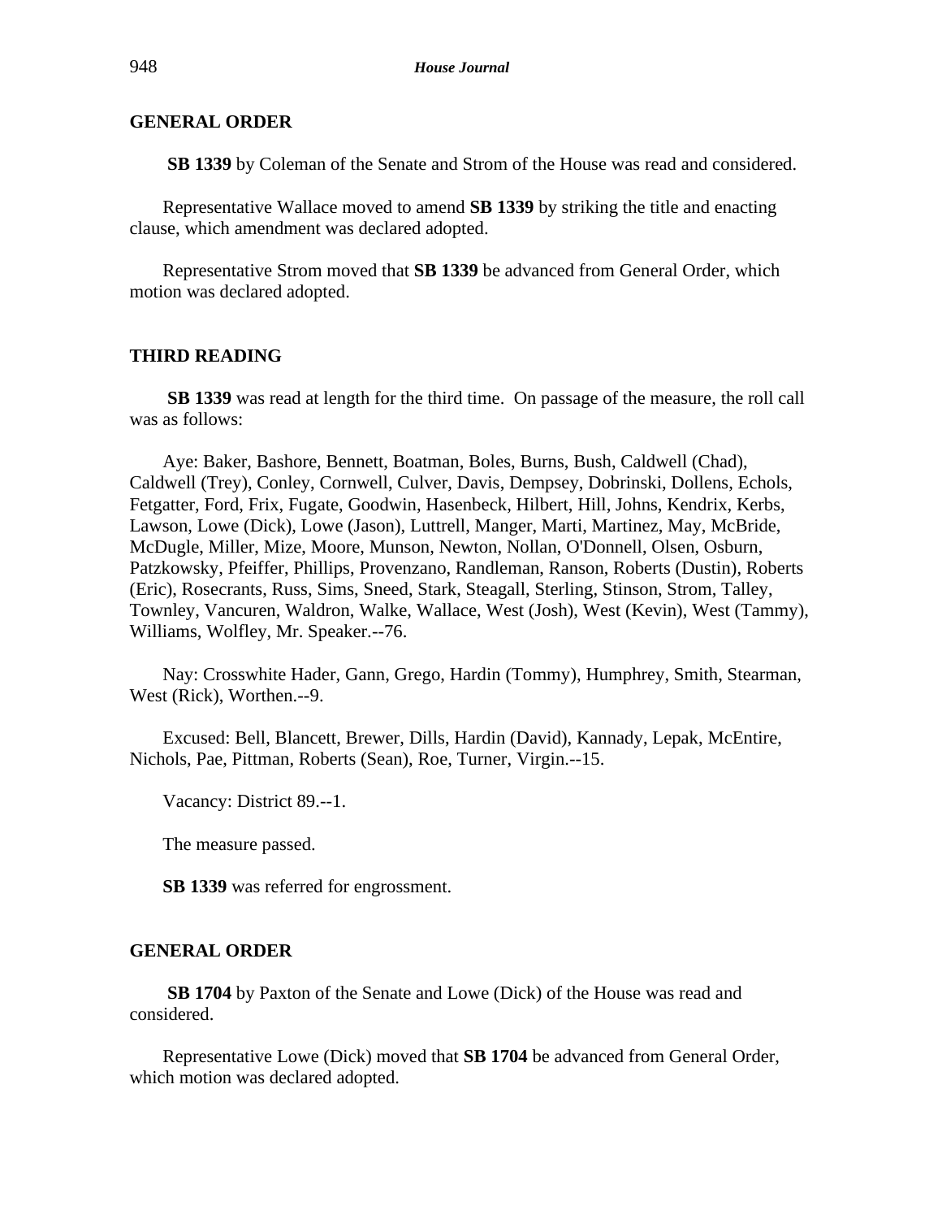**GENERAL ORDER**

**SB 1339** by Coleman of the Senate and Strom of the House was read and considered.

Representative Wallace moved to amend **SB 1339** by striking the title and enacting clause, which amendment was declared adopted.

Representative Strom moved that **SB 1339** be advanced from General Order, which motion was declared adopted.

**THIRD READING**

**SB 1339** was read at length for the third time. On passage of the measure, the roll call was as follows:

Aye: Baker, Bashore, Bennett, Boatman, Boles, Burns, Bush, Caldwell (Chad), Caldwell (Trey), Conley, Cornwell, Culver, Davis, Dempsey, Dobrinski, Dollens, Echols, Fetgatter, Ford, Frix, Fugate, Goodwin, Hasenbeck, Hilbert, Hill, Johns, Kendrix, Kerbs, Lawson, Lowe (Dick), Lowe (Jason), Luttrell, Manger, Marti, Martinez, May, McBride, McDugle, Miller, Mize, Moore, Munson, Newton, Nollan, O'Donnell, Olsen, Osburn, Patzkowsky, Pfeiffer, Phillips, Provenzano, Randleman, Ranson, Roberts (Dustin), Roberts (Eric), Rosecrants, Russ, Sims, Sneed, Stark, Steagall, Sterling, Stinson, Strom, Talley, Townley, Vancuren, Waldron, Walke, Wallace, West (Josh), West (Kevin), West (Tammy), Williams, Wolfley, Mr. Speaker.--76.

Nay: Crosswhite Hader, Gann, Grego, Hardin (Tommy), Humphrey, Smith, Stearman, West (Rick), Worthen.--9.

Excused: Bell, Blancett, Brewer, Dills, Hardin (David), Kannady, Lepak, McEntire, Nichols, Pae, Pittman, Roberts (Sean), Roe, Turner, Virgin.--15.

Vacancy: District 89.--1.

The measure passed.

**SB 1339** was referred for engrossment.

**GENERAL ORDER**

**SB 1704** by Paxton of the Senate and Lowe (Dick) of the House was read and considered.

Representative Lowe (Dick) moved that **SB 1704** be advanced from General Order, which motion was declared adopted.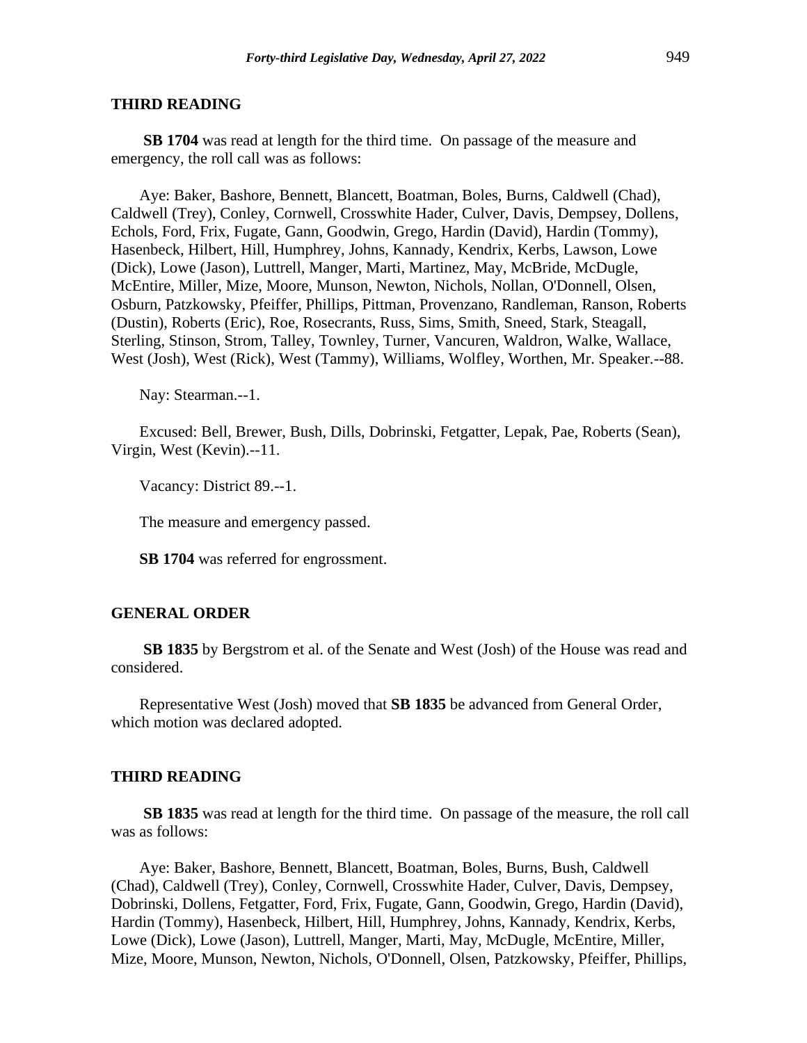## THIRD READING

**SB 1704** was read at length for the third time. On passage of the measure and emergency, the roll call was as follows:

Aye: Baker, Bashore, Bennett, Blancett, Boatman, Boles, Burns, Caldwell (Chad), Caldwell (Trey), Conley, Cornwell, Crosswhite Hader, Culver, Davis, Dempsey, Dollens, Echols, Ford, Frix, Fugate, Gann, Goodwin, Grego, Hardin (David), Hardin (Tommy), Hasenbeck, Hilbert, Hill, Humphrey, Johns, Kannady, Kendrix, Kerbs, Lawson, Lowe (Dick), Lowe (Jason), Luttrell, Manger, Marti, Martinez, May, McBride, McDugle, McEntire, Miller, Mize, Moore, Munson, Newton, Nichols, Nollan, O'Donnell, Olsen, Osburn, Patzkowsky, Pfeiffer, Phillips, Pittman, Provenzano, Randleman, Ranson, Roberts (Dustin), Roberts (Eric), Roe, Rosecrants, Russ, Sims, Smith, Sneed, Stark, Steagall, Sterling, Stinson, Strom, Talley, Townley, Turner, Vancuren, Waldron, Walke, Wallace, West (Josh), West (Rick), West (Tammy), Williams, Wolfley, Worthen, Mr. Speaker.--88.

Nay: Stearman.--1.

Excused: Bell, Brewer, Bush, Dills, Dobrinski, Fetgatter, Lepak, Pae, Roberts (Sean), Virgin, West (Kevin).--11.

Vacancy: District 89.--1.

The measure and emergency passed.

**SB 1704** was referred for engrossment.

## GENERAL ORDER

**SB 1835** by Bergstrom et al. of the Senate and West (Josh) of the House was read and considered.

Representative West (Josh) moved that **SB 1835** be advanced from General Order, which motion was declared adopted.

## THIRD READING

**SB 1835** was read at length for the third time. On passage of the measure, the roll call was as follows:

Aye: Baker, Bashore, Bennett, Blancett, Boatman, Boles, Burns, Bush, Caldwell (Chad), Caldwell (Trey), Conley, Cornwell, Crosswhite Hader, Culver, Davis, Dempsey, Dobrinski, Dollens, Fetgatter, Ford, Frix, Fugate, Gann, Goodwin, Grego, Hardin (David), Hardin (Tommy), Hasenbeck, Hilbert, Hill, Humphrey, Johns, Kannady, Kendrix, Kerbs, Lowe (Dick), Lowe (Jason), Luttrell, Manger, Marti, May, McDugle, McEntire, Miller, Mize, Moore, Munson, Newton, Nichols, O'Donnell, Olsen, Patzkowsky, Pfeiffer, Phillips,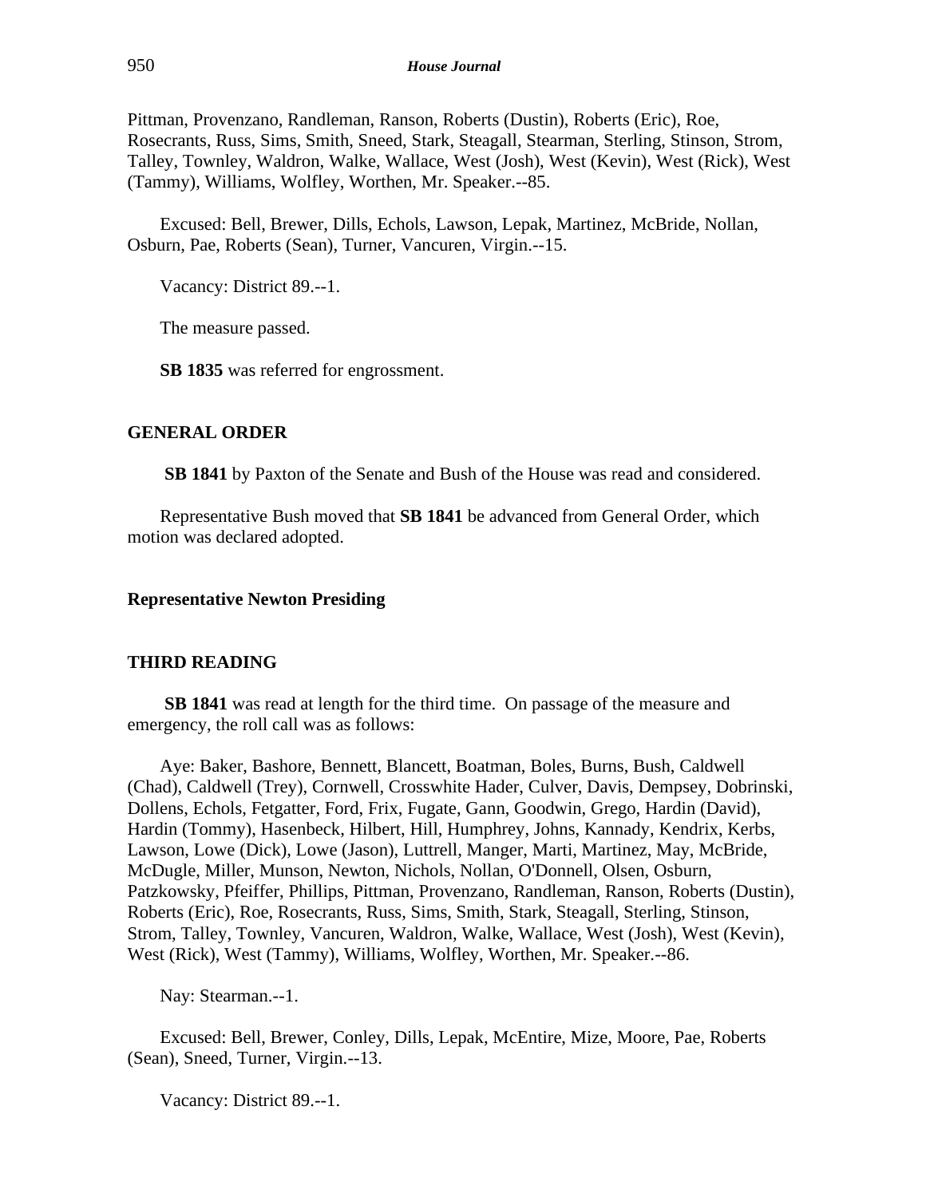Pittman, Provenzano, Randleman, Ranson, Roberts (Dustin), Roberts (Eric), Roe, Rosecrants, Russ, Sims, Smith, Sneed, Stark, Steagall, Stearman, Sterling, Stinson, Strom, Talley, Townley, Waldron, Walke, Wallace, West (Josh), West (Kevin), West (Rick), West (Tammy), Williams, Wolfley, Worthen, Mr. Speaker.--85.

Excused: Bell, Brewer, Dills, Echols, Lawson, Lepak, Martinez, McBride, Nollan, Osburn, Pae, Roberts (Sean), Turner, Vancuren, Virgin.--15.

Vacancy: District 89.--1.

The measure passed.

**SB 1835** was referred for engrossment.

## GENERAL ORDER

**SB 1841** by Paxton of the Senate and Bush of the House was read and considered.

Representative Bush moved that **SB 1841** be advanced from General Order, which motion was declared adopted.

## Representative Newton Presiding

## THIRD READING

**SB 1841** was read at length for the third time. On passage of the measure and emergency, the roll call was as follows:

Aye: Baker, Bashore, Bennett, Blancett, Boatman, Boles, Burns, Bush, Caldwell (Chad), Caldwell (Trey), Cornwell, Crosswhite Hader, Culver, Davis, Dempsey, Dobrinski, Dollens, Echols, Fetgatter, Ford, Frix, Fugate, Gann, Goodwin, Grego, Hardin (David), Hardin (Tommy), Hasenbeck, Hilbert, Hill, Humphrey, Johns, Kannady, Kendrix, Kerbs, Lawson, Lowe (Dick), Lowe (Jason), Luttrell, Manger, Marti, Martinez, May, McBride, McDugle, Miller, Munson, Newton, Nichols, Nollan, O'Donnell, Olsen, Osburn, Patzkowsky, Pfeiffer, Phillips, Pittman, Provenzano, Randleman, Ranson, Roberts (Dustin), Roberts (Eric), Roe, Rosecrants, Russ, Sims, Smith, Stark, Steagall, Sterling, Stinson, Strom, Talley, Townley, Vancuren, Waldron, Walke, Wallace, West (Josh), West (Kevin), West (Rick), West (Tammy), Williams, Wolfley, Worthen, Mr. Speaker.--86.

Nay: Stearman.--1.

Excused: Bell, Brewer, Conley, Dills, Lepak, McEntire, Mize, Moore, Pae, Roberts (Sean), Sneed, Turner, Virgin.--13.

Vacancy: District 89.--1.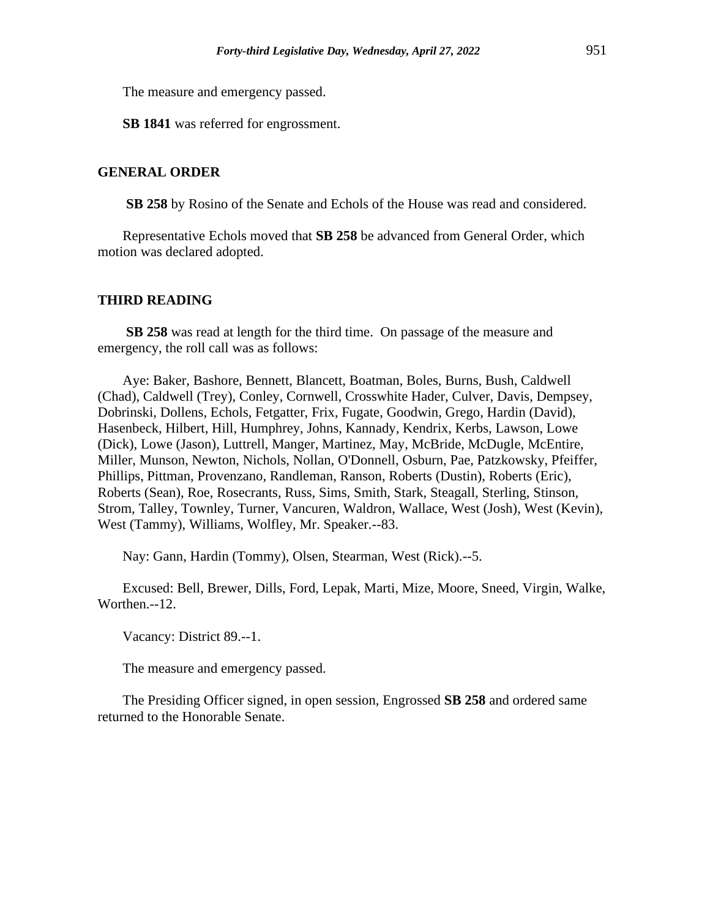The measure and emergency passed.

**SB 1841** was referred for engrossment.

## GENERAL ORDER

**SB 258** by Rosino of the Senate and Echols of the House was read and considered.

Representative Echols moved that **SB 258** be advanced from General Order, which motion was declared adopted.

## THIRD READING

**SB 258** was read at length for the third time. On passage of the measure and emergency, the roll call was as follows:

Aye: Baker, Bashore, Bennett, Blancett, Boatman, Boles, Burns, Bush, Caldwell (Chad), Caldwell (Trey), Conley, Cornwell, Crosswhite Hader, Culver, Davis, Dempsey, Dobrinski, Dollens, Echols, Fetgatter, Frix, Fugate, Goodwin, Grego, Hardin (David), Hasenbeck, Hilbert, Hill, Humphrey, Johns, Kannady, Kendrix, Kerbs, Lawson, Lowe (Dick), Lowe (Jason), Luttrell, Manger, Martinez, May, McBride, McDugle, McEntire, Miller, Munson, Newton, Nichols, Nollan, O'Donnell, Osburn, Pae, Patzkowsky, Pfeiffer, Phillips, Pittman, Provenzano, Randleman, Ranson, Roberts (Dustin), Roberts (Eric), Roberts (Sean), Roe, Rosecrants, Russ, Sims, Smith, Stark, Steagall, Sterling, Stinson, Strom, Talley, Townley, Turner, Vancuren, Waldron, Wallace, West (Josh), West (Kevin), West (Tammy), Williams, Wolfley, Mr. Speaker.--83.

Nay: Gann, Hardin (Tommy), Olsen, Stearman, West (Rick).--5.

Excused: Bell, Brewer, Dills, Ford, Lepak, Marti, Mize, Moore, Sneed, Virgin, Walke, Worthen.--12.

Vacancy: District 89.--1.

The measure and emergency passed.

The Presiding Officer signed, in open session, Engrossed **SB 258** and ordered same returned to the Honorable Senate.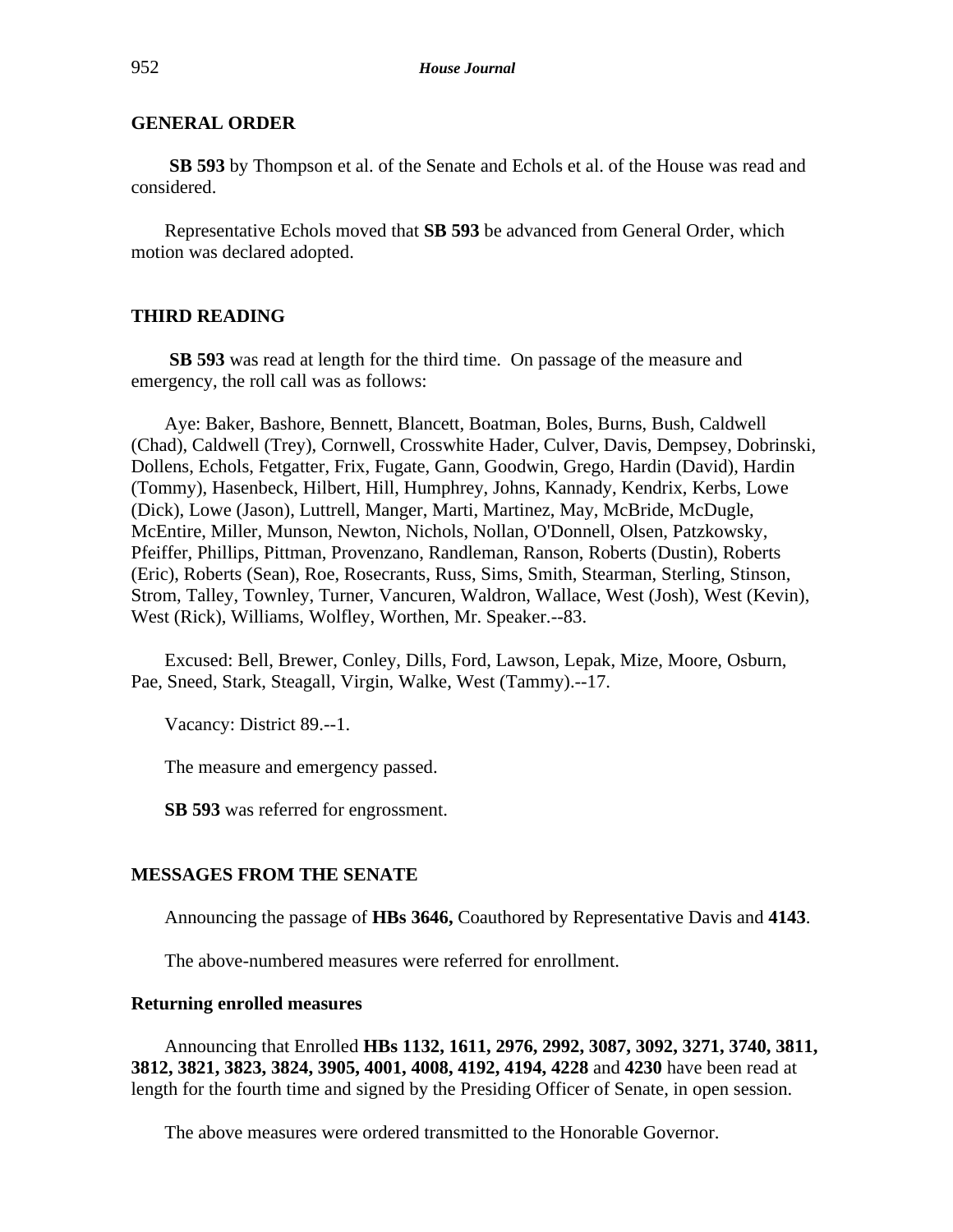## GENERAL ORDER

**SB 593** by Thompson et al. of the Senate and Echols et al. of the House was read and considered.

Representative Echols moved that **SB 593** be advanced from General Order, which motion was declared adopted.

## THIRD READING

**SB 593** was read at length for the third time. On passage of the measure and emergency, the roll call was as follows:

Aye: Baker, Bashore, Bennett, Blancett, Boatman, Boles, Burns, Bush, Caldwell (Chad), Caldwell (Trey), Cornwell, Crosswhite Hader, Culver, Davis, Dempsey, Dobrinski, Dollens, Echols, Fetgatter, Frix, Fugate, Gann, Goodwin, Grego, Hardin (David), Hardin (Tommy), Hasenbeck, Hilbert, Hill, Humphrey, Johns, Kannady, Kendrix, Kerbs, Lowe (Dick), Lowe (Jason), Luttrell, Manger, Marti, Martinez, May, McBride, McDugle, McEntire, Miller, Munson, Newton, Nichols, Nollan, O'Donnell, Olsen, Patzkowsky, Pfeiffer, Phillips, Pittman, Provenzano, Randleman, Ranson, Roberts (Dustin), Roberts (Eric), Roberts (Sean), Roe, Rosecrants, Russ, Sims, Smith, Stearman, Sterling, Stinson, Strom, Talley, Townley, Turner, Vancuren, Waldron, Wallace, West (Josh), West (Kevin), West (Rick), Williams, Wolfley, Worthen, Mr. Speaker.--83.

Excused: Bell, Brewer, Conley, Dills, Ford, Lawson, Lepak, Mize, Moore, Osburn, Pae, Sneed, Stark, Steagall, Virgin, Walke, West (Tammy).--17.

Vacancy: District 89.--1.

The measure and emergency passed.

**SB 593** was referred for engrossment.

## MESSAGES FROM THE SENATE

Announcing the passage of **HBs 3646,** Coauthored by Representative Davis and **4143**.

The above-numbered measures were referred for enrollment.

### Returning enrolled measures

Announcing that Enrolled **HBs 1132, 1611, 2976, 2992, 3087, 3092, 3271, 3740, 3811, 3812, 3821, 3823, 3824, 3905, 4001, 4008, 4192, 4194, 4228** and **4230** have been read at length for the fourth time and signed by the Presiding Officer of Senate, in open session.

The above measures were ordered transmitted to the Honorable Governor.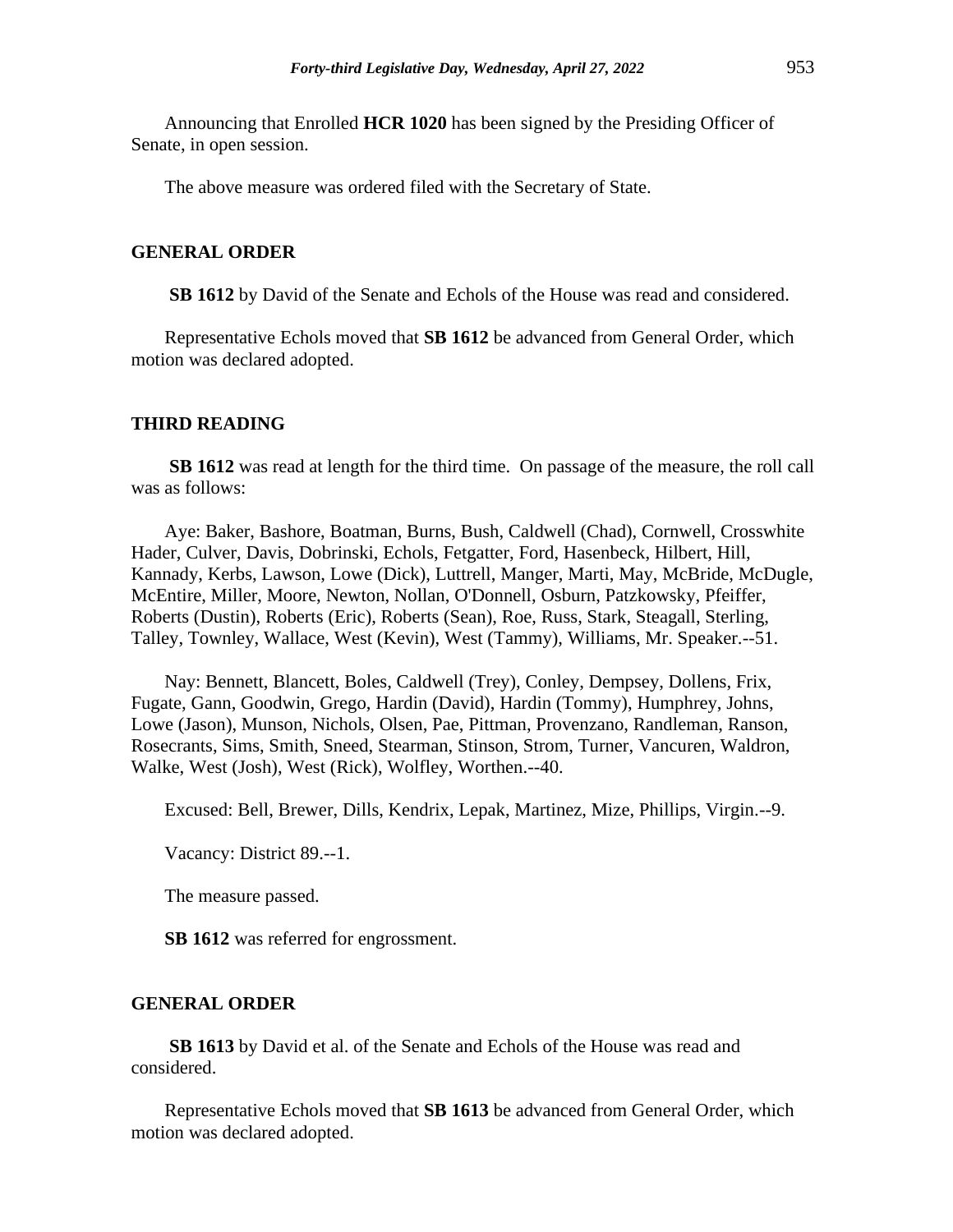Announcing that Enrolled **HCR 1020** has been signed by the Presiding Officer of Senate, in open session.

The above measure was ordered filed with the Secretary of State.

## GENERAL ORDER

**SB 1612** by David of the Senate and Echols of the House was read and considered.

Representative Echols moved that **SB 1612** be advanced from General Order, which motion was declared adopted.

## THIRD READING

**SB 1612** was read at length for the third time. On passage of the measure, the roll call was as follows:

Aye: Baker, Bashore, Boatman, Burns, Bush, Caldwell (Chad), Cornwell, Crosswhite Hader, Culver, Davis, Dobrinski, Echols, Fetgatter, Ford, Hasenbeck, Hilbert, Hill, Kannady, Kerbs, Lawson, Lowe (Dick), Luttrell, Manger, Marti, May, McBride, McDugle, McEntire, Miller, Moore, Newton, Nollan, O'Donnell, Osburn, Patzkowsky, Pfeiffer, Roberts (Dustin), Roberts (Eric), Roberts (Sean), Roe, Russ, Stark, Steagall, Sterling, Talley, Townley, Wallace, West (Kevin), West (Tammy), Williams, Mr. Speaker.--51.

Nay: Bennett, Blancett, Boles, Caldwell (Trey), Conley, Dempsey, Dollens, Frix, Fugate, Gann, Goodwin, Grego, Hardin (David), Hardin (Tommy), Humphrey, Johns, Lowe (Jason), Munson, Nichols, Olsen, Pae, Pittman, Provenzano, Randleman, Ranson, Rosecrants, Sims, Smith, Sneed, Stearman, Stinson, Strom, Turner, Vancuren, Waldron, Walke, West (Josh), West (Rick), Wolfley, Worthen.--40.

Excused: Bell, Brewer, Dills, Kendrix, Lepak, Martinez, Mize, Phillips, Virgin.--9.

Vacancy: District 89.--1.

The measure passed.

**SB 1612** was referred for engrossment.

## GENERAL ORDER

**SB 1613** by David et al. of the Senate and Echols of the House was read and considered.

Representative Echols moved that **SB 1613** be advanced from General Order, which motion was declared adopted.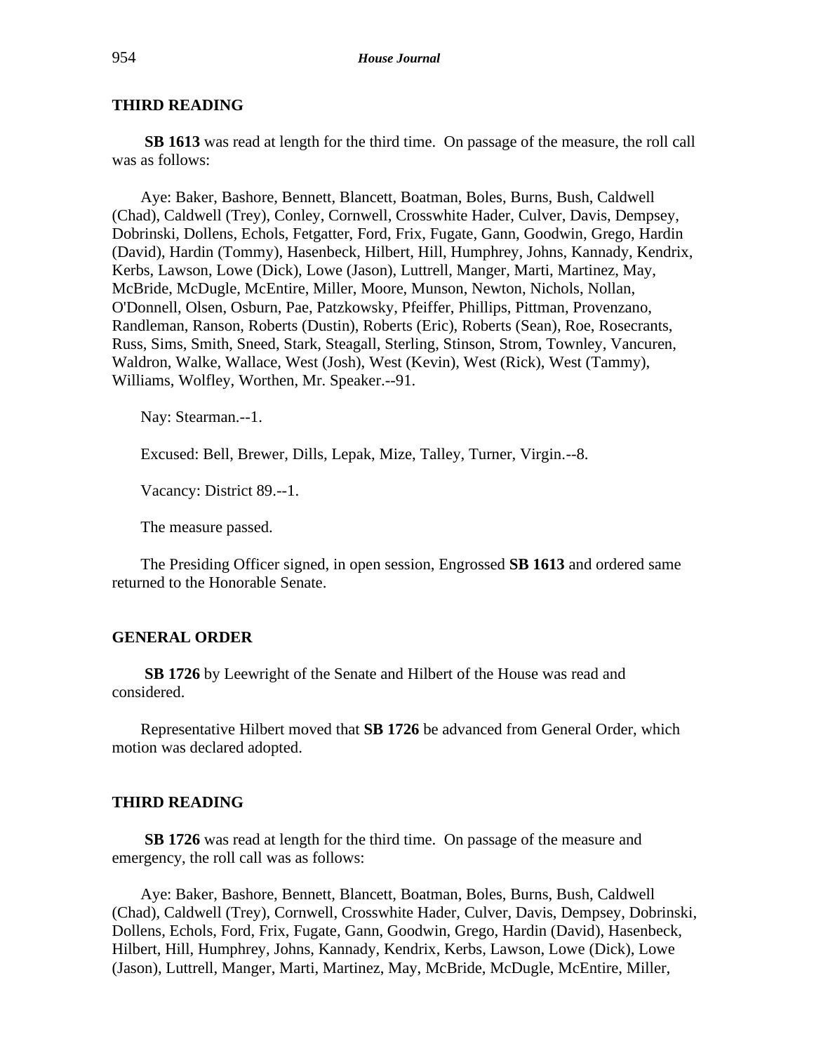### THIRD READING

**SB 1613** was read at length for the third time. On passage of the measure, the roll call was as follows:

Aye: Baker, Bashore, Bennett, Blancett, Boatman, Boles, Burns, Bush, Caldwell (Chad), Caldwell (Trey), Conley, Cornwell, Crosswhite Hader, Culver, Davis, Dempsey, Dobrinski, Dollens, Echols, Fetgatter, Ford, Frix, Fugate, Gann, Goodwin, Grego, Hardin (David), Hardin (Tommy), Hasenbeck, Hilbert, Hill, Humphrey, Johns, Kannady, Kendrix, Kerbs, Lawson, Lowe (Dick), Lowe (Jason), Luttrell, Manger, Marti, Martinez, May, McBride, McDugle, McEntire, Miller, Moore, Munson, Newton, Nichols, Nollan, O'Donnell, Olsen, Osburn, Pae, Patzkowsky, Pfeiffer, Phillips, Pittman, Provenzano, Randleman, Ranson, Roberts (Dustin), Roberts (Eric), Roberts (Sean), Roe, Rosecrants, Russ, Sims, Smith, Sneed, Stark, Steagall, Sterling, Stinson, Strom, Townley, Vancuren, Waldron, Walke, Wallace, West (Josh), West (Kevin), West (Rick), West (Tammy), Williams, Wolfley, Worthen, Mr. Speaker.--91.

Nay: Stearman.--1.

Excused: Bell, Brewer, Dills, Lepak, Mize, Talley, Turner, Virgin.--8.

Vacancy: District 89.--1.

The measure passed.

The Presiding Officer signed, in open session, Engrossed **SB 1613** and ordered same returned to the Honorable Senate.

### GENERAL ORDER

**SB 1726** by Leewright of the Senate and Hilbert of the House was read and considered.

Representative Hilbert moved that **SB 1726** be advanced from General Order, which motion was declared adopted.

### THIRD READING

**SB 1726** was read at length for the third time. On passage of the measure and emergency, the roll call was as follows:

Aye: Baker, Bashore, Bennett, Blancett, Boatman, Boles, Burns, Bush, Caldwell (Chad), Caldwell (Trey), Cornwell, Crosswhite Hader, Culver, Davis, Dempsey, Dobrinski, Dollens, Echols, Ford, Frix, Fugate, Gann, Goodwin, Grego, Hardin (David), Hasenbeck, Hilbert, Hill, Humphrey, Johns, Kannady, Kendrix, Kerbs, Lawson, Lowe (Dick), Lowe (Jason), Luttrell, Manger, Marti, Martinez, May, McBride, McDugle, McEntire, Miller,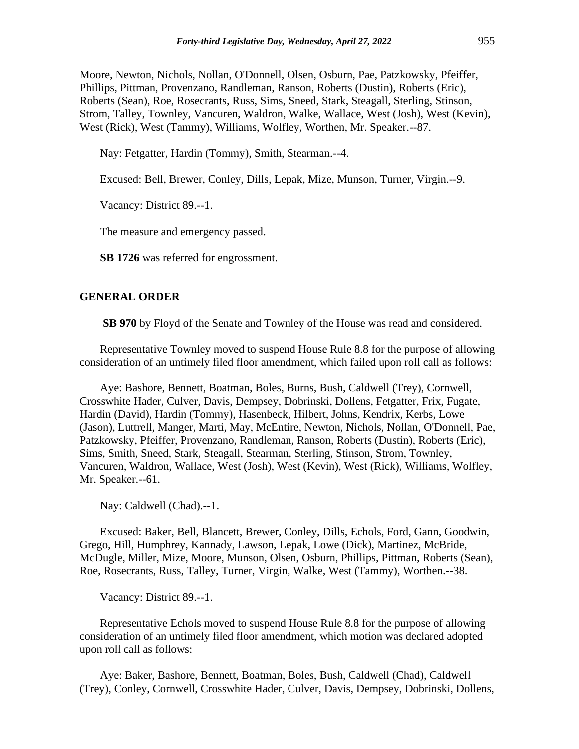Moore, Newton, Nichols, Nollan, O'Donnell, Olsen, Osburn, Pae, Patzkowsky, Pfeiffer, Phillips, Pittman, Provenzano, Randleman, Ranson, Roberts (Dustin), Roberts (Eric), Roberts (Sean), Roe, Rosecrants, Russ, Sims, Sneed, Stark, Steagall, Sterling, Stinson, Strom, Talley, Townley, Vancuren, Waldron, Walke, Wallace, West (Josh), West (Kevin), West (Rick), West (Tammy), Williams, Wolfley, Worthen, Mr. Speaker.--87.

Nay: Fetgatter, Hardin (Tommy), Smith, Stearman.--4.

Excused: Bell, Brewer, Conley, Dills, Lepak, Mize, Munson, Turner, Virgin.--9.

Vacancy: District 89.--1.

The measure and emergency passed.

**SB 1726** was referred for engrossment.

## GENERAL ORDER

**SB 970** by Floyd of the Senate and Townley of the House was read and considered.

Representative Townley moved to suspend House Rule 8.8 for the purpose of allowing consideration of an untimely filed floor amendment, which failed upon roll call as follows:

Aye: Bashore, Bennett, Boatman, Boles, Burns, Bush, Caldwell (Trey), Cornwell, Crosswhite Hader, Culver, Davis, Dempsey, Dobrinski, Dollens, Fetgatter, Frix, Fugate, Hardin (David), Hardin (Tommy), Hasenbeck, Hilbert, Johns, Kendrix, Kerbs, Lowe (Jason), Luttrell, Manger, Marti, May, McEntire, Newton, Nichols, Nollan, O'Donnell, Pae, Patzkowsky, Pfeiffer, Provenzano, Randleman, Ranson, Roberts (Dustin), Roberts (Eric), Sims, Smith, Sneed, Stark, Steagall, Stearman, Sterling, Stinson, Strom, Townley, Vancuren, Waldron, Wallace, West (Josh), West (Kevin), West (Rick), Williams, Wolfley, Mr. Speaker.--61.

Nay: Caldwell (Chad).--1.

Excused: Baker, Bell, Blancett, Brewer, Conley, Dills, Echols, Ford, Gann, Goodwin, Grego, Hill, Humphrey, Kannady, Lawson, Lepak, Lowe (Dick), Martinez, McBride, McDugle, Miller, Mize, Moore, Munson, Olsen, Osburn, Phillips, Pittman, Roberts (Sean), Roe, Rosecrants, Russ, Talley, Turner, Virgin, Walke, West (Tammy), Worthen.--38.

Vacancy: District 89.--1.

Representative Echols moved to suspend House Rule 8.8 for the purpose of allowing consideration of an untimely filed floor amendment, which motion was declared adopted upon roll call as follows:

Aye: Baker, Bashore, Bennett, Boatman, Boles, Bush, Caldwell (Chad), Caldwell (Trey), Conley, Cornwell, Crosswhite Hader, Culver, Davis, Dempsey, Dobrinski, Dollens,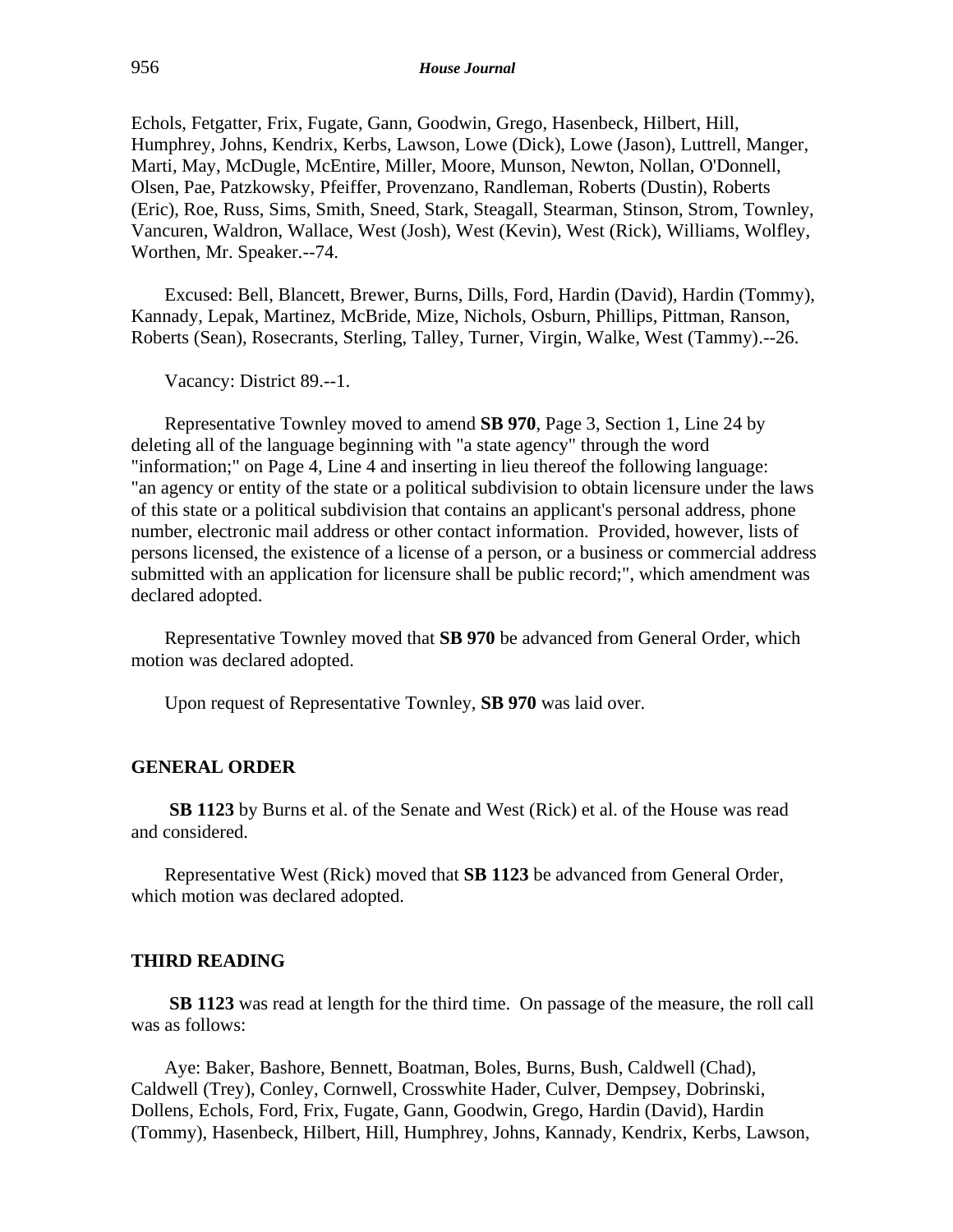Echols, Fetgatter, Frix, Fugate, Gann, Goodwin, Grego, Hasenbeck, Hilbert, Hill, Humphrey, Johns, Kendrix, Kerbs, Lawson, Lowe (Dick), Lowe (Jason), Luttrell, Manger, Marti, May, McDugle, McEntire, Miller, Moore, Munson, Newton, Nollan, O'Donnell, Olsen, Pae, Patzkowsky, Pfeiffer, Provenzano, Randleman, Roberts (Dustin), Roberts (Eric), Roe, Russ, Sims, Smith, Sneed, Stark, Steagall, Stearman, Stinson, Strom, Townley, Vancuren, Waldron, Wallace, West (Josh), West (Kevin), West (Rick), Williams, Wolfley, Worthen, Mr. Speaker.--74.

Excused: Bell, Blancett, Brewer, Burns, Dills, Ford, Hardin (David), Hardin (Tommy), Kannady, Lepak, Martinez, McBride, Mize, Nichols, Osburn, Phillips, Pittman, Ranson, Roberts (Sean), Rosecrants, Sterling, Talley, Turner, Virgin, Walke, West (Tammy).--26.

Vacancy: District 89.--1.

Representative Townley moved to amend **SB 970**, Page 3, Section 1, Line 24 by deleting all of the language beginning with "a state agency" through the word "information;" on Page 4, Line 4 and inserting in lieu thereof the following language: "an agency or entity of the state or a political subdivision to obtain licensure under the laws of this state or a political subdivision that contains an applicant's personal address, phone number, electronic mail address or other contact information. Provided, however, lists of persons licensed, the existence of a license of a person, or a business or commercial address submitted with an application for licensure shall be public record;", which amendment was declared adopted.

Representative Townley moved that **SB 970** be advanced from General Order, which motion was declared adopted.

Upon request of Representative Townley, **SB 970** was laid over.

## GENERAL ORDER

**SB 1123** by Burns et al. of the Senate and West (Rick) et al. of the House was read and considered.

Representative West (Rick) moved that **SB 1123** be advanced from General Order, which motion was declared adopted.

## THIRD READING

**SB 1123** was read at length for the third time. On passage of the measure, the roll call was as follows:

Aye: Baker, Bashore, Bennett, Boatman, Boles, Burns, Bush, Caldwell (Chad), Caldwell (Trey), Conley, Cornwell, Crosswhite Hader, Culver, Dempsey, Dobrinski, Dollens, Echols, Ford, Frix, Fugate, Gann, Goodwin, Grego, Hardin (David), Hardin (Tommy), Hasenbeck, Hilbert, Hill, Humphrey, Johns, Kannady, Kendrix, Kerbs, Lawson,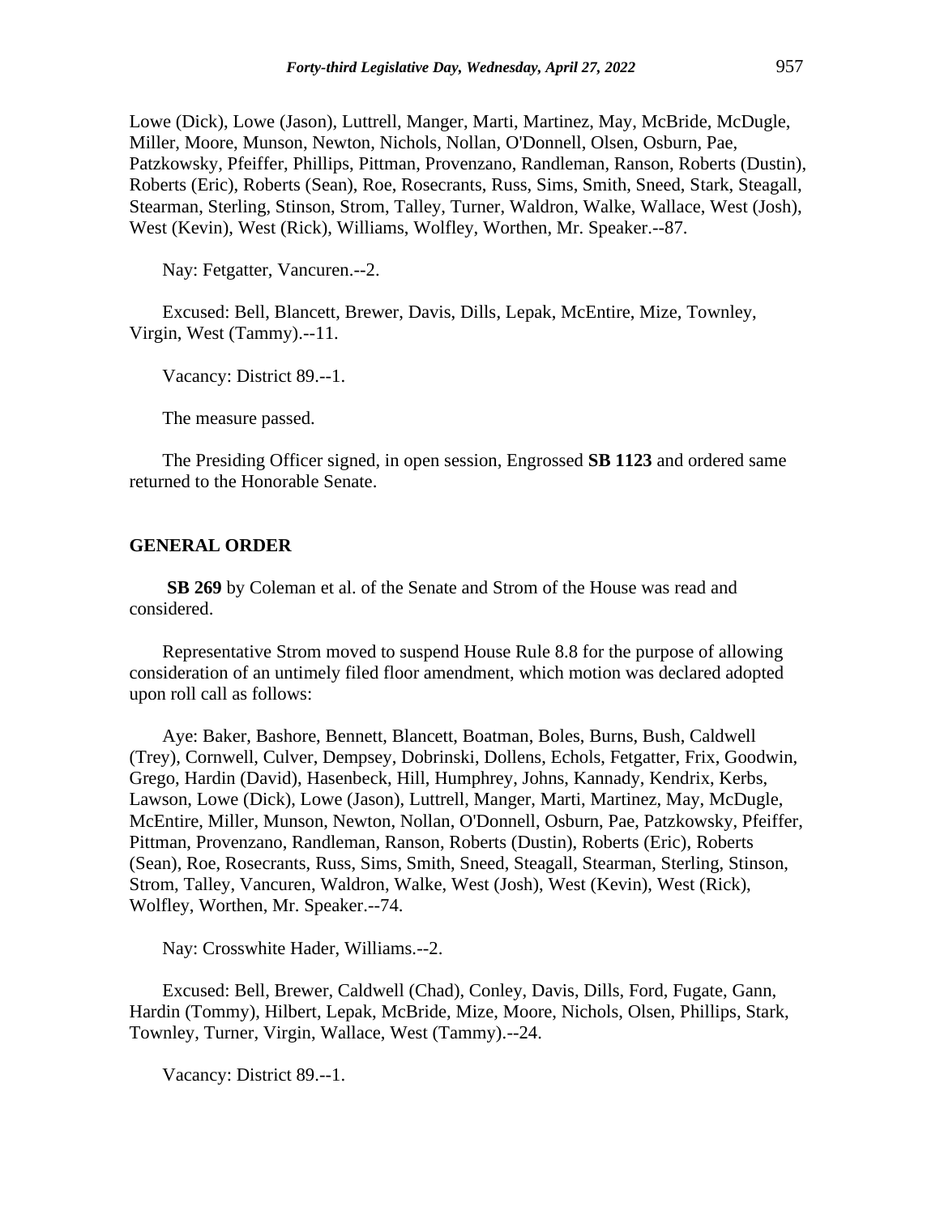Lowe (Dick), Lowe (Jason), Luttrell, Manger, Marti, Martinez, May, McBride, McDugle, Miller, Moore, Munson, Newton, Nichols, Nollan, O'Donnell, Olsen, Osburn, Pae, Patzkowsky, Pfeiffer, Phillips, Pittman, Provenzano, Randleman, Ranson, Roberts (Dustin), Roberts (Eric), Roberts (Sean), Roe, Rosecrants, Russ, Sims, Smith, Sneed, Stark, Steagall, Stearman, Sterling, Stinson, Strom, Talley, Turner, Waldron, Walke, Wallace, West (Josh), West (Kevin), West (Rick), Williams, Wolfley, Worthen, Mr. Speaker.--87.

Nay: Fetgatter, Vancuren.--2.

Excused: Bell, Blancett, Brewer, Davis, Dills, Lepak, McEntire, Mize, Townley, Virgin, West (Tammy).--11.

Vacancy: District 89.--1.

The measure passed.

The Presiding Officer signed, in open session, Engrossed **SB 1123** and ordered same returned to the Honorable Senate.

## GENERAL ORDER

**SB 269** by Coleman et al. of the Senate and Strom of the House was read and considered.

Representative Strom moved to suspend House Rule 8.8 for the purpose of allowing consideration of an untimely filed floor amendment, which motion was declared adopted upon roll call as follows:

Aye: Baker, Bashore, Bennett, Blancett, Boatman, Boles, Burns, Bush, Caldwell (Trey), Cornwell, Culver, Dempsey, Dobrinski, Dollens, Echols, Fetgatter, Frix, Goodwin, Grego, Hardin (David), Hasenbeck, Hill, Humphrey, Johns, Kannady, Kendrix, Kerbs, Lawson, Lowe (Dick), Lowe (Jason), Luttrell, Manger, Marti, Martinez, May, McDugle, McEntire, Miller, Munson, Newton, Nollan, O'Donnell, Osburn, Pae, Patzkowsky, Pfeiffer, Pittman, Provenzano, Randleman, Ranson, Roberts (Dustin), Roberts (Eric), Roberts (Sean), Roe, Rosecrants, Russ, Sims, Smith, Sneed, Steagall, Stearman, Sterling, Stinson, Strom, Talley, Vancuren, Waldron, Walke, West (Josh), West (Kevin), West (Rick), Wolfley, Worthen, Mr. Speaker.--74.

Nay: Crosswhite Hader, Williams.--2.

Excused: Bell, Brewer, Caldwell (Chad), Conley, Davis, Dills, Ford, Fugate, Gann, Hardin (Tommy), Hilbert, Lepak, McBride, Mize, Moore, Nichols, Olsen, Phillips, Stark, Townley, Turner, Virgin, Wallace, West (Tammy).--24.

Vacancy: District 89.--1.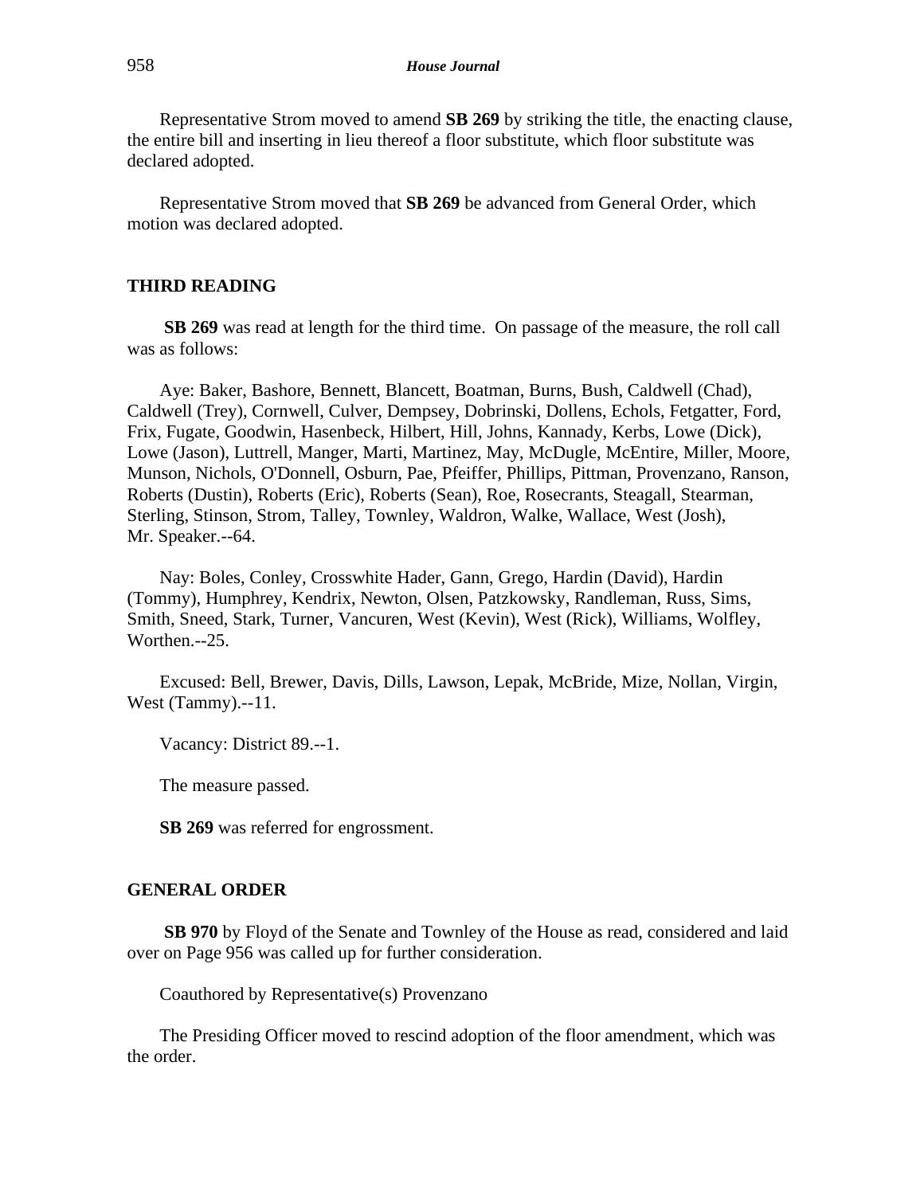Representative Strom moved to amend **SB 269** by striking the title, the enacting clause, the entire bill and inserting in lieu thereof a floor substitute, which floor substitute was declared adopted.

Representative Strom moved that **SB 269** be advanced from General Order, which motion was declared adopted.

## THIRD READING

**SB 269** was read at length for the third time. On passage of the measure, the roll call was as follows:

Aye: Baker, Bashore, Bennett, Blancett, Boatman, Burns, Bush, Caldwell (Chad), Caldwell (Trey), Cornwell, Culver, Dempsey, Dobrinski, Dollens, Echols, Fetgatter, Ford, Frix, Fugate, Goodwin, Hasenbeck, Hilbert, Hill, Johns, Kannady, Kerbs, Lowe (Dick), Lowe (Jason), Luttrell, Manger, Marti, Martinez, May, McDugle, McEntire, Miller, Moore, Munson, Nichols, O'Donnell, Osburn, Pae, Pfeiffer, Phillips, Pittman, Provenzano, Ranson, Roberts (Dustin), Roberts (Eric), Roberts (Sean), Roe, Rosecrants, Steagall, Stearman, Sterling, Stinson, Strom, Talley, Townley, Waldron, Walke, Wallace, West (Josh), Mr. Speaker.--64.

Nay: Boles, Conley, Crosswhite Hader, Gann, Grego, Hardin (David), Hardin (Tommy), Humphrey, Kendrix, Newton, Olsen, Patzkowsky, Randleman, Russ, Sims, Smith, Sneed, Stark, Turner, Vancuren, West (Kevin), West (Rick), Williams, Wolfley, Worthen.--25.

Excused: Bell, Brewer, Davis, Dills, Lawson, Lepak, McBride, Mize, Nollan, Virgin, West (Tammy).--11.

Vacancy: District 89.--1.

The measure passed.

**SB 269** was referred for engrossment.

## GENERAL ORDER

**SB 970** by Floyd of the Senate and Townley of the House as read, considered and laid over on Page 956 was called up for further consideration.

Coauthored by Representative(s) Provenzano

The Presiding Officer moved to rescind adoption of the floor amendment, which was the order.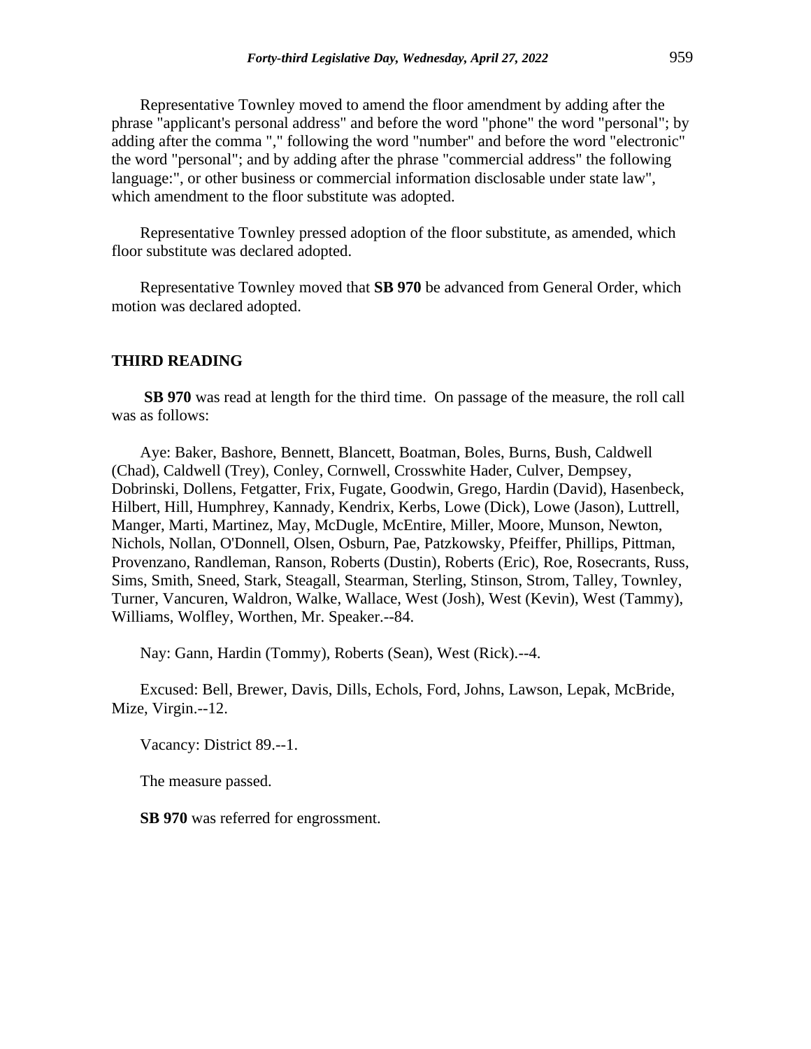Representative Townley moved to amend the floor amendment by adding after the phrase "applicant's personal address" and before the word "phone" the word "personal"; by adding after the comma "," following the word "number" and before the word "electronic" the word "personal"; and by adding after the phrase "commercial address" the following language:", or other business or commercial information disclosable under state law", which amendment to the floor substitute was adopted.

Representative Townley pressed adoption of the floor substitute, as amended, which floor substitute was declared adopted.

Representative Townley moved that **SB 970** be advanced from General Order, which motion was declared adopted.

## THIRD READING

**SB 970** was read at length for the third time. On passage of the measure, the roll call was as follows:

Aye: Baker, Bashore, Bennett, Blancett, Boatman, Boles, Burns, Bush, Caldwell (Chad), Caldwell (Trey), Conley, Cornwell, Crosswhite Hader, Culver, Dempsey, Dobrinski, Dollens, Fetgatter, Frix, Fugate, Goodwin, Grego, Hardin (David), Hasenbeck, Hilbert, Hill, Humphrey, Kannady, Kendrix, Kerbs, Lowe (Dick), Lowe (Jason), Luttrell, Manger, Marti, Martinez, May, McDugle, McEntire, Miller, Moore, Munson, Newton, Nichols, Nollan, O'Donnell, Olsen, Osburn, Pae, Patzkowsky, Pfeiffer, Phillips, Pittman, Provenzano, Randleman, Ranson, Roberts (Dustin), Roberts (Eric), Roe, Rosecrants, Russ, Sims, Smith, Sneed, Stark, Steagall, Stearman, Sterling, Stinson, Strom, Talley, Townley, Turner, Vancuren, Waldron, Walke, Wallace, West (Josh), West (Kevin), West (Tammy), Williams, Wolfley, Worthen, Mr. Speaker.--84.

Nay: Gann, Hardin (Tommy), Roberts (Sean), West (Rick).--4.

Excused: Bell, Brewer, Davis, Dills, Echols, Ford, Johns, Lawson, Lepak, McBride, Mize, Virgin.--12.

Vacancy: District 89.--1.

The measure passed.

**SB 970** was referred for engrossment.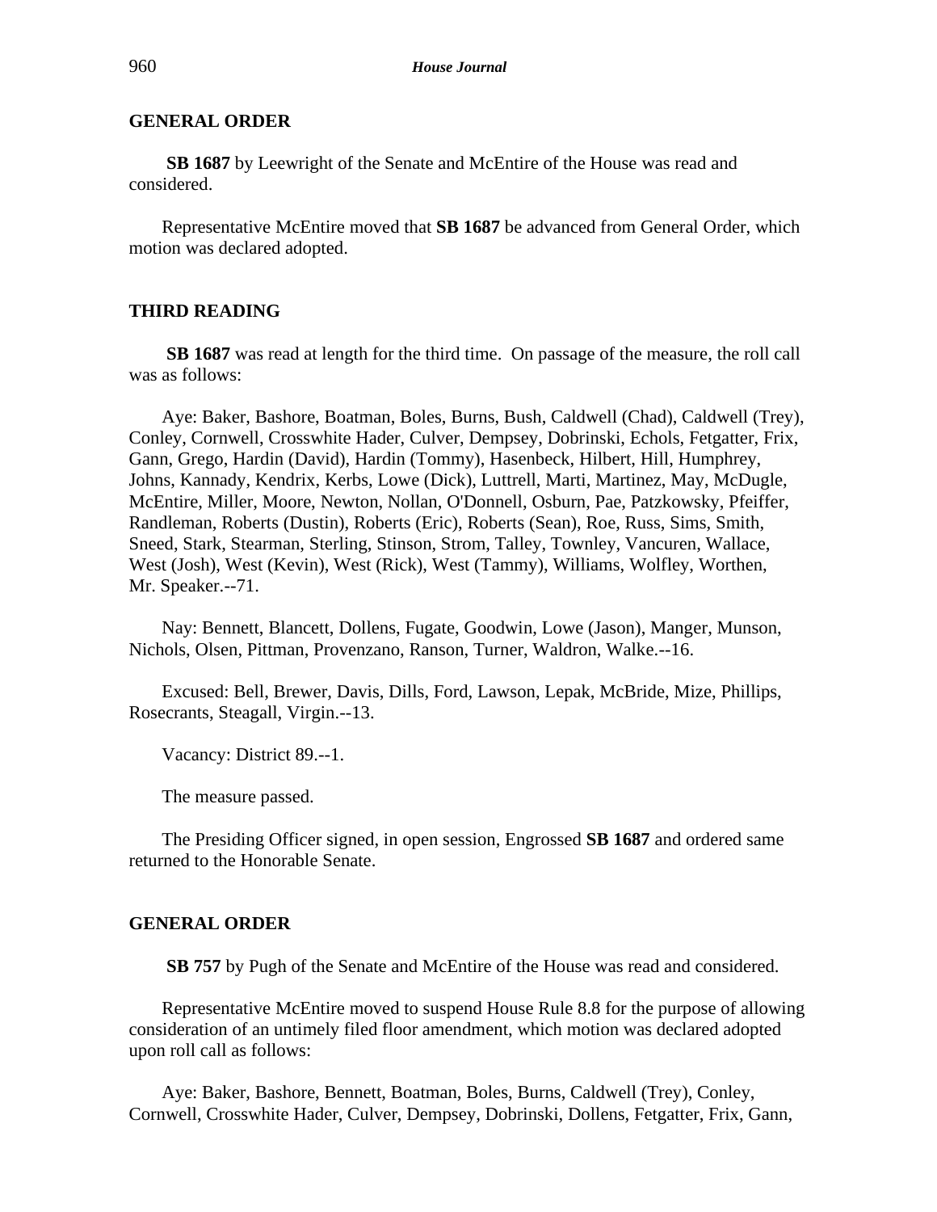## GENERAL ORDER

**SB 1687** by Leewright of the Senate and McEntire of the House was read and considered.

Representative McEntire moved that **SB 1687** be advanced from General Order, which motion was declared adopted.

## THIRD READING

**SB 1687** was read at length for the third time. On passage of the measure, the roll call was as follows:

Aye: Baker, Bashore, Boatman, Boles, Burns, Bush, Caldwell (Chad), Caldwell (Trey), Conley, Cornwell, Crosswhite Hader, Culver, Dempsey, Dobrinski, Echols, Fetgatter, Frix, Gann, Grego, Hardin (David), Hardin (Tommy), Hasenbeck, Hilbert, Hill, Humphrey, Johns, Kannady, Kendrix, Kerbs, Lowe (Dick), Luttrell, Marti, Martinez, May, McDugle, McEntire, Miller, Moore, Newton, Nollan, O'Donnell, Osburn, Pae, Patzkowsky, Pfeiffer, Randleman, Roberts (Dustin), Roberts (Eric), Roberts (Sean), Roe, Russ, Sims, Smith, Sneed, Stark, Stearman, Sterling, Stinson, Strom, Talley, Townley, Vancuren, Wallace, West (Josh), West (Kevin), West (Rick), West (Tammy), Williams, Wolfley, Worthen, Mr. Speaker.--71.

Nay: Bennett, Blancett, Dollens, Fugate, Goodwin, Lowe (Jason), Manger, Munson, Nichols, Olsen, Pittman, Provenzano, Ranson, Turner, Waldron, Walke.--16.

Excused: Bell, Brewer, Davis, Dills, Ford, Lawson, Lepak, McBride, Mize, Phillips, Rosecrants, Steagall, Virgin.--13.

Vacancy: District 89.--1.

The measure passed.

The Presiding Officer signed, in open session, Engrossed **SB 1687** and ordered same returned to the Honorable Senate.

## GENERAL ORDER

**SB 757** by Pugh of the Senate and McEntire of the House was read and considered.

Representative McEntire moved to suspend House Rule 8.8 for the purpose of allowing consideration of an untimely filed floor amendment, which motion was declared adopted upon roll call as follows:

Aye: Baker, Bashore, Bennett, Boatman, Boles, Burns, Caldwell (Trey), Conley, Cornwell, Crosswhite Hader, Culver, Dempsey, Dobrinski, Dollens, Fetgatter, Frix, Gann,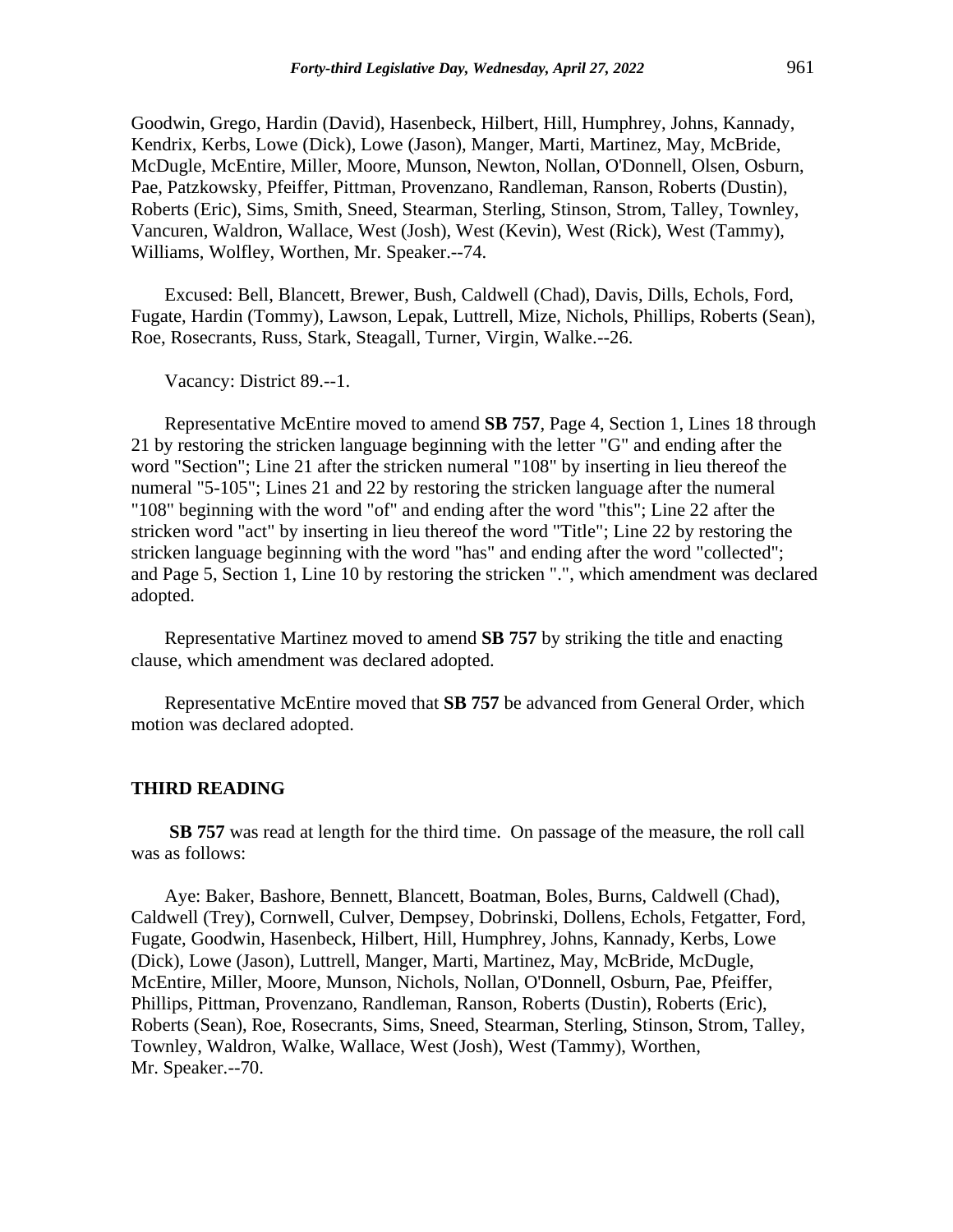Goodwin, Grego, Hardin (David), Hasenbeck, Hilbert, Hill, Humphrey, Johns, Kannady, Kendrix, Kerbs, Lowe (Dick), Lowe (Jason), Manger, Marti, Martinez, May, McBride, McDugle, McEntire, Miller, Moore, Munson, Newton, Nollan, O'Donnell, Olsen, Osburn, Pae, Patzkowsky, Pfeiffer, Pittman, Provenzano, Randleman, Ranson, Roberts (Dustin), Roberts (Eric), Sims, Smith, Sneed, Stearman, Sterling, Stinson, Strom, Talley, Townley, Vancuren, Waldron, Wallace, West (Josh), West (Kevin), West (Rick), West (Tammy), Williams, Wolfley, Worthen, Mr. Speaker.--74.

Excused: Bell, Blancett, Brewer, Bush, Caldwell (Chad), Davis, Dills, Echols, Ford, Fugate, Hardin (Tommy), Lawson, Lepak, Luttrell, Mize, Nichols, Phillips, Roberts (Sean), Roe, Rosecrants, Russ, Stark, Steagall, Turner, Virgin, Walke.--26.

Vacancy: District 89.--1.

Representative McEntire moved to amend **SB 757**, Page 4, Section 1, Lines 18 through 21 by restoring the stricken language beginning with the letter "G" and ending after the word "Section"; Line 21 after the stricken numeral "108" by inserting in lieu thereof the numeral "5-105"; Lines 21 and 22 by restoring the stricken language after the numeral "108" beginning with the word "of" and ending after the word "this"; Line 22 after the stricken word "act" by inserting in lieu thereof the word "Title"; Line 22 by restoring the stricken language beginning with the word "has" and ending after the word "collected"; and Page 5, Section 1, Line 10 by restoring the stricken ".", which amendment was declared adopted.

Representative Martinez moved to amend **SB 757** by striking the title and enacting clause, which amendment was declared adopted.

Representative McEntire moved that **SB 757** be advanced from General Order, which motion was declared adopted.

### THIRD READING

**SB 757** was read at length for the third time. On passage of the measure, the roll call was as follows:

Aye: Baker, Bashore, Bennett, Blancett, Boatman, Boles, Burns, Caldwell (Chad), Caldwell (Trey), Cornwell, Culver, Dempsey, Dobrinski, Dollens, Echols, Fetgatter, Ford, Fugate, Goodwin, Hasenbeck, Hilbert, Hill, Humphrey, Johns, Kannady, Kerbs, Lowe (Dick), Lowe (Jason), Luttrell, Manger, Marti, Martinez, May, McBride, McDugle, McEntire, Miller, Moore, Munson, Nichols, Nollan, O'Donnell, Osburn, Pae, Pfeiffer, Phillips, Pittman, Provenzano, Randleman, Ranson, Roberts (Dustin), Roberts (Eric), Roberts (Sean), Roe, Rosecrants, Sims, Sneed, Stearman, Sterling, Stinson, Strom, Talley, Townley, Waldron, Walke, Wallace, West (Josh), West (Tammy), Worthen, Mr. Speaker.--70.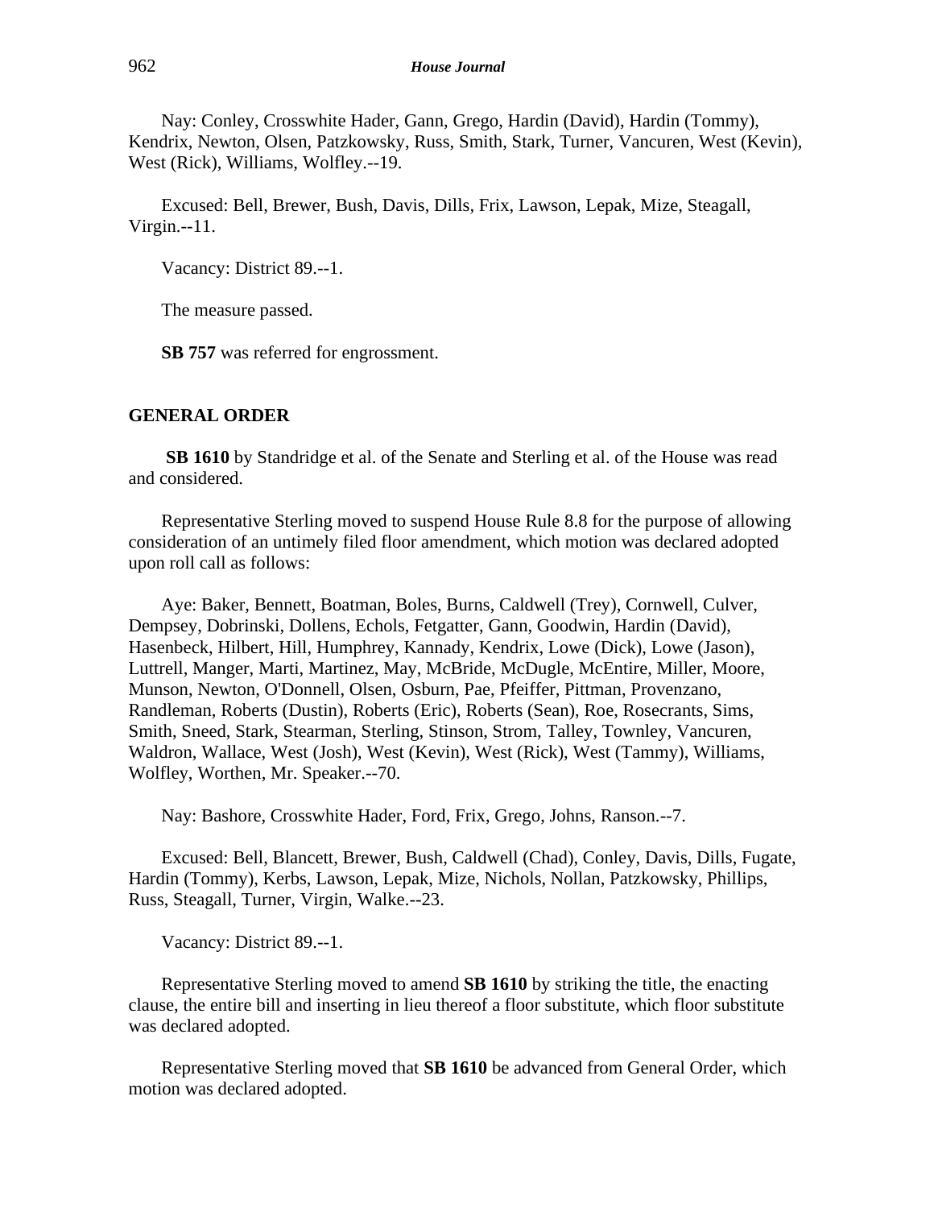Nay: Conley, Crosswhite Hader, Gann, Grego, Hardin (David), Hardin (Tommy), Kendrix, Newton, Olsen, Patzkowsky, Russ, Smith, Stark, Turner, Vancuren, West (Kevin), West (Rick), Williams, Wolfley.--19.

Excused: Bell, Brewer, Bush, Davis, Dills, Frix, Lawson, Lepak, Mize, Steagall, Virgin.--11.

Vacancy: District 89.--1.

The measure passed.

**SB 757** was referred for engrossment.

## GENERAL ORDER

**SB 1610** by Standridge et al. of the Senate and Sterling et al. of the House was read and considered.

Representative Sterling moved to suspend House Rule 8.8 for the purpose of allowing consideration of an untimely filed floor amendment, which motion was declared adopted upon roll call as follows:

Aye: Baker, Bennett, Boatman, Boles, Burns, Caldwell (Trey), Cornwell, Culver, Dempsey, Dobrinski, Dollens, Echols, Fetgatter, Gann, Goodwin, Hardin (David), Hasenbeck, Hilbert, Hill, Humphrey, Kannady, Kendrix, Lowe (Dick), Lowe (Jason), Luttrell, Manger, Marti, Martinez, May, McBride, McDugle, McEntire, Miller, Moore, Munson, Newton, O'Donnell, Olsen, Osburn, Pae, Pfeiffer, Pittman, Provenzano, Randleman, Roberts (Dustin), Roberts (Eric), Roberts (Sean), Roe, Rosecrants, Sims, Smith, Sneed, Stark, Stearman, Sterling, Stinson, Strom, Talley, Townley, Vancuren, Waldron, Wallace, West (Josh), West (Kevin), West (Rick), West (Tammy), Williams, Wolfley, Worthen, Mr. Speaker.--70.

Nay: Bashore, Crosswhite Hader, Ford, Frix, Grego, Johns, Ranson.--7.

Excused: Bell, Blancett, Brewer, Bush, Caldwell (Chad), Conley, Davis, Dills, Fugate, Hardin (Tommy), Kerbs, Lawson, Lepak, Mize, Nichols, Nollan, Patzkowsky, Phillips, Russ, Steagall, Turner, Virgin, Walke.--23.

Vacancy: District 89.--1.

Representative Sterling moved to amend **SB 1610** by striking the title, the enacting clause, the entire bill and inserting in lieu thereof a floor substitute, which floor substitute was declared adopted.

Representative Sterling moved that **SB 1610** be advanced from General Order, which motion was declared adopted.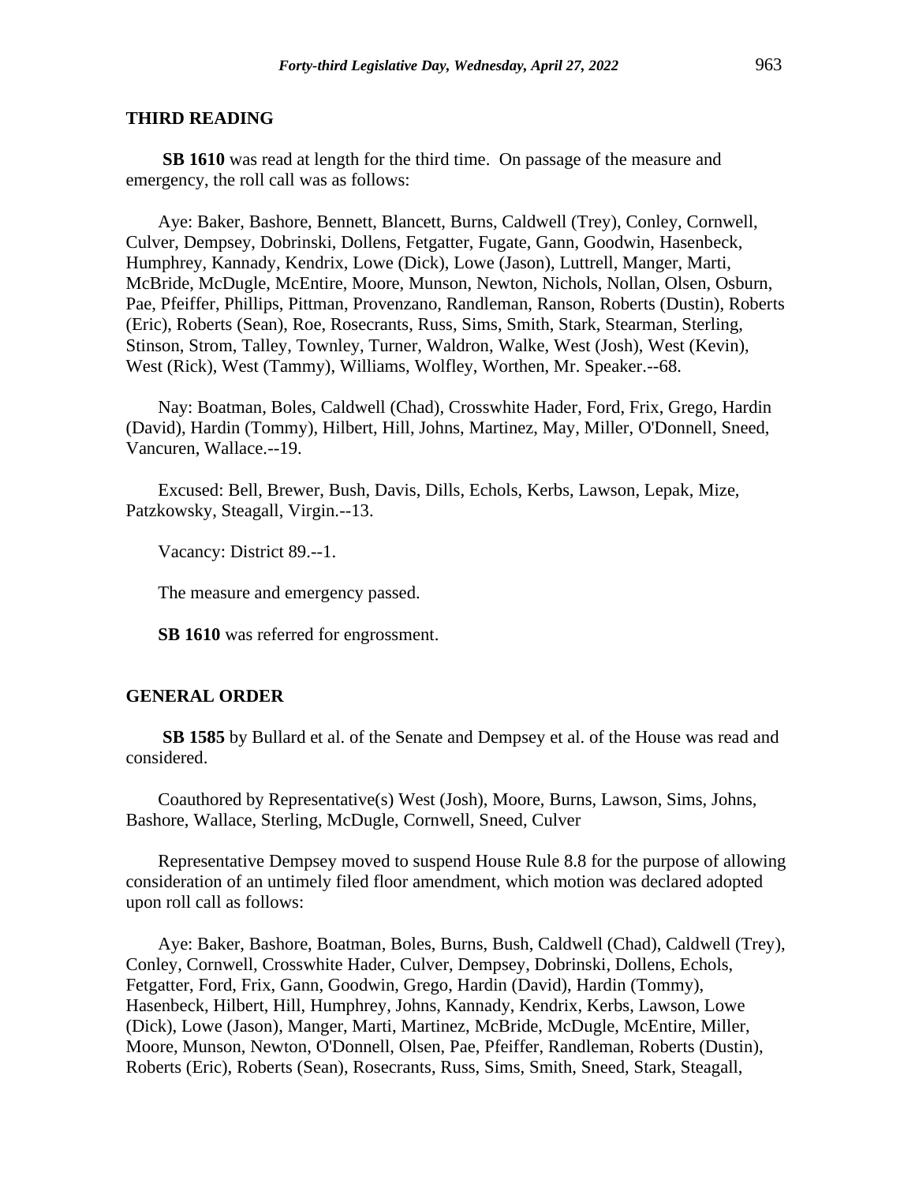## THIRD READING

**SB 1610** was read at length for the third time. On passage of the measure and emergency, the roll call was as follows:

Aye: Baker, Bashore, Bennett, Blancett, Burns, Caldwell (Trey), Conley, Cornwell, Culver, Dempsey, Dobrinski, Dollens, Fetgatter, Fugate, Gann, Goodwin, Hasenbeck, Humphrey, Kannady, Kendrix, Lowe (Dick), Lowe (Jason), Luttrell, Manger, Marti, McBride, McDugle, McEntire, Moore, Munson, Newton, Nichols, Nollan, Olsen, Osburn, Pae, Pfeiffer, Phillips, Pittman, Provenzano, Randleman, Ranson, Roberts (Dustin), Roberts (Eric), Roberts (Sean), Roe, Rosecrants, Russ, Sims, Smith, Stark, Stearman, Sterling, Stinson, Strom, Talley, Townley, Turner, Waldron, Walke, West (Josh), West (Kevin), West (Rick), West (Tammy), Williams, Wolfley, Worthen, Mr. Speaker.--68.

Nay: Boatman, Boles, Caldwell (Chad), Crosswhite Hader, Ford, Frix, Grego, Hardin (David), Hardin (Tommy), Hilbert, Hill, Johns, Martinez, May, Miller, O'Donnell, Sneed, Vancuren, Wallace.--19.

Excused: Bell, Brewer, Bush, Davis, Dills, Echols, Kerbs, Lawson, Lepak, Mize, Patzkowsky, Steagall, Virgin.--13.

Vacancy: District 89.--1.

The measure and emergency passed.

**SB 1610** was referred for engrossment.

## GENERAL ORDER

**SB 1585** by Bullard et al. of the Senate and Dempsey et al. of the House was read and considered.

Coauthored by Representative(s) West (Josh), Moore, Burns, Lawson, Sims, Johns, Bashore, Wallace, Sterling, McDugle, Cornwell, Sneed, Culver

Representative Dempsey moved to suspend House Rule 8.8 for the purpose of allowing consideration of an untimely filed floor amendment, which motion was declared adopted upon roll call as follows:

Aye: Baker, Bashore, Boatman, Boles, Burns, Bush, Caldwell (Chad), Caldwell (Trey), Conley, Cornwell, Crosswhite Hader, Culver, Dempsey, Dobrinski, Dollens, Echols, Fetgatter, Ford, Frix, Gann, Goodwin, Grego, Hardin (David), Hardin (Tommy), Hasenbeck, Hilbert, Hill, Humphrey, Johns, Kannady, Kendrix, Kerbs, Lawson, Lowe (Dick), Lowe (Jason), Manger, Marti, Martinez, McBride, McDugle, McEntire, Miller, Moore, Munson, Newton, O'Donnell, Olsen, Pae, Pfeiffer, Randleman, Roberts (Dustin), Roberts (Eric), Roberts (Sean), Rosecrants, Russ, Sims, Smith, Sneed, Stark, Steagall,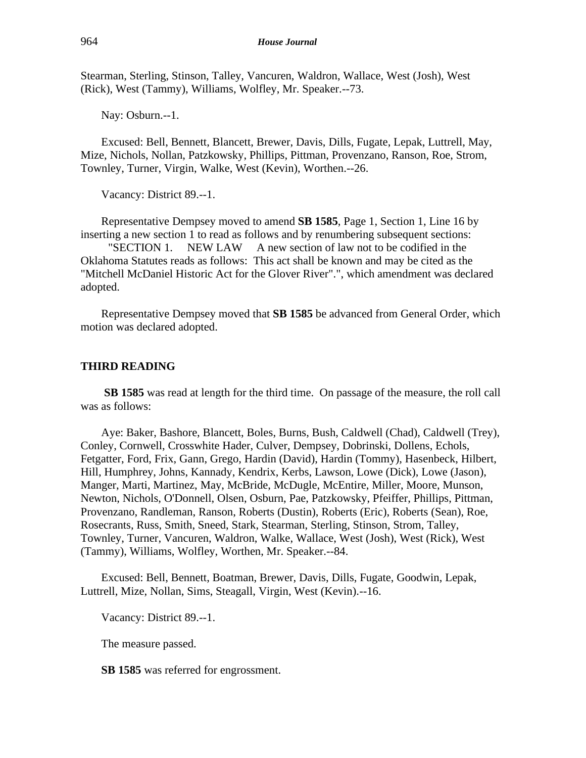Stearman, Sterling, Stinson, Talley, Vancuren, Waldron, Wallace, West (Josh), West (Rick), West (Tammy), Williams, Wolfley, Mr. Speaker.--73.

Nay: Osburn.--1.

Excused: Bell, Bennett, Blancett, Brewer, Davis, Dills, Fugate, Lepak, Luttrell, May, Mize, Nichols, Nollan, Patzkowsky, Phillips, Pittman, Provenzano, Ranson, Roe, Strom, Townley, Turner, Virgin, Walke, West (Kevin), Worthen.--26.

Vacancy: District 89.--1.

Representative Dempsey moved to amend **SB 1585**, Page 1, Section 1, Line 16 by inserting a new section 1 to read as follows and by renumbering subsequent sections:
"SECTION 1. NEW LAW A new section of law not to be codified in the Oklahoma Statutes reads as follows: This act shall be known and may be cited as the "Mitchell McDaniel Historic Act for the Glover River".", which amendment was declared adopted.

Representative Dempsey moved that **SB 1585** be advanced from General Order, which motion was declared adopted.

## THIRD READING

**SB 1585** was read at length for the third time. On passage of the measure, the roll call was as follows:

Aye: Baker, Bashore, Blancett, Boles, Burns, Bush, Caldwell (Chad), Caldwell (Trey), Conley, Cornwell, Crosswhite Hader, Culver, Dempsey, Dobrinski, Dollens, Echols, Fetgatter, Ford, Frix, Gann, Grego, Hardin (David), Hardin (Tommy), Hasenbeck, Hilbert, Hill, Humphrey, Johns, Kannady, Kendrix, Kerbs, Lawson, Lowe (Dick), Lowe (Jason), Manger, Marti, Martinez, May, McBride, McDugle, McEntire, Miller, Moore, Munson, Newton, Nichols, O'Donnell, Olsen, Osburn, Pae, Patzkowsky, Pfeiffer, Phillips, Pittman, Provenzano, Randleman, Ranson, Roberts (Dustin), Roberts (Eric), Roberts (Sean), Roe, Rosecrants, Russ, Smith, Sneed, Stark, Stearman, Sterling, Stinson, Strom, Talley, Townley, Turner, Vancuren, Waldron, Walke, Wallace, West (Josh), West (Rick), West (Tammy), Williams, Wolfley, Worthen, Mr. Speaker.--84.

Excused: Bell, Bennett, Boatman, Brewer, Davis, Dills, Fugate, Goodwin, Lepak, Luttrell, Mize, Nollan, Sims, Steagall, Virgin, West (Kevin).--16.

Vacancy: District 89.--1.

The measure passed.

**SB 1585** was referred for engrossment.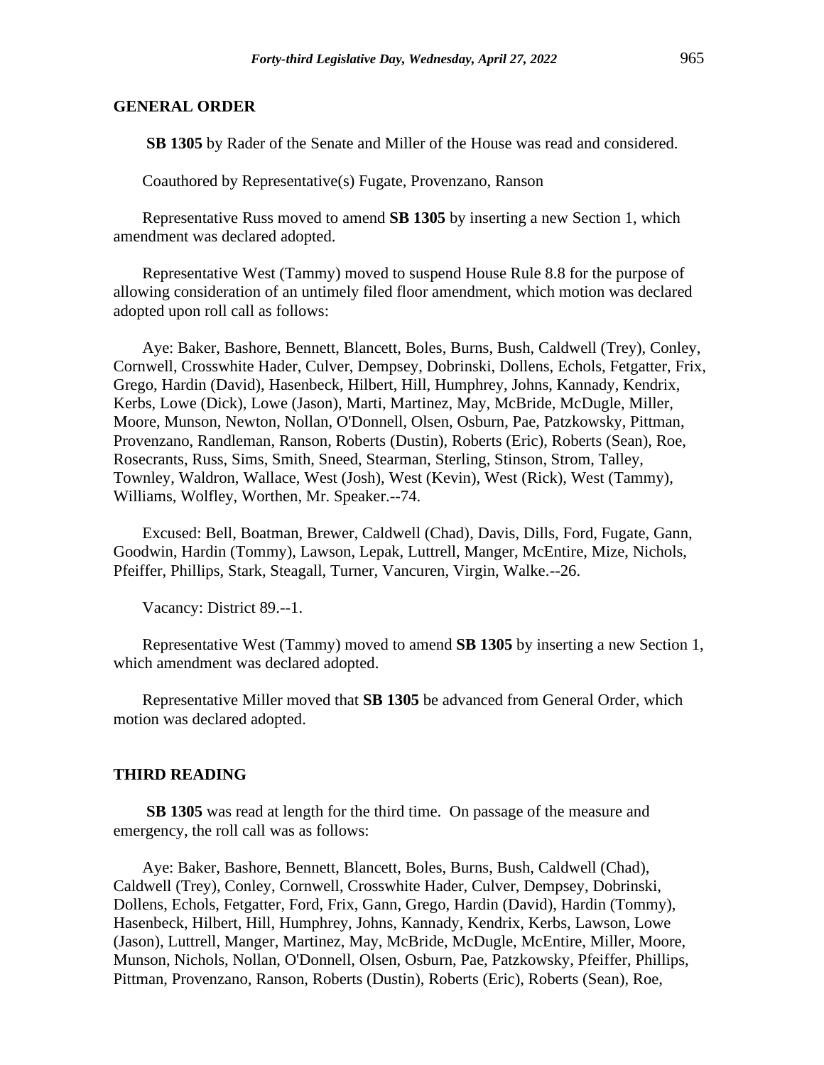## GENERAL ORDER

**SB 1305** by Rader of the Senate and Miller of the House was read and considered.

Coauthored by Representative(s) Fugate, Provenzano, Ranson

Representative Russ moved to amend **SB 1305** by inserting a new Section 1, which amendment was declared adopted.

Representative West (Tammy) moved to suspend House Rule 8.8 for the purpose of allowing consideration of an untimely filed floor amendment, which motion was declared adopted upon roll call as follows:

Aye: Baker, Bashore, Bennett, Blancett, Boles, Burns, Bush, Caldwell (Trey), Conley, Cornwell, Crosswhite Hader, Culver, Dempsey, Dobrinski, Dollens, Echols, Fetgatter, Frix, Grego, Hardin (David), Hasenbeck, Hilbert, Hill, Humphrey, Johns, Kannady, Kendrix, Kerbs, Lowe (Dick), Lowe (Jason), Marti, Martinez, May, McBride, McDugle, Miller, Moore, Munson, Newton, Nollan, O'Donnell, Olsen, Osburn, Pae, Patzkowsky, Pittman, Provenzano, Randleman, Ranson, Roberts (Dustin), Roberts (Eric), Roberts (Sean), Roe, Rosecrants, Russ, Sims, Smith, Sneed, Stearman, Sterling, Stinson, Strom, Talley, Townley, Waldron, Wallace, West (Josh), West (Kevin), West (Rick), West (Tammy), Williams, Wolfley, Worthen, Mr. Speaker.--74.

Excused: Bell, Boatman, Brewer, Caldwell (Chad), Davis, Dills, Ford, Fugate, Gann, Goodwin, Hardin (Tommy), Lawson, Lepak, Luttrell, Manger, McEntire, Mize, Nichols, Pfeiffer, Phillips, Stark, Steagall, Turner, Vancuren, Virgin, Walke.--26.

Vacancy: District 89.--1.

Representative West (Tammy) moved to amend **SB 1305** by inserting a new Section 1, which amendment was declared adopted.

Representative Miller moved that **SB 1305** be advanced from General Order, which motion was declared adopted.

## THIRD READING

**SB 1305** was read at length for the third time. On passage of the measure and emergency, the roll call was as follows:

Aye: Baker, Bashore, Bennett, Blancett, Boles, Burns, Bush, Caldwell (Chad), Caldwell (Trey), Conley, Cornwell, Crosswhite Hader, Culver, Dempsey, Dobrinski, Dollens, Echols, Fetgatter, Ford, Frix, Gann, Grego, Hardin (David), Hardin (Tommy), Hasenbeck, Hilbert, Hill, Humphrey, Johns, Kannady, Kendrix, Kerbs, Lawson, Lowe (Jason), Luttrell, Manger, Martinez, May, McBride, McDugle, McEntire, Miller, Moore, Munson, Nichols, Nollan, O'Donnell, Olsen, Osburn, Pae, Patzkowsky, Pfeiffer, Phillips, Pittman, Provenzano, Ranson, Roberts (Dustin), Roberts (Eric), Roberts (Sean), Roe,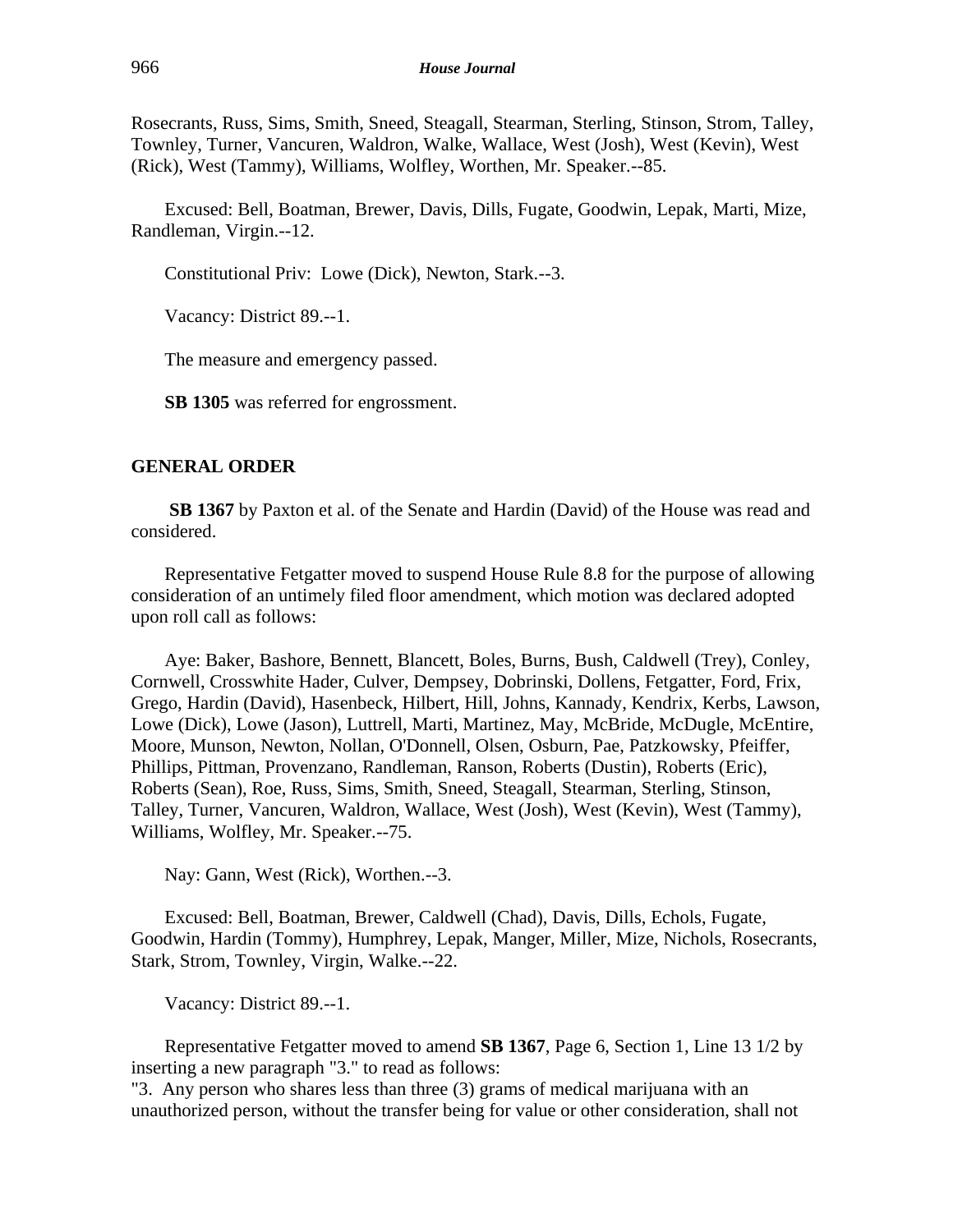Rosecrants, Russ, Sims, Smith, Sneed, Steagall, Stearman, Sterling, Stinson, Strom, Talley, Townley, Turner, Vancuren, Waldron, Walke, Wallace, West (Josh), West (Kevin), West (Rick), West (Tammy), Williams, Wolfley, Worthen, Mr. Speaker.--85.

Excused: Bell, Boatman, Brewer, Davis, Dills, Fugate, Goodwin, Lepak, Marti, Mize, Randleman, Virgin.--12.

Constitutional Priv: Lowe (Dick), Newton, Stark.--3.

Vacancy: District 89.--1.

The measure and emergency passed.

**SB 1305** was referred for engrossment.

## GENERAL ORDER

**SB 1367** by Paxton et al. of the Senate and Hardin (David) of the House was read and considered.

Representative Fetgatter moved to suspend House Rule 8.8 for the purpose of allowing consideration of an untimely filed floor amendment, which motion was declared adopted upon roll call as follows:

Aye: Baker, Bashore, Bennett, Blancett, Boles, Burns, Bush, Caldwell (Trey), Conley, Cornwell, Crosswhite Hader, Culver, Dempsey, Dobrinski, Dollens, Fetgatter, Ford, Frix, Grego, Hardin (David), Hasenbeck, Hilbert, Hill, Johns, Kannady, Kendrix, Kerbs, Lawson, Lowe (Dick), Lowe (Jason), Luttrell, Marti, Martinez, May, McBride, McDugle, McEntire, Moore, Munson, Newton, Nollan, O'Donnell, Olsen, Osburn, Pae, Patzkowsky, Pfeiffer, Phillips, Pittman, Provenzano, Randleman, Ranson, Roberts (Dustin), Roberts (Eric), Roberts (Sean), Roe, Russ, Sims, Smith, Sneed, Steagall, Stearman, Sterling, Stinson, Talley, Turner, Vancuren, Waldron, Wallace, West (Josh), West (Kevin), West (Tammy), Williams, Wolfley, Mr. Speaker.--75.

Nay: Gann, West (Rick), Worthen.--3.

Excused: Bell, Boatman, Brewer, Caldwell (Chad), Davis, Dills, Echols, Fugate, Goodwin, Hardin (Tommy), Humphrey, Lepak, Manger, Miller, Mize, Nichols, Rosecrants, Stark, Strom, Townley, Virgin, Walke.--22.

Vacancy: District 89.--1.

Representative Fetgatter moved to amend **SB 1367**, Page 6, Section 1, Line 13 1/2 by inserting a new paragraph "3." to read as follows:
"3. Any person who shares less than three (3) grams of medical marijuana with an unauthorized person, without the transfer being for value or other consideration, shall not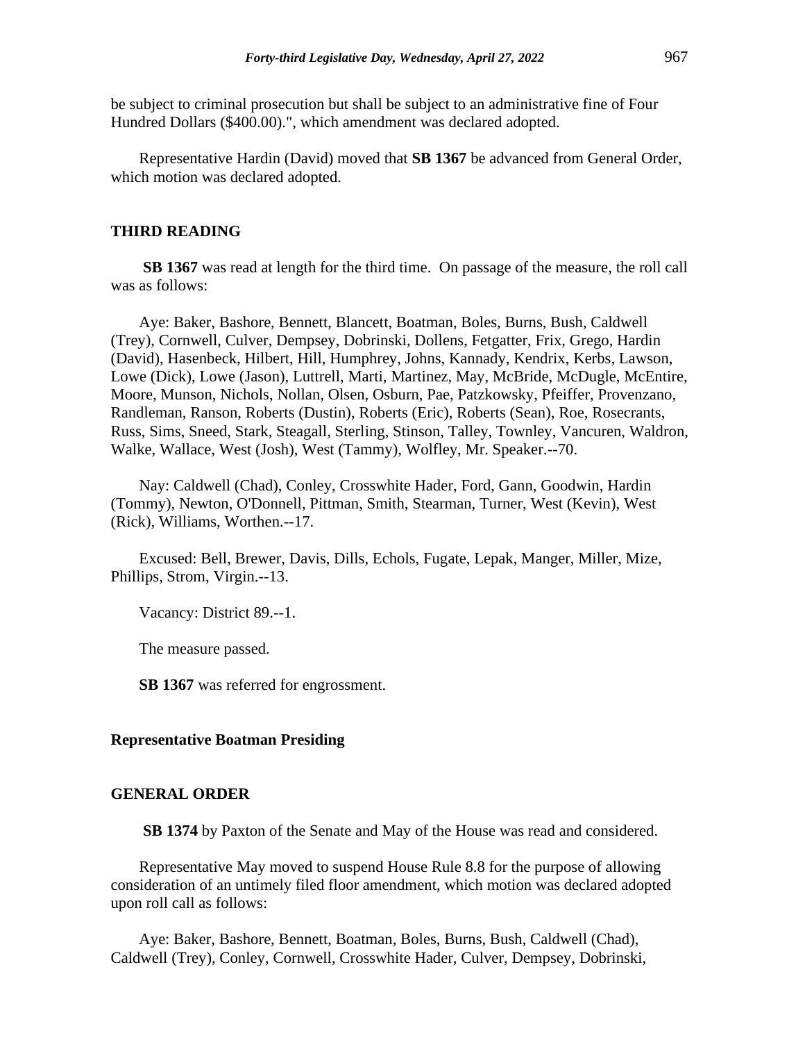be subject to criminal prosecution but shall be subject to an administrative fine of Four Hundred Dollars ($400.00).", which amendment was declared adopted.

Representative Hardin (David) moved that **SB 1367** be advanced from General Order, which motion was declared adopted.

## THIRD READING

**SB 1367** was read at length for the third time. On passage of the measure, the roll call was as follows:

Aye: Baker, Bashore, Bennett, Blancett, Boatman, Boles, Burns, Bush, Caldwell (Trey), Cornwell, Culver, Dempsey, Dobrinski, Dollens, Fetgatter, Frix, Grego, Hardin (David), Hasenbeck, Hilbert, Hill, Humphrey, Johns, Kannady, Kendrix, Kerbs, Lawson, Lowe (Dick), Lowe (Jason), Luttrell, Marti, Martinez, May, McBride, McDugle, McEntire, Moore, Munson, Nichols, Nollan, Olsen, Osburn, Pae, Patzkowsky, Pfeiffer, Provenzano, Randleman, Ranson, Roberts (Dustin), Roberts (Eric), Roberts (Sean), Roe, Rosecrants, Russ, Sims, Sneed, Stark, Steagall, Sterling, Stinson, Talley, Townley, Vancuren, Waldron, Walke, Wallace, West (Josh), West (Tammy), Wolfley, Mr. Speaker.--70.

Nay: Caldwell (Chad), Conley, Crosswhite Hader, Ford, Gann, Goodwin, Hardin (Tommy), Newton, O'Donnell, Pittman, Smith, Stearman, Turner, West (Kevin), West (Rick), Williams, Worthen.--17.

Excused: Bell, Brewer, Davis, Dills, Echols, Fugate, Lepak, Manger, Miller, Mize, Phillips, Strom, Virgin.--13.

Vacancy: District 89.--1.

The measure passed.

**SB 1367** was referred for engrossment.

## Representative Boatman Presiding

## GENERAL ORDER

**SB 1374** by Paxton of the Senate and May of the House was read and considered.

Representative May moved to suspend House Rule 8.8 for the purpose of allowing consideration of an untimely filed floor amendment, which motion was declared adopted upon roll call as follows:

Aye: Baker, Bashore, Bennett, Boatman, Boles, Burns, Bush, Caldwell (Chad), Caldwell (Trey), Conley, Cornwell, Crosswhite Hader, Culver, Dempsey, Dobrinski,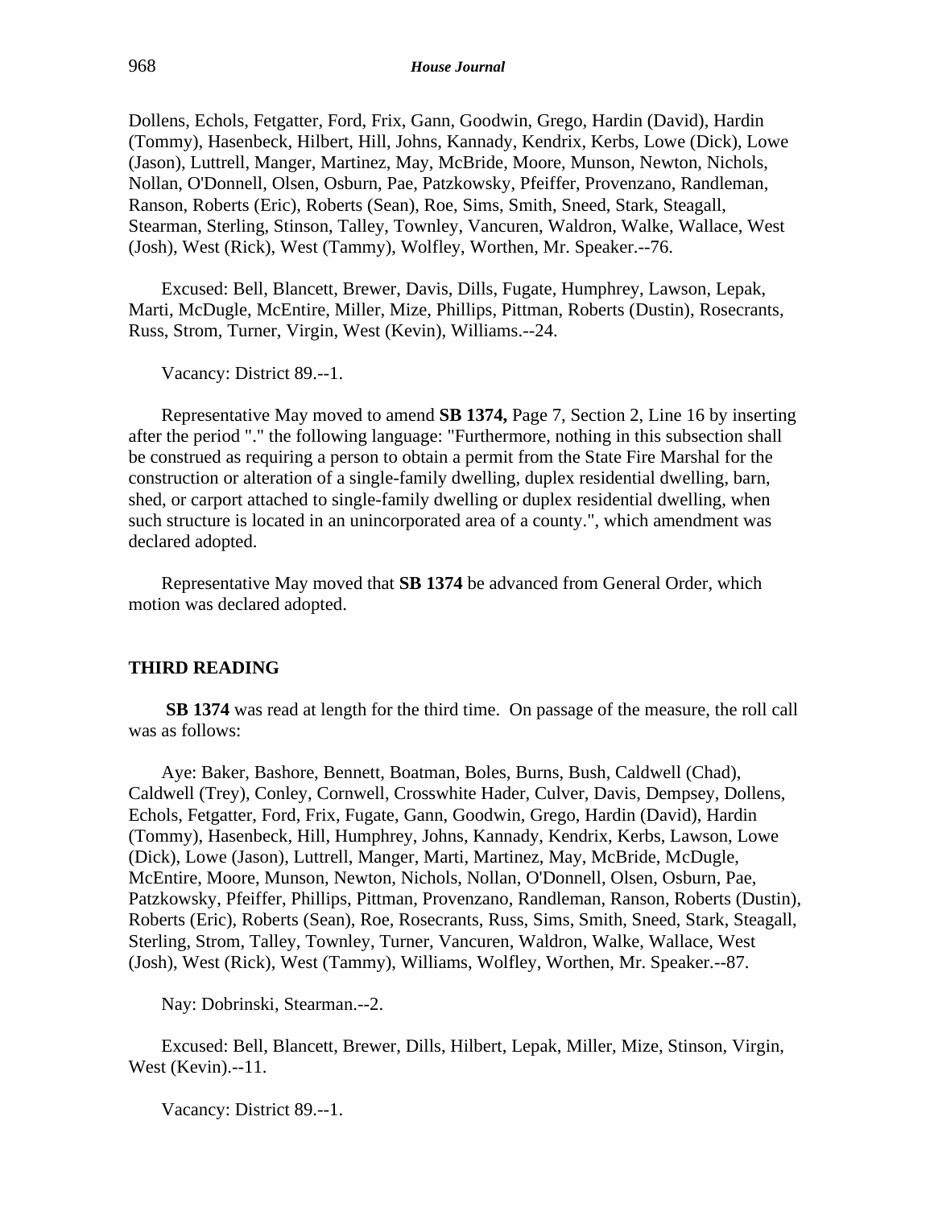Dollens, Echols, Fetgatter, Ford, Frix, Gann, Goodwin, Grego, Hardin (David), Hardin (Tommy), Hasenbeck, Hilbert, Hill, Johns, Kannady, Kendrix, Kerbs, Lowe (Dick), Lowe (Jason), Luttrell, Manger, Martinez, May, McBride, Moore, Munson, Newton, Nichols, Nollan, O'Donnell, Olsen, Osburn, Pae, Patzkowsky, Pfeiffer, Provenzano, Randleman, Ranson, Roberts (Eric), Roberts (Sean), Roe, Sims, Smith, Sneed, Stark, Steagall, Stearman, Sterling, Stinson, Talley, Townley, Vancuren, Waldron, Walke, Wallace, West (Josh), West (Rick), West (Tammy), Wolfley, Worthen, Mr. Speaker.--76.

Excused: Bell, Blancett, Brewer, Davis, Dills, Fugate, Humphrey, Lawson, Lepak, Marti, McDugle, McEntire, Miller, Mize, Phillips, Pittman, Roberts (Dustin), Rosecrants, Russ, Strom, Turner, Virgin, West (Kevin), Williams.--24.

Vacancy: District 89.--1.

Representative May moved to amend **SB 1374,** Page 7, Section 2, Line 16 by inserting after the period "." the following language: "Furthermore, nothing in this subsection shall be construed as requiring a person to obtain a permit from the State Fire Marshal for the construction or alteration of a single-family dwelling, duplex residential dwelling, barn, shed, or carport attached to single-family dwelling or duplex residential dwelling, when such structure is located in an unincorporated area of a county.", which amendment was declared adopted.

Representative May moved that **SB 1374** be advanced from General Order, which motion was declared adopted.

## THIRD READING

**SB 1374** was read at length for the third time. On passage of the measure, the roll call was as follows:

Aye: Baker, Bashore, Bennett, Boatman, Boles, Burns, Bush, Caldwell (Chad), Caldwell (Trey), Conley, Cornwell, Crosswhite Hader, Culver, Davis, Dempsey, Dollens, Echols, Fetgatter, Ford, Frix, Fugate, Gann, Goodwin, Grego, Hardin (David), Hardin (Tommy), Hasenbeck, Hill, Humphrey, Johns, Kannady, Kendrix, Kerbs, Lawson, Lowe (Dick), Lowe (Jason), Luttrell, Manger, Marti, Martinez, May, McBride, McDugle, McEntire, Moore, Munson, Newton, Nichols, Nollan, O'Donnell, Olsen, Osburn, Pae, Patzkowsky, Pfeiffer, Phillips, Pittman, Provenzano, Randleman, Ranson, Roberts (Dustin), Roberts (Eric), Roberts (Sean), Roe, Rosecrants, Russ, Sims, Smith, Sneed, Stark, Steagall, Sterling, Strom, Talley, Townley, Turner, Vancuren, Waldron, Walke, Wallace, West (Josh), West (Rick), West (Tammy), Williams, Wolfley, Worthen, Mr. Speaker.--87.

Nay: Dobrinski, Stearman.--2.

Excused: Bell, Blancett, Brewer, Dills, Hilbert, Lepak, Miller, Mize, Stinson, Virgin, West (Kevin).--11.

Vacancy: District 89.--1.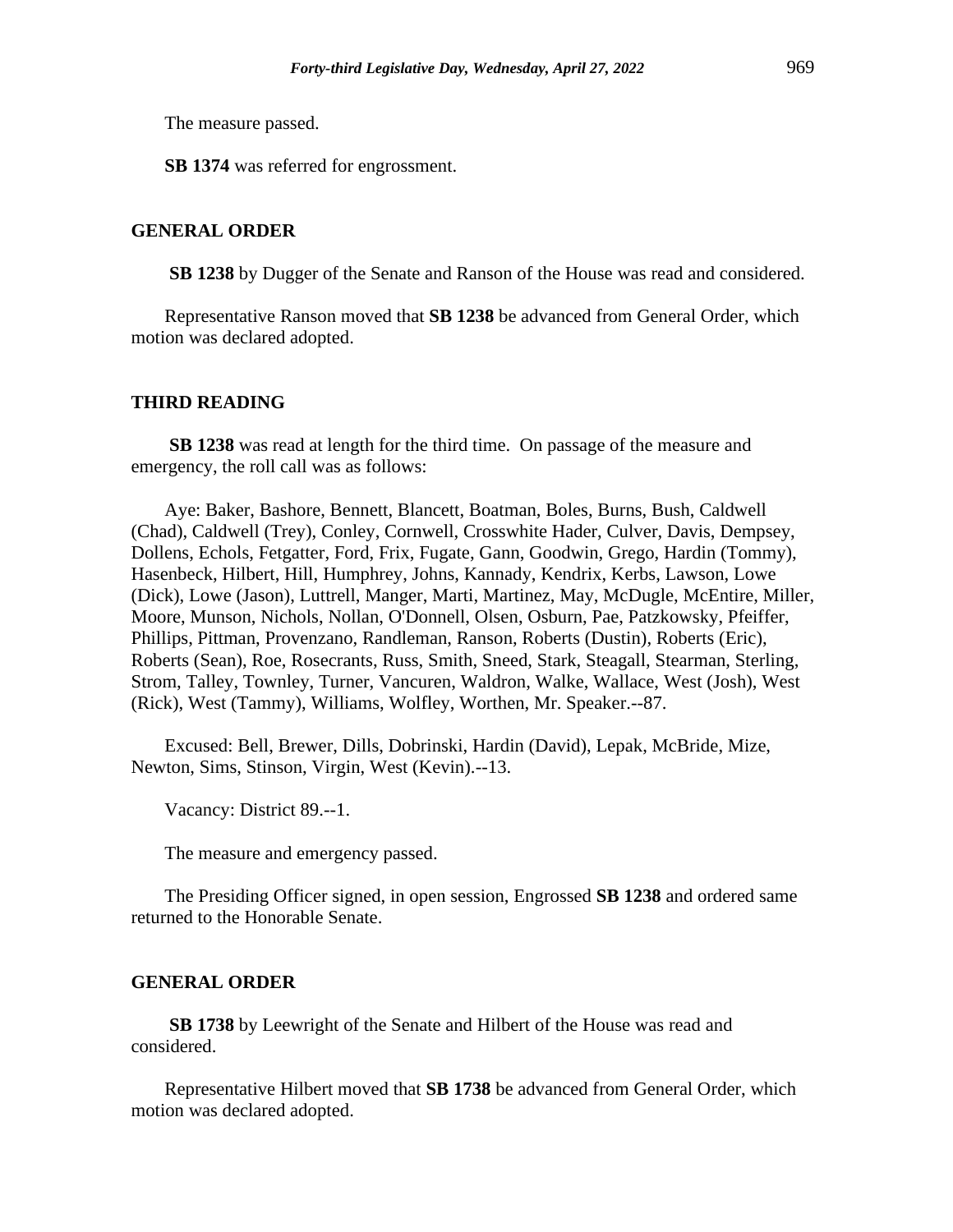The measure passed.

**SB 1374** was referred for engrossment.

## GENERAL ORDER

**SB 1238** by Dugger of the Senate and Ranson of the House was read and considered.

Representative Ranson moved that **SB 1238** be advanced from General Order, which motion was declared adopted.

## THIRD READING

**SB 1238** was read at length for the third time. On passage of the measure and emergency, the roll call was as follows:

Aye: Baker, Bashore, Bennett, Blancett, Boatman, Boles, Burns, Bush, Caldwell (Chad), Caldwell (Trey), Conley, Cornwell, Crosswhite Hader, Culver, Davis, Dempsey, Dollens, Echols, Fetgatter, Ford, Frix, Fugate, Gann, Goodwin, Grego, Hardin (Tommy), Hasenbeck, Hilbert, Hill, Humphrey, Johns, Kannady, Kendrix, Kerbs, Lawson, Lowe (Dick), Lowe (Jason), Luttrell, Manger, Marti, Martinez, May, McDugle, McEntire, Miller, Moore, Munson, Nichols, Nollan, O'Donnell, Olsen, Osburn, Pae, Patzkowsky, Pfeiffer, Phillips, Pittman, Provenzano, Randleman, Ranson, Roberts (Dustin), Roberts (Eric), Roberts (Sean), Roe, Rosecrants, Russ, Smith, Sneed, Stark, Steagall, Stearman, Sterling, Strom, Talley, Townley, Turner, Vancuren, Waldron, Walke, Wallace, West (Josh), West (Rick), West (Tammy), Williams, Wolfley, Worthen, Mr. Speaker.--87.

Excused: Bell, Brewer, Dills, Dobrinski, Hardin (David), Lepak, McBride, Mize, Newton, Sims, Stinson, Virgin, West (Kevin).--13.

Vacancy: District 89.--1.

The measure and emergency passed.

The Presiding Officer signed, in open session, Engrossed **SB 1238** and ordered same returned to the Honorable Senate.

## GENERAL ORDER

**SB 1738** by Leewright of the Senate and Hilbert of the House was read and considered.

Representative Hilbert moved that **SB 1738** be advanced from General Order, which motion was declared adopted.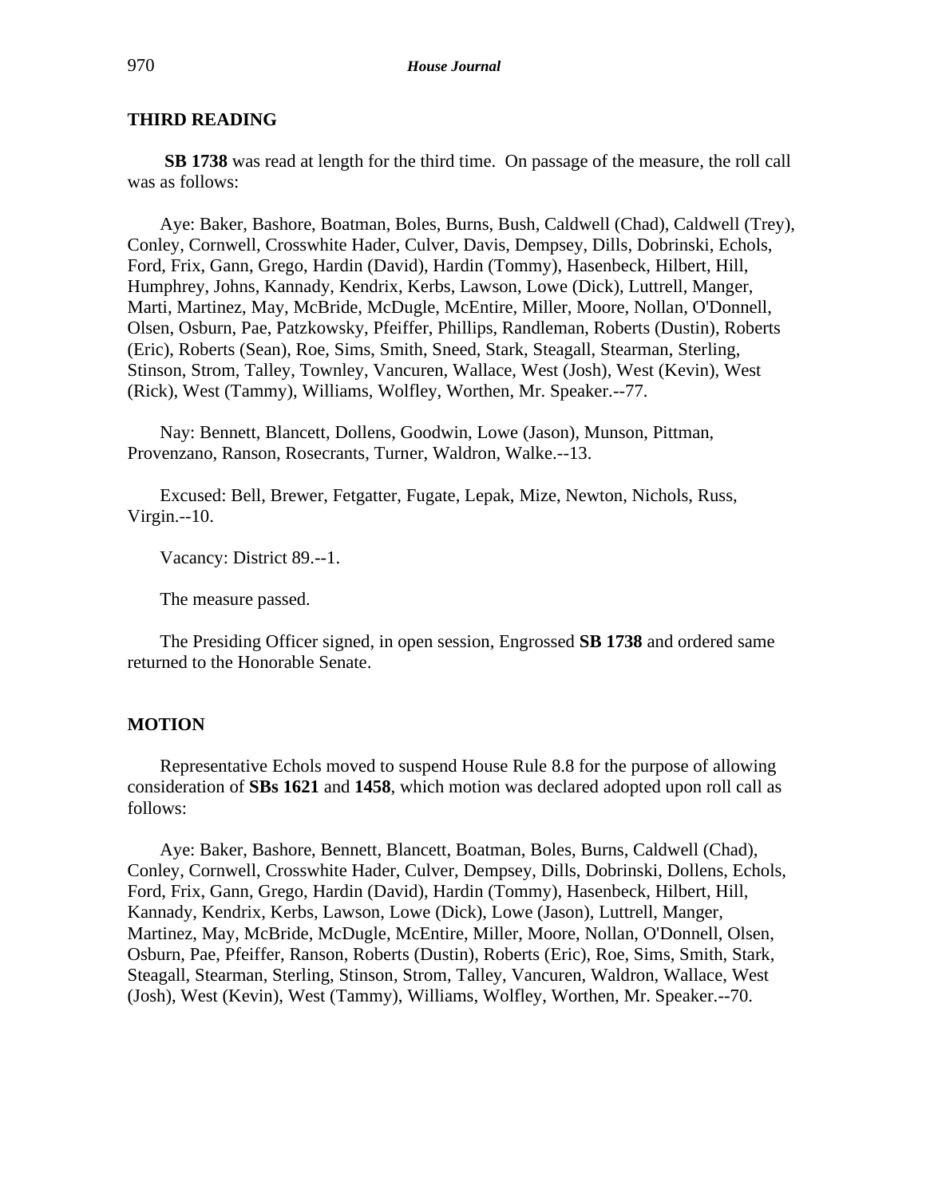**THIRD READING**

**SB 1738** was read at length for the third time. On passage of the measure, the roll call was as follows:

Aye: Baker, Bashore, Boatman, Boles, Burns, Bush, Caldwell (Chad), Caldwell (Trey), Conley, Cornwell, Crosswhite Hader, Culver, Davis, Dempsey, Dills, Dobrinski, Echols, Ford, Frix, Gann, Grego, Hardin (David), Hardin (Tommy), Hasenbeck, Hilbert, Hill, Humphrey, Johns, Kannady, Kendrix, Kerbs, Lawson, Lowe (Dick), Luttrell, Manger, Marti, Martinez, May, McBride, McDugle, McEntire, Miller, Moore, Nollan, O'Donnell, Olsen, Osburn, Pae, Patzkowsky, Pfeiffer, Phillips, Randleman, Roberts (Dustin), Roberts (Eric), Roberts (Sean), Roe, Sims, Smith, Sneed, Stark, Steagall, Stearman, Sterling, Stinson, Strom, Talley, Townley, Vancuren, Wallace, West (Josh), West (Kevin), West (Rick), West (Tammy), Williams, Wolfley, Worthen, Mr. Speaker.--77.

Nay: Bennett, Blancett, Dollens, Goodwin, Lowe (Jason), Munson, Pittman, Provenzano, Ranson, Rosecrants, Turner, Waldron, Walke.--13.

Excused: Bell, Brewer, Fetgatter, Fugate, Lepak, Mize, Newton, Nichols, Russ, Virgin.--10.

Vacancy: District 89.--1.

The measure passed.

The Presiding Officer signed, in open session, Engrossed **SB 1738** and ordered same returned to the Honorable Senate.

**MOTION**

Representative Echols moved to suspend House Rule 8.8 for the purpose of allowing consideration of **SBs 1621** and **1458**, which motion was declared adopted upon roll call as follows:

Aye: Baker, Bashore, Bennett, Blancett, Boatman, Boles, Burns, Caldwell (Chad), Conley, Cornwell, Crosswhite Hader, Culver, Dempsey, Dills, Dobrinski, Dollens, Echols, Ford, Frix, Gann, Grego, Hardin (David), Hardin (Tommy), Hasenbeck, Hilbert, Hill, Kannady, Kendrix, Kerbs, Lawson, Lowe (Dick), Lowe (Jason), Luttrell, Manger, Martinez, May, McBride, McDugle, McEntire, Miller, Moore, Nollan, O'Donnell, Olsen, Osburn, Pae, Pfeiffer, Ranson, Roberts (Dustin), Roberts (Eric), Roe, Sims, Smith, Stark, Steagall, Stearman, Sterling, Stinson, Strom, Talley, Vancuren, Waldron, Wallace, West (Josh), West (Kevin), West (Tammy), Williams, Wolfley, Worthen, Mr. Speaker.--70.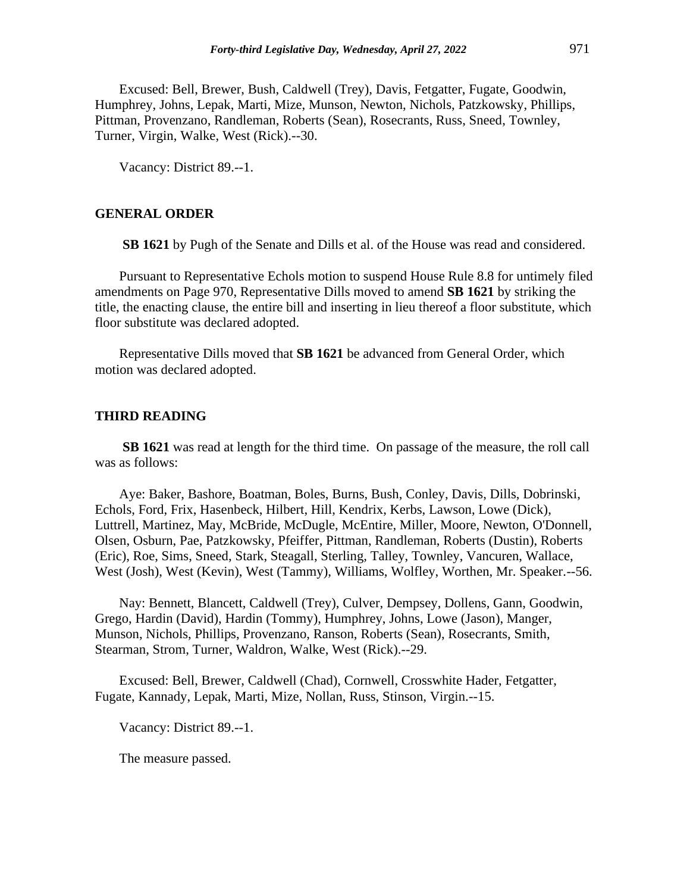Excused: Bell, Brewer, Bush, Caldwell (Trey), Davis, Fetgatter, Fugate, Goodwin, Humphrey, Johns, Lepak, Marti, Mize, Munson, Newton, Nichols, Patzkowsky, Phillips, Pittman, Provenzano, Randleman, Roberts (Sean), Rosecrants, Russ, Sneed, Townley, Turner, Virgin, Walke, West (Rick).--30.

Vacancy: District 89.--1.

## GENERAL ORDER

**SB 1621** by Pugh of the Senate and Dills et al. of the House was read and considered.

Pursuant to Representative Echols motion to suspend House Rule 8.8 for untimely filed amendments on Page 970, Representative Dills moved to amend **SB 1621** by striking the title, the enacting clause, the entire bill and inserting in lieu thereof a floor substitute, which floor substitute was declared adopted.

Representative Dills moved that **SB 1621** be advanced from General Order, which motion was declared adopted.

## THIRD READING

**SB 1621** was read at length for the third time. On passage of the measure, the roll call was as follows:

Aye: Baker, Bashore, Boatman, Boles, Burns, Bush, Conley, Davis, Dills, Dobrinski, Echols, Ford, Frix, Hasenbeck, Hilbert, Hill, Kendrix, Kerbs, Lawson, Lowe (Dick), Luttrell, Martinez, May, McBride, McDugle, McEntire, Miller, Moore, Newton, O'Donnell, Olsen, Osburn, Pae, Patzkowsky, Pfeiffer, Pittman, Randleman, Roberts (Dustin), Roberts (Eric), Roe, Sims, Sneed, Stark, Steagall, Sterling, Talley, Townley, Vancuren, Wallace, West (Josh), West (Kevin), West (Tammy), Williams, Wolfley, Worthen, Mr. Speaker.--56.

Nay: Bennett, Blancett, Caldwell (Trey), Culver, Dempsey, Dollens, Gann, Goodwin, Grego, Hardin (David), Hardin (Tommy), Humphrey, Johns, Lowe (Jason), Manger, Munson, Nichols, Phillips, Provenzano, Ranson, Roberts (Sean), Rosecrants, Smith, Stearman, Strom, Turner, Waldron, Walke, West (Rick).--29.

Excused: Bell, Brewer, Caldwell (Chad), Cornwell, Crosswhite Hader, Fetgatter, Fugate, Kannady, Lepak, Marti, Mize, Nollan, Russ, Stinson, Virgin.--15.

Vacancy: District 89.--1.

The measure passed.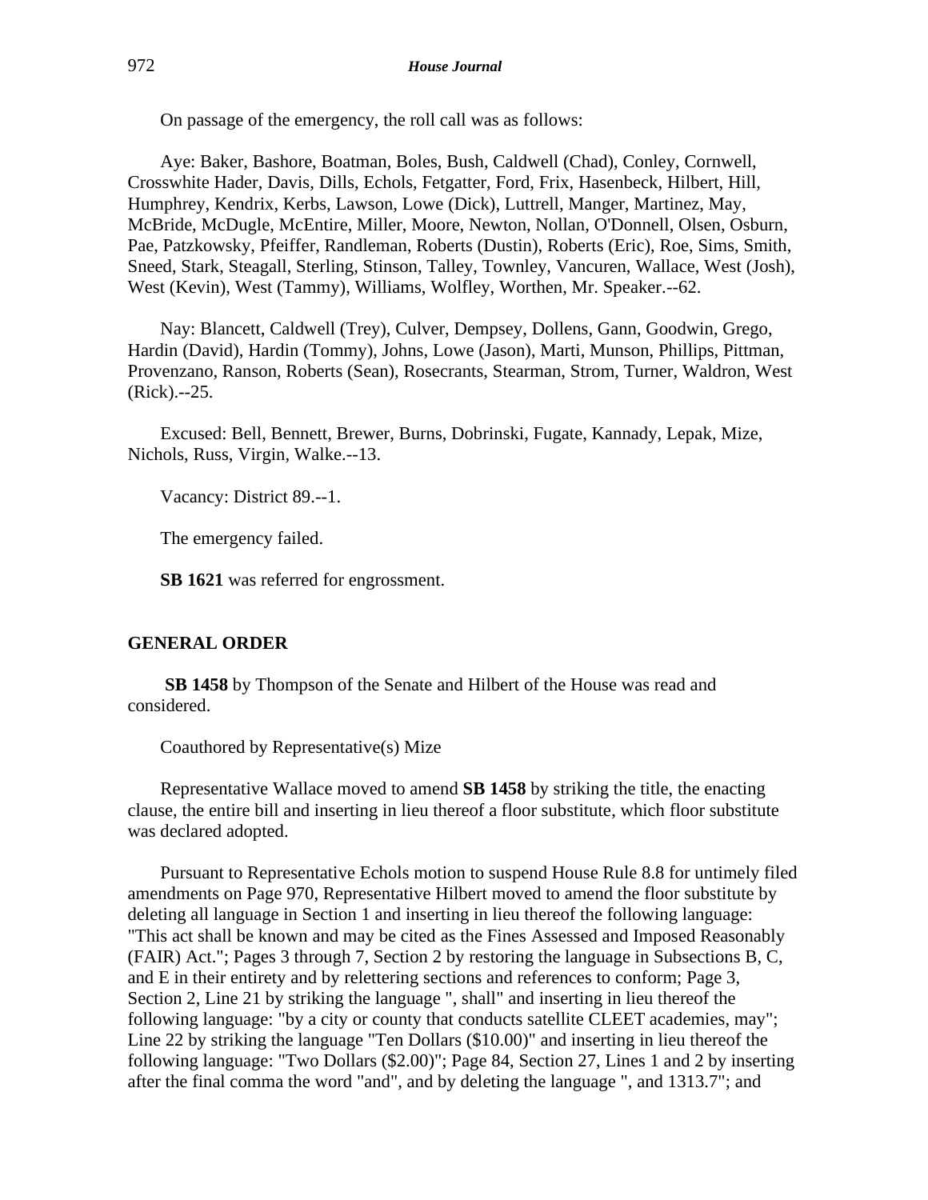On passage of the emergency, the roll call was as follows:

Aye: Baker, Bashore, Boatman, Boles, Bush, Caldwell (Chad), Conley, Cornwell, Crosswhite Hader, Davis, Dills, Echols, Fetgatter, Ford, Frix, Hasenbeck, Hilbert, Hill, Humphrey, Kendrix, Kerbs, Lawson, Lowe (Dick), Luttrell, Manger, Martinez, May, McBride, McDugle, McEntire, Miller, Moore, Newton, Nollan, O'Donnell, Olsen, Osburn, Pae, Patzkowsky, Pfeiffer, Randleman, Roberts (Dustin), Roberts (Eric), Roe, Sims, Smith, Sneed, Stark, Steagall, Sterling, Stinson, Talley, Townley, Vancuren, Wallace, West (Josh), West (Kevin), West (Tammy), Williams, Wolfley, Worthen, Mr. Speaker.--62.

Nay: Blancett, Caldwell (Trey), Culver, Dempsey, Dollens, Gann, Goodwin, Grego, Hardin (David), Hardin (Tommy), Johns, Lowe (Jason), Marti, Munson, Phillips, Pittman, Provenzano, Ranson, Roberts (Sean), Rosecrants, Stearman, Strom, Turner, Waldron, West (Rick).--25.

Excused: Bell, Bennett, Brewer, Burns, Dobrinski, Fugate, Kannady, Lepak, Mize, Nichols, Russ, Virgin, Walke.--13.

Vacancy: District 89.--1.

The emergency failed.

**SB 1621** was referred for engrossment.

## GENERAL ORDER

**SB 1458** by Thompson of the Senate and Hilbert of the House was read and considered.

Coauthored by Representative(s) Mize

Representative Wallace moved to amend **SB 1458** by striking the title, the enacting clause, the entire bill and inserting in lieu thereof a floor substitute, which floor substitute was declared adopted.

Pursuant to Representative Echols motion to suspend House Rule 8.8 for untimely filed amendments on Page 970, Representative Hilbert moved to amend the floor substitute by deleting all language in Section 1 and inserting in lieu thereof the following language: "This act shall be known and may be cited as the Fines Assessed and Imposed Reasonably (FAIR) Act."; Pages 3 through 7, Section 2 by restoring the language in Subsections B, C, and E in their entirety and by relettering sections and references to conform; Page 3, Section 2, Line 21 by striking the language ", shall" and inserting in lieu thereof the following language: "by a city or county that conducts satellite CLEET academies, may"; Line 22 by striking the language "Ten Dollars ($10.00)" and inserting in lieu thereof the following language: "Two Dollars ($2.00)"; Page 84, Section 27, Lines 1 and 2 by inserting after the final comma the word "and", and by deleting the language ", and 1313.7"; and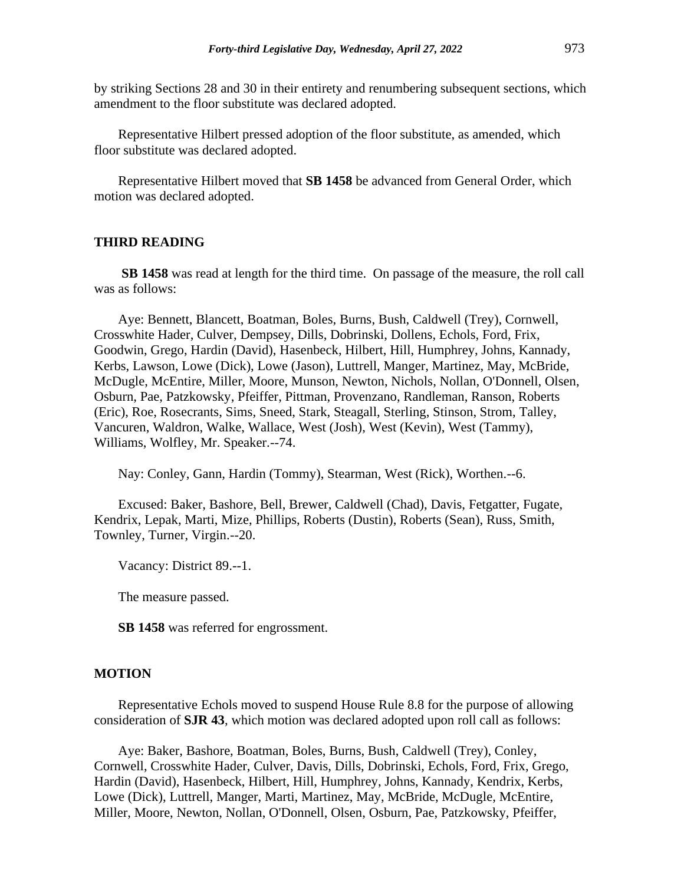by striking Sections 28 and 30 in their entirety and renumbering subsequent sections, which amendment to the floor substitute was declared adopted.

Representative Hilbert pressed adoption of the floor substitute, as amended, which floor substitute was declared adopted.

Representative Hilbert moved that **SB 1458** be advanced from General Order, which motion was declared adopted.

## THIRD READING

**SB 1458** was read at length for the third time. On passage of the measure, the roll call was as follows:

Aye: Bennett, Blancett, Boatman, Boles, Burns, Bush, Caldwell (Trey), Cornwell, Crosswhite Hader, Culver, Dempsey, Dills, Dobrinski, Dollens, Echols, Ford, Frix, Goodwin, Grego, Hardin (David), Hasenbeck, Hilbert, Hill, Humphrey, Johns, Kannady, Kerbs, Lawson, Lowe (Dick), Lowe (Jason), Luttrell, Manger, Martinez, May, McBride, McDugle, McEntire, Miller, Moore, Munson, Newton, Nichols, Nollan, O'Donnell, Olsen, Osburn, Pae, Patzkowsky, Pfeiffer, Pittman, Provenzano, Randleman, Ranson, Roberts (Eric), Roe, Rosecrants, Sims, Sneed, Stark, Steagall, Sterling, Stinson, Strom, Talley, Vancuren, Waldron, Walke, Wallace, West (Josh), West (Kevin), West (Tammy), Williams, Wolfley, Mr. Speaker.--74.

Nay: Conley, Gann, Hardin (Tommy), Stearman, West (Rick), Worthen.--6.

Excused: Baker, Bashore, Bell, Brewer, Caldwell (Chad), Davis, Fetgatter, Fugate, Kendrix, Lepak, Marti, Mize, Phillips, Roberts (Dustin), Roberts (Sean), Russ, Smith, Townley, Turner, Virgin.--20.

Vacancy: District 89.--1.

The measure passed.

**SB 1458** was referred for engrossment.

## MOTION

Representative Echols moved to suspend House Rule 8.8 for the purpose of allowing consideration of **SJR 43**, which motion was declared adopted upon roll call as follows:

Aye: Baker, Bashore, Boatman, Boles, Burns, Bush, Caldwell (Trey), Conley, Cornwell, Crosswhite Hader, Culver, Davis, Dills, Dobrinski, Echols, Ford, Frix, Grego, Hardin (David), Hasenbeck, Hilbert, Hill, Humphrey, Johns, Kannady, Kendrix, Kerbs, Lowe (Dick), Luttrell, Manger, Marti, Martinez, May, McBride, McDugle, McEntire, Miller, Moore, Newton, Nollan, O'Donnell, Olsen, Osburn, Pae, Patzkowsky, Pfeiffer,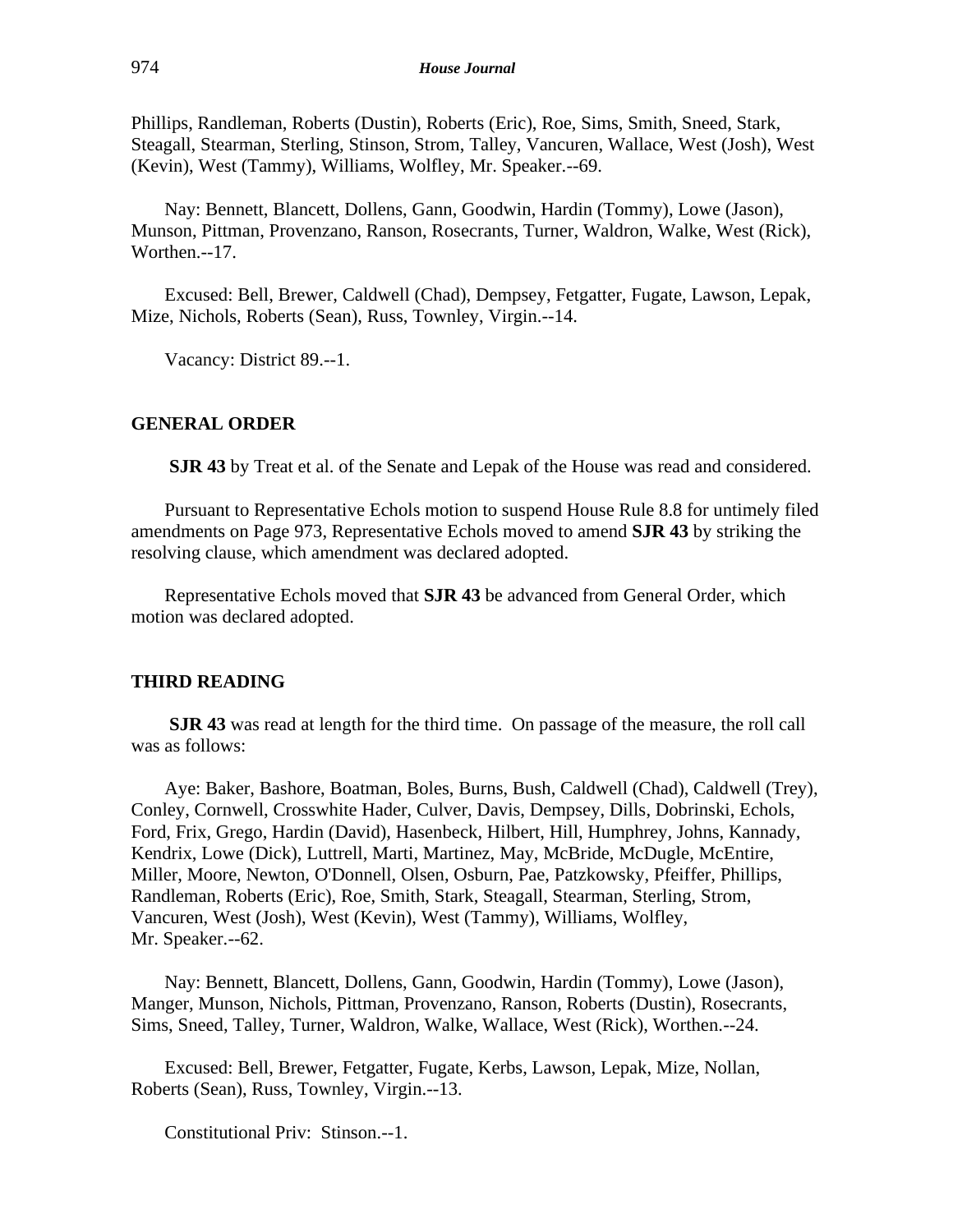Phillips, Randleman, Roberts (Dustin), Roberts (Eric), Roe, Sims, Smith, Sneed, Stark, Steagall, Stearman, Sterling, Stinson, Strom, Talley, Vancuren, Wallace, West (Josh), West (Kevin), West (Tammy), Williams, Wolfley, Mr. Speaker.--69.

Nay: Bennett, Blancett, Dollens, Gann, Goodwin, Hardin (Tommy), Lowe (Jason), Munson, Pittman, Provenzano, Ranson, Rosecrants, Turner, Waldron, Walke, West (Rick), Worthen.--17.

Excused: Bell, Brewer, Caldwell (Chad), Dempsey, Fetgatter, Fugate, Lawson, Lepak, Mize, Nichols, Roberts (Sean), Russ, Townley, Virgin.--14.

Vacancy: District 89.--1.

## GENERAL ORDER

**SJR 43** by Treat et al. of the Senate and Lepak of the House was read and considered.

Pursuant to Representative Echols motion to suspend House Rule 8.8 for untimely filed amendments on Page 973, Representative Echols moved to amend **SJR 43** by striking the resolving clause, which amendment was declared adopted.

Representative Echols moved that **SJR 43** be advanced from General Order, which motion was declared adopted.

## THIRD READING

**SJR 43** was read at length for the third time. On passage of the measure, the roll call was as follows:

Aye: Baker, Bashore, Boatman, Boles, Burns, Bush, Caldwell (Chad), Caldwell (Trey), Conley, Cornwell, Crosswhite Hader, Culver, Davis, Dempsey, Dills, Dobrinski, Echols, Ford, Frix, Grego, Hardin (David), Hasenbeck, Hilbert, Hill, Humphrey, Johns, Kannady, Kendrix, Lowe (Dick), Luttrell, Marti, Martinez, May, McBride, McDugle, McEntire, Miller, Moore, Newton, O'Donnell, Olsen, Osburn, Pae, Patzkowsky, Pfeiffer, Phillips, Randleman, Roberts (Eric), Roe, Smith, Stark, Steagall, Stearman, Sterling, Strom, Vancuren, West (Josh), West (Kevin), West (Tammy), Williams, Wolfley, Mr. Speaker.--62.

Nay: Bennett, Blancett, Dollens, Gann, Goodwin, Hardin (Tommy), Lowe (Jason), Manger, Munson, Nichols, Pittman, Provenzano, Ranson, Roberts (Dustin), Rosecrants, Sims, Sneed, Talley, Turner, Waldron, Walke, Wallace, West (Rick), Worthen.--24.

Excused: Bell, Brewer, Fetgatter, Fugate, Kerbs, Lawson, Lepak, Mize, Nollan, Roberts (Sean), Russ, Townley, Virgin.--13.

Constitutional Priv: Stinson.--1.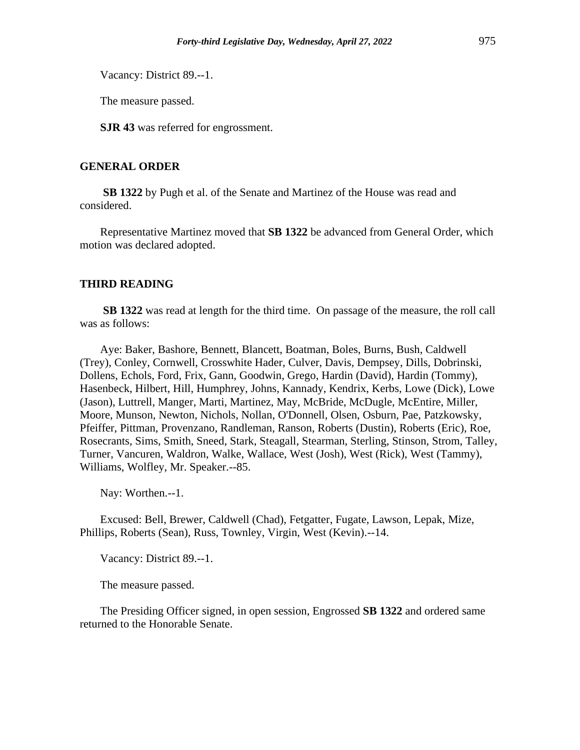Vacancy: District 89.--1.

The measure passed.

**SJR 43** was referred for engrossment.

## GENERAL ORDER

**SB 1322** by Pugh et al. of the Senate and Martinez of the House was read and considered.

Representative Martinez moved that **SB 1322** be advanced from General Order, which motion was declared adopted.

## THIRD READING

**SB 1322** was read at length for the third time. On passage of the measure, the roll call was as follows:

Aye: Baker, Bashore, Bennett, Blancett, Boatman, Boles, Burns, Bush, Caldwell (Trey), Conley, Cornwell, Crosswhite Hader, Culver, Davis, Dempsey, Dills, Dobrinski, Dollens, Echols, Ford, Frix, Gann, Goodwin, Grego, Hardin (David), Hardin (Tommy), Hasenbeck, Hilbert, Hill, Humphrey, Johns, Kannady, Kendrix, Kerbs, Lowe (Dick), Lowe (Jason), Luttrell, Manger, Marti, Martinez, May, McBride, McDugle, McEntire, Miller, Moore, Munson, Newton, Nichols, Nollan, O'Donnell, Olsen, Osburn, Pae, Patzkowsky, Pfeiffer, Pittman, Provenzano, Randleman, Ranson, Roberts (Dustin), Roberts (Eric), Roe, Rosecrants, Sims, Smith, Sneed, Stark, Steagall, Stearman, Sterling, Stinson, Strom, Talley, Turner, Vancuren, Waldron, Walke, Wallace, West (Josh), West (Rick), West (Tammy), Williams, Wolfley, Mr. Speaker.--85.

Nay: Worthen.--1.

Excused: Bell, Brewer, Caldwell (Chad), Fetgatter, Fugate, Lawson, Lepak, Mize, Phillips, Roberts (Sean), Russ, Townley, Virgin, West (Kevin).--14.

Vacancy: District 89.--1.

The measure passed.

The Presiding Officer signed, in open session, Engrossed **SB 1322** and ordered same returned to the Honorable Senate.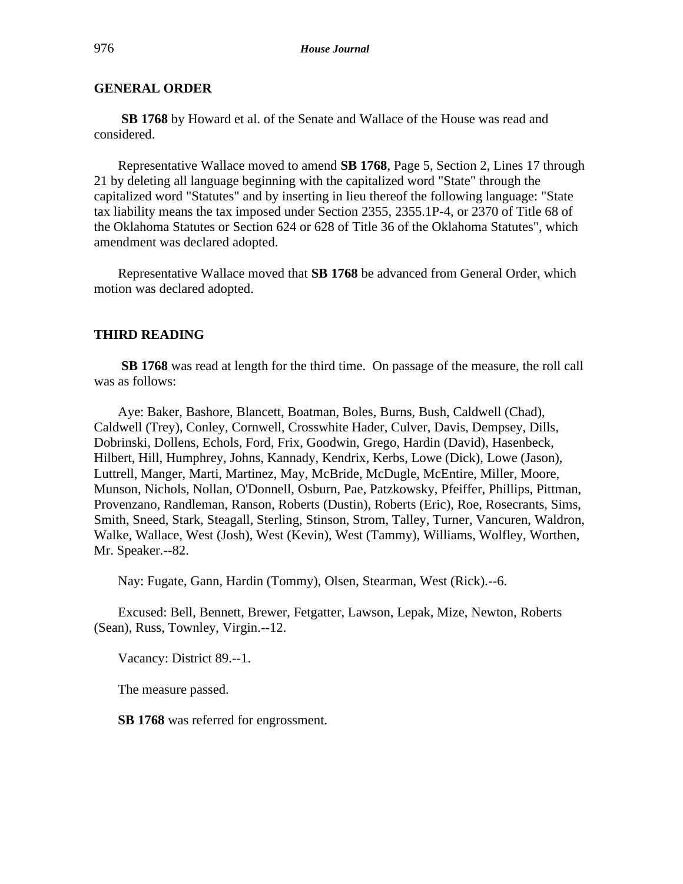## GENERAL ORDER

**SB 1768** by Howard et al. of the Senate and Wallace of the House was read and considered.

Representative Wallace moved to amend **SB 1768**, Page 5, Section 2, Lines 17 through 21 by deleting all language beginning with the capitalized word "State" through the capitalized word "Statutes" and by inserting in lieu thereof the following language: "State tax liability means the tax imposed under Section 2355, 2355.1P-4, or 2370 of Title 68 of the Oklahoma Statutes or Section 624 or 628 of Title 36 of the Oklahoma Statutes", which amendment was declared adopted.

Representative Wallace moved that **SB 1768** be advanced from General Order, which motion was declared adopted.

## THIRD READING

**SB 1768** was read at length for the third time. On passage of the measure, the roll call was as follows:

Aye: Baker, Bashore, Blancett, Boatman, Boles, Burns, Bush, Caldwell (Chad), Caldwell (Trey), Conley, Cornwell, Crosswhite Hader, Culver, Davis, Dempsey, Dills, Dobrinski, Dollens, Echols, Ford, Frix, Goodwin, Grego, Hardin (David), Hasenbeck, Hilbert, Hill, Humphrey, Johns, Kannady, Kendrix, Kerbs, Lowe (Dick), Lowe (Jason), Luttrell, Manger, Marti, Martinez, May, McBride, McDugle, McEntire, Miller, Moore, Munson, Nichols, Nollan, O'Donnell, Osburn, Pae, Patzkowsky, Pfeiffer, Phillips, Pittman, Provenzano, Randleman, Ranson, Roberts (Dustin), Roberts (Eric), Roe, Rosecrants, Sims, Smith, Sneed, Stark, Steagall, Sterling, Stinson, Strom, Talley, Turner, Vancuren, Waldron, Walke, Wallace, West (Josh), West (Kevin), West (Tammy), Williams, Wolfley, Worthen, Mr. Speaker.--82.

Nay: Fugate, Gann, Hardin (Tommy), Olsen, Stearman, West (Rick).--6.

Excused: Bell, Bennett, Brewer, Fetgatter, Lawson, Lepak, Mize, Newton, Roberts (Sean), Russ, Townley, Virgin.--12.

Vacancy: District 89.--1.

The measure passed.

**SB 1768** was referred for engrossment.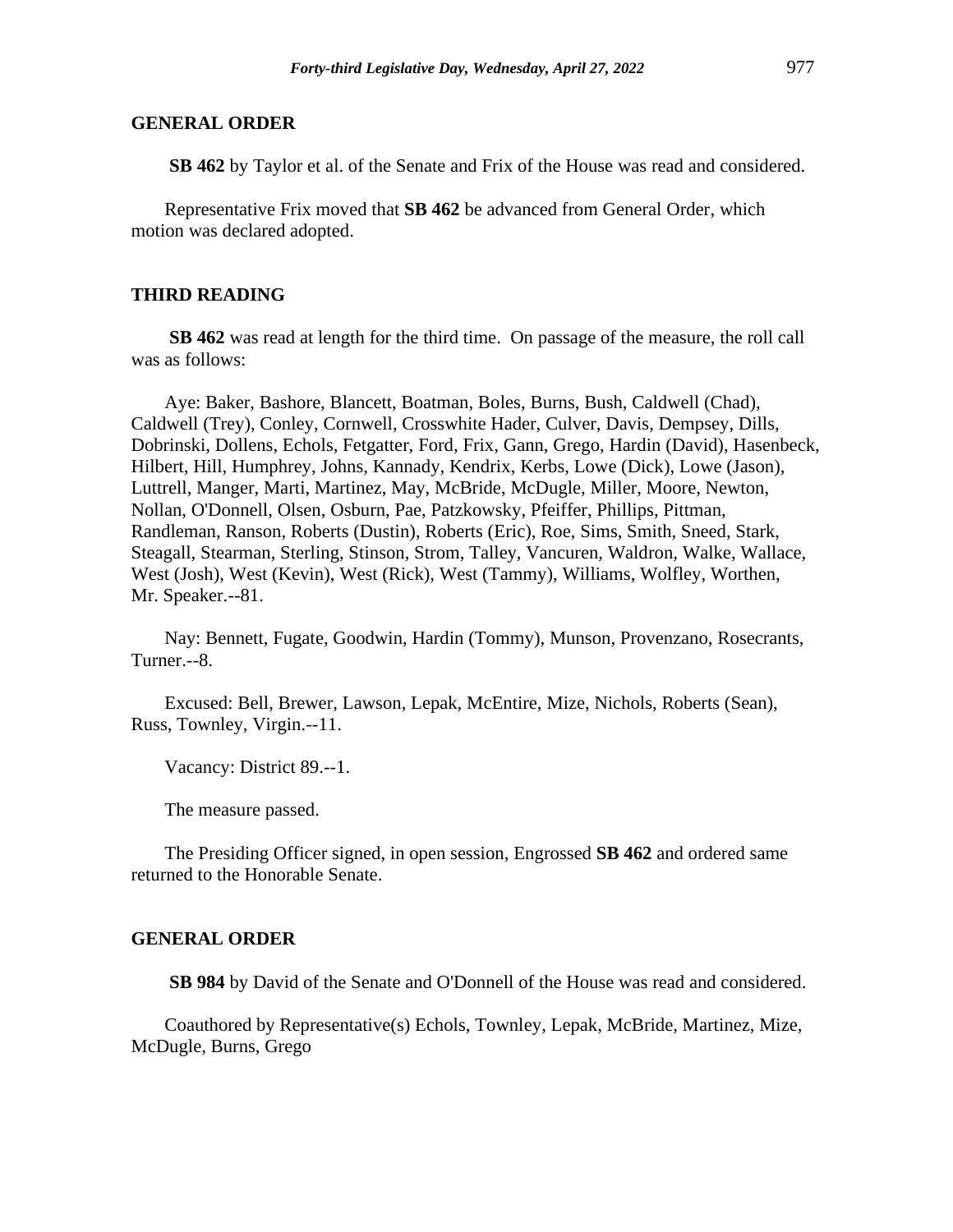## GENERAL ORDER

**SB 462** by Taylor et al. of the Senate and Frix of the House was read and considered.

Representative Frix moved that **SB 462** be advanced from General Order, which motion was declared adopted.

## THIRD READING

**SB 462** was read at length for the third time. On passage of the measure, the roll call was as follows:

Aye: Baker, Bashore, Blancett, Boatman, Boles, Burns, Bush, Caldwell (Chad), Caldwell (Trey), Conley, Cornwell, Crosswhite Hader, Culver, Davis, Dempsey, Dills, Dobrinski, Dollens, Echols, Fetgatter, Ford, Frix, Gann, Grego, Hardin (David), Hasenbeck, Hilbert, Hill, Humphrey, Johns, Kannady, Kendrix, Kerbs, Lowe (Dick), Lowe (Jason), Luttrell, Manger, Marti, Martinez, May, McBride, McDugle, Miller, Moore, Newton, Nollan, O'Donnell, Olsen, Osburn, Pae, Patzkowsky, Pfeiffer, Phillips, Pittman, Randleman, Ranson, Roberts (Dustin), Roberts (Eric), Roe, Sims, Smith, Sneed, Stark, Steagall, Stearman, Sterling, Stinson, Strom, Talley, Vancuren, Waldron, Walke, Wallace, West (Josh), West (Kevin), West (Rick), West (Tammy), Williams, Wolfley, Worthen, Mr. Speaker.--81.

Nay: Bennett, Fugate, Goodwin, Hardin (Tommy), Munson, Provenzano, Rosecrants, Turner.--8.

Excused: Bell, Brewer, Lawson, Lepak, McEntire, Mize, Nichols, Roberts (Sean), Russ, Townley, Virgin.--11.

Vacancy: District 89.--1.

The measure passed.

The Presiding Officer signed, in open session, Engrossed **SB 462** and ordered same returned to the Honorable Senate.

## GENERAL ORDER

**SB 984** by David of the Senate and O'Donnell of the House was read and considered.

Coauthored by Representative(s) Echols, Townley, Lepak, McBride, Martinez, Mize, McDugle, Burns, Grego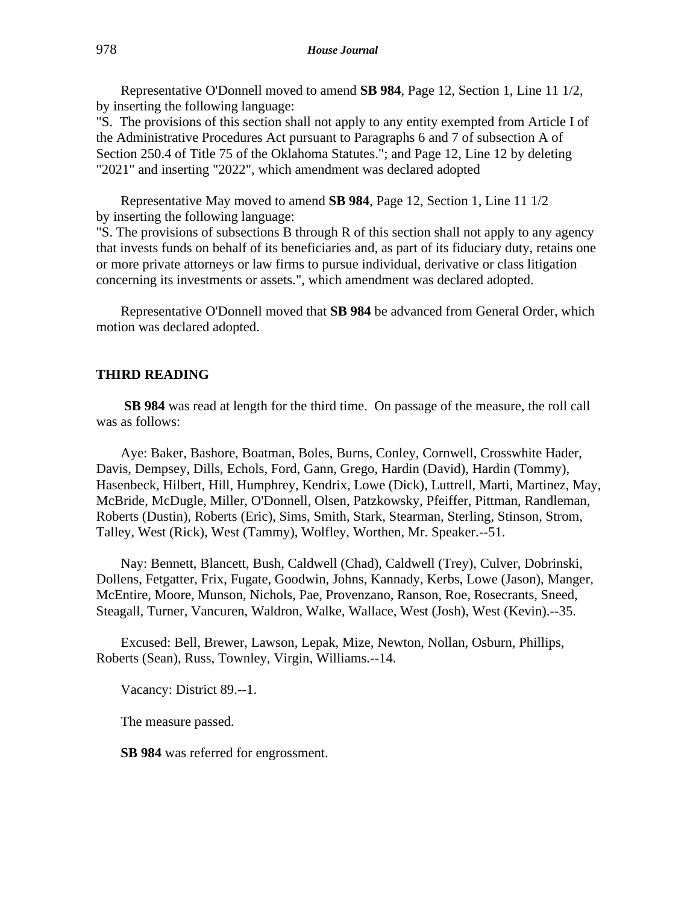Representative O'Donnell moved to amend **SB 984**, Page 12, Section 1, Line 11 1/2, by inserting the following language:
"S. The provisions of this section shall not apply to any entity exempted from Article I of the Administrative Procedures Act pursuant to Paragraphs 6 and 7 of subsection A of Section 250.4 of Title 75 of the Oklahoma Statutes."; and Page 12, Line 12 by deleting "2021" and inserting "2022", which amendment was declared adopted

Representative May moved to amend **SB 984**, Page 12, Section 1, Line 11 1/2 by inserting the following language:
"S. The provisions of subsections B through R of this section shall not apply to any agency that invests funds on behalf of its beneficiaries and, as part of its fiduciary duty, retains one or more private attorneys or law firms to pursue individual, derivative or class litigation concerning its investments or assets.", which amendment was declared adopted.

Representative O'Donnell moved that **SB 984** be advanced from General Order, which motion was declared adopted.

## THIRD READING

**SB 984** was read at length for the third time. On passage of the measure, the roll call was as follows:

Aye: Baker, Bashore, Boatman, Boles, Burns, Conley, Cornwell, Crosswhite Hader, Davis, Dempsey, Dills, Echols, Ford, Gann, Grego, Hardin (David), Hardin (Tommy), Hasenbeck, Hilbert, Hill, Humphrey, Kendrix, Lowe (Dick), Luttrell, Marti, Martinez, May, McBride, McDugle, Miller, O'Donnell, Olsen, Patzkowsky, Pfeiffer, Pittman, Randleman, Roberts (Dustin), Roberts (Eric), Sims, Smith, Stark, Stearman, Sterling, Stinson, Strom, Talley, West (Rick), West (Tammy), Wolfley, Worthen, Mr. Speaker.--51.

Nay: Bennett, Blancett, Bush, Caldwell (Chad), Caldwell (Trey), Culver, Dobrinski, Dollens, Fetgatter, Frix, Fugate, Goodwin, Johns, Kannady, Kerbs, Lowe (Jason), Manger, McEntire, Moore, Munson, Nichols, Pae, Provenzano, Ranson, Roe, Rosecrants, Sneed, Steagall, Turner, Vancuren, Waldron, Walke, Wallace, West (Josh), West (Kevin).--35.

Excused: Bell, Brewer, Lawson, Lepak, Mize, Newton, Nollan, Osburn, Phillips, Roberts (Sean), Russ, Townley, Virgin, Williams.--14.

Vacancy: District 89.--1.

The measure passed.

**SB 984** was referred for engrossment.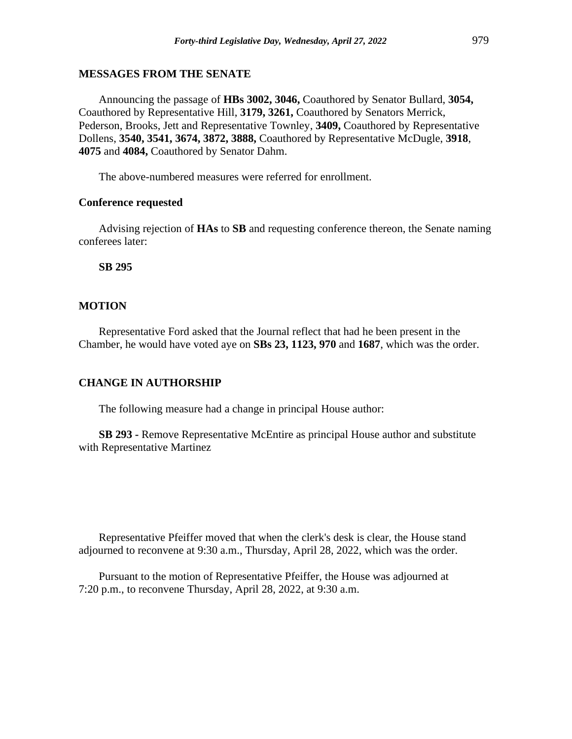## MESSAGES FROM THE SENATE

Announcing the passage of **HBs 3002, 3046,** Coauthored by Senator Bullard, **3054,** Coauthored by Representative Hill, **3179, 3261,** Coauthored by Senators Merrick, Pederson, Brooks, Jett and Representative Townley, **3409,** Coauthored by Representative Dollens, **3540, 3541, 3674, 3872, 3888,** Coauthored by Representative McDugle, **3918**, **4075** and **4084,** Coauthored by Senator Dahm.

The above-numbered measures were referred for enrollment.

### Conference requested

Advising rejection of **HAs** to **SB** and requesting conference thereon, the Senate naming conferees later:

**SB 295**

## MOTION

Representative Ford asked that the Journal reflect that had he been present in the Chamber, he would have voted aye on **SBs 23, 1123, 970** and **1687**, which was the order.

## CHANGE IN AUTHORSHIP

The following measure had a change in principal House author:

**SB 293** - Remove Representative McEntire as principal House author and substitute with Representative Martinez

Representative Pfeiffer moved that when the clerk's desk is clear, the House stand adjourned to reconvene at 9:30 a.m., Thursday, April 28, 2022, which was the order.

Pursuant to the motion of Representative Pfeiffer, the House was adjourned at 7:20 p.m., to reconvene Thursday, April 28, 2022, at 9:30 a.m.